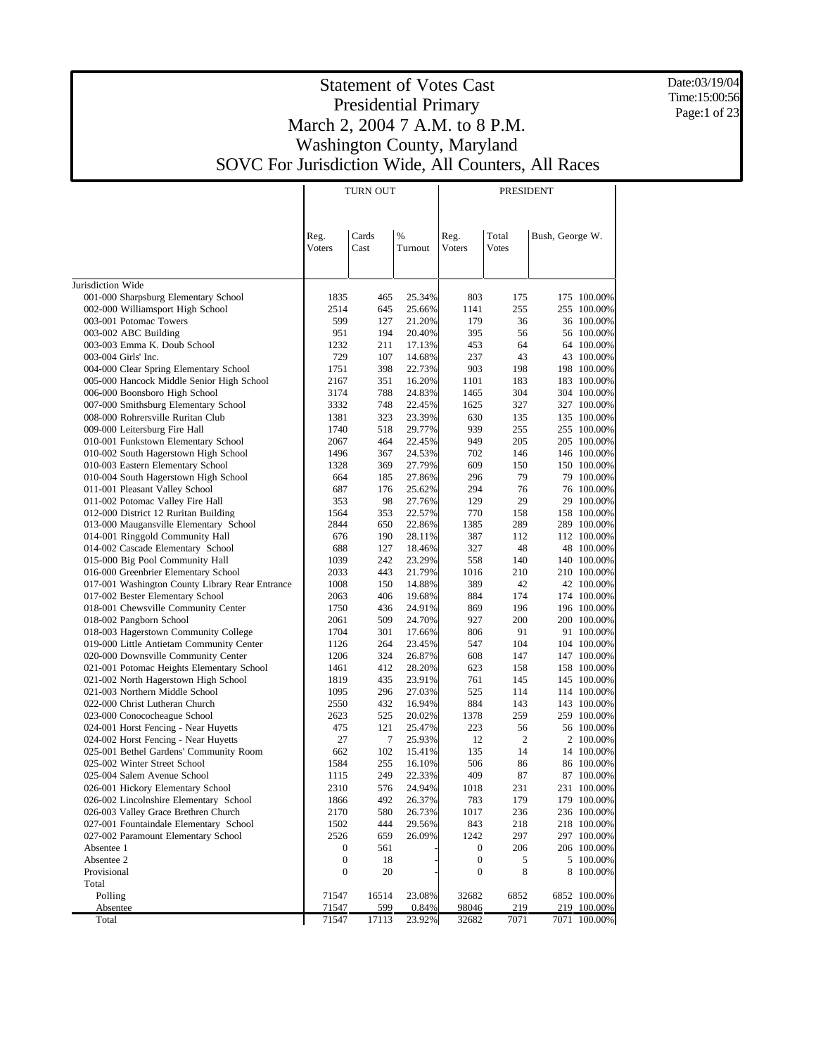# Statement of Votes Cast
## Presidential Primary
## March 2, 2004 7 A.M. to 8 P.M.
## Washington County, Maryland
## SOVC For Jurisdiction Wide, All Counters, All Races

Date:03/19/04
Time:15:00:56

| | TURN OUT | | | PRESIDENT | | | |
|---|---|---|---|---|---|---|---|
| | Reg. Voters | Cards Cast | % Turnout | Reg. Voters | Total Votes | Bush, George W. | |
| Jurisdiction Wide | | | | | | | |
| 001-000 Sharpsburg Elementary School | 1835 | 465 | 25.34% | 803 | 175 | 175 | 100.00% |
| 002-000 Williamsport High School | 2514 | 645 | 25.66% | 1141 | 255 | 255 | 100.00% |
| 003-001 Potomac Towers | 599 | 127 | 21.20% | 179 | 36 | 36 | 100.00% |
| 003-002 ABC Building | 951 | 194 | 20.40% | 395 | 56 | 56 | 100.00% |
| 003-003 Emma K. Doub School | 1232 | 211 | 17.13% | 453 | 64 | 64 | 100.00% |
| 003-004 Girls' Inc. | 729 | 107 | 14.68% | 237 | 43 | 43 | 100.00% |
| 004-000 Clear Spring Elementary School | 1751 | 398 | 22.73% | 903 | 198 | 198 | 100.00% |
| 005-000 Hancock Middle Senior High School | 2167 | 351 | 16.20% | 1101 | 183 | 183 | 100.00% |
| 006-000 Boonsboro High School | 3174 | 788 | 24.83% | 1465 | 304 | 304 | 100.00% |
| 007-000 Smithsburg Elementary School | 3332 | 748 | 22.45% | 1625 | 327 | 327 | 100.00% |
| 008-000 Rohrersville Ruritan Club | 1381 | 323 | 23.39% | 630 | 135 | 135 | 100.00% |
| 009-000 Leitersburg Fire Hall | 1740 | 518 | 29.77% | 939 | 255 | 255 | 100.00% |
| 010-001 Funkstown Elementary School | 2067 | 464 | 22.45% | 949 | 205 | 205 | 100.00% |
| 010-002 South Hagerstown High School | 1496 | 367 | 24.53% | 702 | 146 | 146 | 100.00% |
| 010-003 Eastern Elementary School | 1328 | 369 | 27.79% | 609 | 150 | 150 | 100.00% |
| 010-004 South Hagerstown High School | 664 | 185 | 27.86% | 296 | 79 | 79 | 100.00% |
| 011-001 Pleasant Valley School | 687 | 176 | 25.62% | 294 | 76 | 76 | 100.00% |
| 011-002 Potomac Valley Fire Hall | 353 | 98 | 27.76% | 129 | 29 | 29 | 100.00% |
| 012-000 District 12 Ruritan Building | 1564 | 353 | 22.57% | 770 | 158 | 158 | 100.00% |
| 013-000 Maugansville Elementary School | 2844 | 650 | 22.86% | 1385 | 289 | 289 | 100.00% |
| 014-001 Ringgold Community Hall | 676 | 190 | 28.11% | 387 | 112 | 112 | 100.00% |
| 014-002 Cascade Elementary School | 688 | 127 | 18.46% | 327 | 48 | 48 | 100.00% |
| 015-000 Big Pool Community Hall | 1039 | 242 | 23.29% | 558 | 140 | 140 | 100.00% |
| 016-000 Greenbrier Elementary School | 2033 | 443 | 21.79% | 1016 | 210 | 210 | 100.00% |
| 017-001 Washington County Library Rear Entrance | 1008 | 150 | 14.88% | 389 | 42 | 42 | 100.00% |
| 017-002 Bester Elementary School | 2063 | 406 | 19.68% | 884 | 174 | 174 | 100.00% |
| 018-001 Chewsville Community Center | 1750 | 436 | 24.91% | 869 | 196 | 196 | 100.00% |
| 018-002 Pangborn School | 2061 | 509 | 24.70% | 927 | 200 | 200 | 100.00% |
| 018-003 Hagerstown Community College | 1704 | 301 | 17.66% | 806 | 91 | 91 | 100.00% |
| 019-000 Little Antietam Community Center | 1126 | 264 | 23.45% | 547 | 104 | 104 | 100.00% |
| 020-000 Downsville Community Center | 1206 | 324 | 26.87% | 608 | 147 | 147 | 100.00% |
| 021-001 Potomac Heights Elementary School | 1461 | 412 | 28.20% | 623 | 158 | 158 | 100.00% |
| 021-002 North Hagerstown High School | 1819 | 435 | 23.91% | 761 | 145 | 145 | 100.00% |
| 021-003 Northern Middle School | 1095 | 296 | 27.03% | 525 | 114 | 114 | 100.00% |
| 022-000 Christ Lutheran Church | 2550 | 432 | 16.94% | 884 | 143 | 143 | 100.00% |
| 023-000 Conococheague School | 2623 | 525 | 20.02% | 1378 | 259 | 259 | 100.00% |
| 024-001 Horst Fencing - Near Huyetts | 475 | 121 | 25.47% | 223 | 56 | 56 | 100.00% |
| 024-002 Horst Fencing - Near Huyetts | 27 | 7 | 25.93% | 12 | 2 | 2 | 100.00% |
| 025-001 Bethel Gardens' Community Room | 662 | 102 | 15.41% | 135 | 14 | 14 | 100.00% |
| 025-002 Winter Street School | 1584 | 255 | 16.10% | 506 | 86 | 86 | 100.00% |
| 025-004 Salem Avenue School | 1115 | 249 | 22.33% | 409 | 87 | 87 | 100.00% |
| 026-001 Hickory Elementary School | 2310 | 576 | 24.94% | 1018 | 231 | 231 | 100.00% |
| 026-002 Lincolnshire Elementary School | 1866 | 492 | 26.37% | 783 | 179 | 179 | 100.00% |
| 026-003 Valley Grace Brethren Church | 2170 | 580 | 26.73% | 1017 | 236 | 236 | 100.00% |
| 027-001 Fountaindale Elementary School | 1502 | 444 | 29.56% | 843 | 218 | 218 | 100.00% |
| 027-002 Paramount Elementary School | 2526 | 659 | 26.09% | 1242 | 297 | 297 | 100.00% |
| Absentee 1 | 0 | 561 | - | 0 | 206 | 206 | 100.00% |
| Absentee 2 | 0 | 18 | - | 0 | 5 | 5 | 100.00% |
| Provisional | 0 | 20 | - | 0 | 8 | 8 | 100.00% |
| Total | | | | | | | |
| Polling | 71547 | 16514 | 23.08% | 32682 | 6852 | 6852 | 100.00% |
| Absentee | 71547 | 599 | 0.84% | 98046 | 219 | 219 | 100.00% |
| Total | 71547 | 17113 | 23.92% | 32682 | 7071 | 7071 | 100.00% |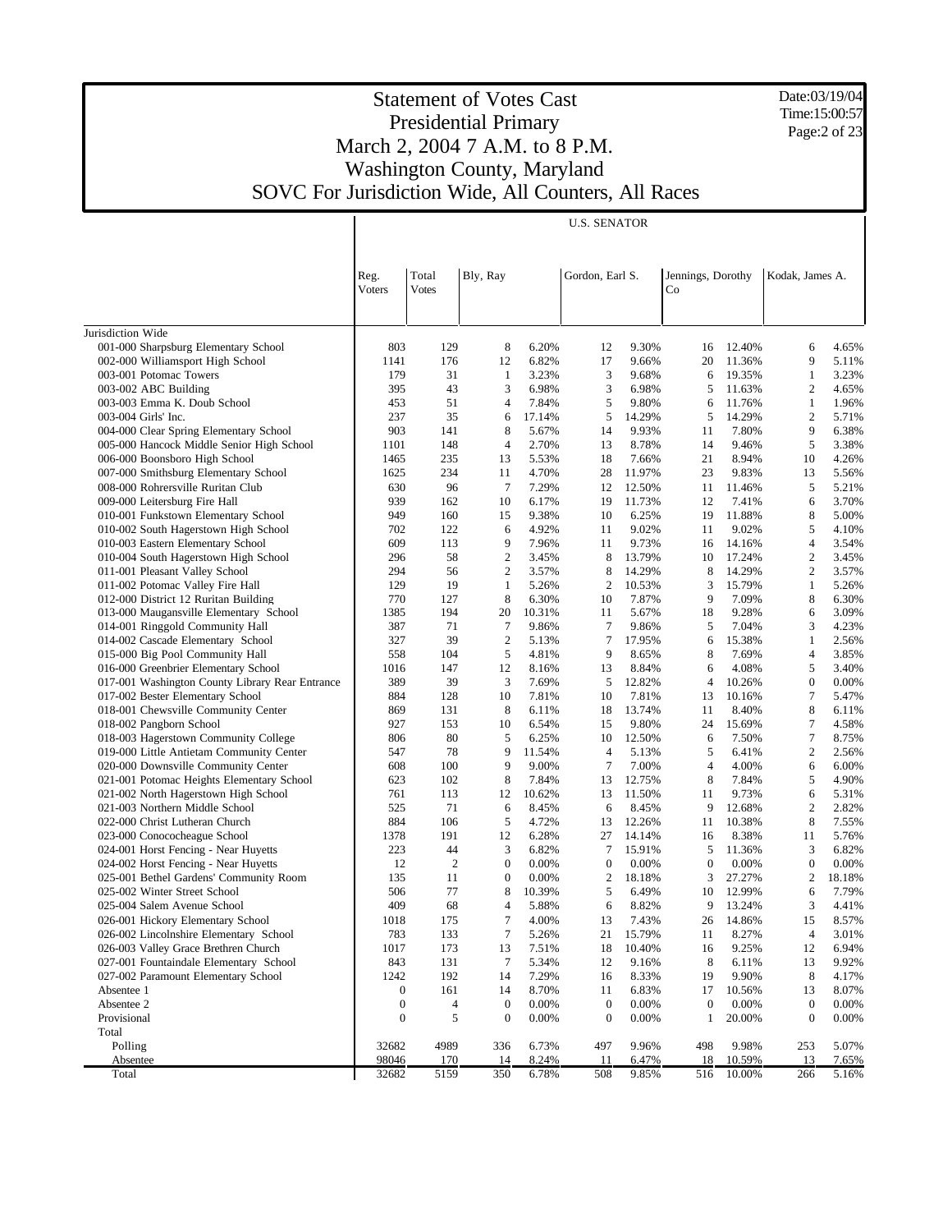# Statement of Votes Cast
## Presidential Primary
## March 2, 2004 7 A.M. to 8 P.M.
## Washington County, Maryland
## SOVC For Jurisdiction Wide, All Counters, All Races

Date:03/19/04
Time:15:00:57

| | Reg. Voters | Total Votes | U.S. SENATOR | | | | | | | |
|---|---|---|---|---|---|---|---|---|---|---|
| | | | Bly, Ray | | Gordon, Earl S. | | Jennings, Dorothy Co | | Kodak, James A. | |
| Jurisdiction Wide | | | | | | | | | | |
| 001-000 Sharpsburg Elementary School | 803 | 129 | 8 | 6.20% | 12 | 9.30% | 16 | 12.40% | 6 | 4.65% |
| 002-000 Williamsport High School | 1141 | 176 | 12 | 6.82% | 17 | 9.66% | 20 | 11.36% | 9 | 5.11% |
| 003-001 Potomac Towers | 179 | 31 | 1 | 3.23% | 3 | 9.68% | 6 | 19.35% | 1 | 3.23% |
| 003-002 ABC Building | 395 | 43 | 3 | 6.98% | 3 | 6.98% | 5 | 11.63% | 2 | 4.65% |
| 003-003 Emma K. Doub School | 453 | 51 | 4 | 7.84% | 5 | 9.80% | 6 | 11.76% | 1 | 1.96% |
| 003-004 Girls' Inc. | 237 | 35 | 6 | 17.14% | 5 | 14.29% | 5 | 14.29% | 2 | 5.71% |
| 004-000 Clear Spring Elementary School | 903 | 141 | 8 | 5.67% | 14 | 9.93% | 11 | 7.80% | 9 | 6.38% |
| 005-000 Hancock Middle Senior High School | 1101 | 148 | 4 | 2.70% | 13 | 8.78% | 14 | 9.46% | 5 | 3.38% |
| 006-000 Boonsboro High School | 1465 | 235 | 13 | 5.53% | 18 | 7.66% | 21 | 8.94% | 10 | 4.26% |
| 007-000 Smithsburg Elementary School | 1625 | 234 | 11 | 4.70% | 28 | 11.97% | 23 | 9.83% | 13 | 5.56% |
| 008-000 Rohrersville Ruritan Club | 630 | 96 | 7 | 7.29% | 12 | 12.50% | 11 | 11.46% | 5 | 5.21% |
| 009-000 Leitersburg Fire Hall | 939 | 162 | 10 | 6.17% | 19 | 11.73% | 12 | 7.41% | 6 | 3.70% |
| 010-001 Funkstown Elementary School | 949 | 160 | 15 | 9.38% | 10 | 6.25% | 19 | 11.88% | 8 | 5.00% |
| 010-002 South Hagerstown High School | 702 | 122 | 6 | 4.92% | 11 | 9.02% | 11 | 9.02% | 5 | 4.10% |
| 010-003 Eastern Elementary School | 609 | 113 | 9 | 7.96% | 11 | 9.73% | 16 | 14.16% | 4 | 3.54% |
| 010-004 South Hagerstown High School | 296 | 58 | 2 | 3.45% | 8 | 13.79% | 10 | 17.24% | 2 | 3.45% |
| 011-001 Pleasant Valley School | 294 | 56 | 2 | 3.57% | 8 | 14.29% | 8 | 14.29% | 2 | 3.57% |
| 011-002 Potomac Valley Fire Hall | 129 | 19 | 1 | 5.26% | 2 | 10.53% | 3 | 15.79% | 1 | 5.26% |
| 012-000 District 12 Ruritan Building | 770 | 127 | 8 | 6.30% | 10 | 7.87% | 9 | 7.09% | 8 | 6.30% |
| 013-000 Maugansville Elementary School | 1385 | 194 | 20 | 10.31% | 11 | 5.67% | 18 | 9.28% | 6 | 3.09% |
| 014-001 Ringgold Community Hall | 387 | 71 | 7 | 9.86% | 7 | 9.86% | 5 | 7.04% | 3 | 4.23% |
| 014-002 Cascade Elementary School | 327 | 39 | 2 | 5.13% | 7 | 17.95% | 6 | 15.38% | 1 | 2.56% |
| 015-000 Big Pool Community Hall | 558 | 104 | 5 | 4.81% | 9 | 8.65% | 8 | 7.69% | 4 | 3.85% |
| 016-000 Greenbrier Elementary School | 1016 | 147 | 12 | 8.16% | 13 | 8.84% | 6 | 4.08% | 5 | 3.40% |
| 017-001 Washington County Library Rear Entrance | 389 | 39 | 3 | 7.69% | 5 | 12.82% | 4 | 10.26% | 0 | 0.00% |
| 017-002 Bester Elementary School | 884 | 128 | 10 | 7.81% | 10 | 7.81% | 13 | 10.16% | 7 | 5.47% |
| 018-001 Chewsville Community Center | 869 | 131 | 8 | 6.11% | 18 | 13.74% | 11 | 8.40% | 8 | 6.11% |
| 018-002 Pangborn School | 927 | 153 | 10 | 6.54% | 15 | 9.80% | 24 | 15.69% | 7 | 4.58% |
| 018-003 Hagerstown Community College | 806 | 80 | 5 | 6.25% | 10 | 12.50% | 6 | 7.50% | 7 | 8.75% |
| 019-000 Little Antietam Community Center | 547 | 78 | 9 | 11.54% | 4 | 5.13% | 5 | 6.41% | 2 | 2.56% |
| 020-000 Downsville Community Center | 608 | 100 | 9 | 9.00% | 7 | 7.00% | 4 | 4.00% | 6 | 6.00% |
| 021-001 Potomac Heights Elementary School | 623 | 102 | 8 | 7.84% | 13 | 12.75% | 8 | 7.84% | 5 | 4.90% |
| 021-002 North Hagerstown High School | 761 | 113 | 12 | 10.62% | 13 | 11.50% | 11 | 9.73% | 6 | 5.31% |
| 021-003 Northern Middle School | 525 | 71 | 6 | 8.45% | 6 | 8.45% | 9 | 12.68% | 2 | 2.82% |
| 022-000 Christ Lutheran Church | 884 | 106 | 5 | 4.72% | 13 | 12.26% | 11 | 10.38% | 8 | 7.55% |
| 023-000 Conococheague School | 1378 | 191 | 12 | 6.28% | 27 | 14.14% | 16 | 8.38% | 11 | 5.76% |
| 024-001 Horst Fencing - Near Huyetts | 223 | 44 | 3 | 6.82% | 7 | 15.91% | 5 | 11.36% | 3 | 6.82% |
| 024-002 Horst Fencing - Near Huyetts | 12 | 2 | 0 | 0.00% | 0 | 0.00% | 0 | 0.00% | 0 | 0.00% |
| 025-001 Bethel Gardens' Community Room | 135 | 11 | 0 | 0.00% | 2 | 18.18% | 3 | 27.27% | 2 | 18.18% |
| 025-002 Winter Street School | 506 | 77 | 8 | 10.39% | 5 | 6.49% | 10 | 12.99% | 6 | 7.79% |
| 025-004 Salem Avenue School | 409 | 68 | 4 | 5.88% | 6 | 8.82% | 9 | 13.24% | 3 | 4.41% |
| 026-001 Hickory Elementary School | 1018 | 175 | 7 | 4.00% | 13 | 7.43% | 26 | 14.86% | 15 | 8.57% |
| 026-002 Lincolnshire Elementary School | 783 | 133 | 7 | 5.26% | 21 | 15.79% | 11 | 8.27% | 4 | 3.01% |
| 026-003 Valley Grace Brethren Church | 1017 | 173 | 13 | 7.51% | 18 | 10.40% | 16 | 9.25% | 12 | 6.94% |
| 027-001 Fountaindale Elementary School | 843 | 131 | 7 | 5.34% | 12 | 9.16% | 8 | 6.11% | 13 | 9.92% |
| 027-002 Paramount Elementary School | 1242 | 192 | 14 | 7.29% | 16 | 8.33% | 19 | 9.90% | 8 | 4.17% |
| Absentee 1 | 0 | 161 | 14 | 8.70% | 11 | 6.83% | 17 | 10.56% | 13 | 8.07% |
| Absentee 2 | 0 | 4 | 0 | 0.00% | 0 | 0.00% | 0 | 0.00% | 0 | 0.00% |
| Provisional | 0 | 5 | 0 | 0.00% | 0 | 0.00% | 1 | 20.00% | 0 | 0.00% |
| Total | | | | | | | | | | |
| Polling | 32682 | 4989 | 336 | 6.73% | 497 | 9.96% | 498 | 9.98% | 253 | 5.07% |
| Absentee | 98046 | 170 | 14 | 8.24% | 11 | 6.47% | 18 | 10.59% | 13 | 7.65% |
| Total | 32682 | 5159 | 350 | 6.78% | 508 | 9.85% | 516 | 10.00% | 266 | 5.16% |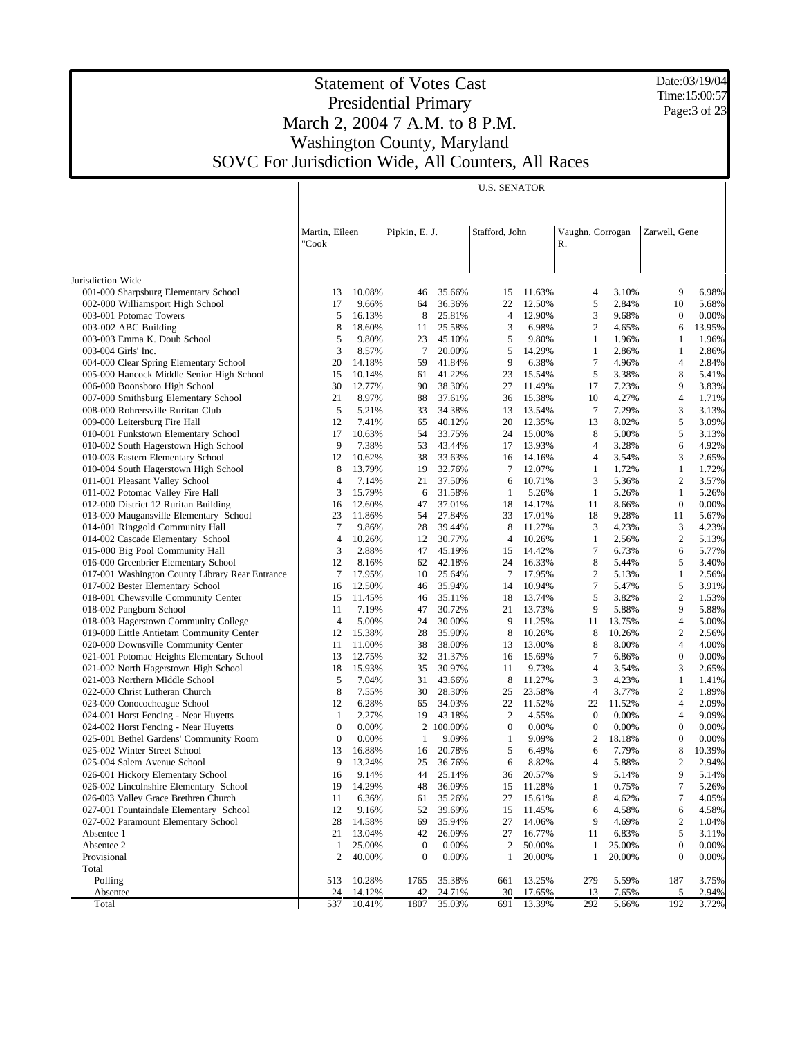# Statement of Votes Cast
## Presidential Primary
## March 2, 2004 7 A.M. to 8 P.M.
## Washington County, Maryland
## SOVC For Jurisdiction Wide, All Counters, All Races

Date:03/19/04
Time:15:00:57

| | U.S. SENATOR | | | | | | | | | |
|---|---|---|---|---|---|---|---|---|---|---|
| | Martin, Eileen "Cook | | Pipkin, E. J. | | Stafford, John | | Vaughn, Corrogan R. | | Zarwell, Gene | |
| Jurisdiction Wide | | | | | | | | | | |
| 001-000 Sharpsburg Elementary School | 13 | 10.08% | 46 | 35.66% | 15 | 11.63% | 4 | 3.10% | 9 | 6.98% |
| 002-000 Williamsport High School | 17 | 9.66% | 64 | 36.36% | 22 | 12.50% | 5 | 2.84% | 10 | 5.68% |
| 003-001 Potomac Towers | 5 | 16.13% | 8 | 25.81% | 4 | 12.90% | 3 | 9.68% | 0 | 0.00% |
| 003-002 ABC Building | 8 | 18.60% | 11 | 25.58% | 3 | 6.98% | 2 | 4.65% | 6 | 13.95% |
| 003-003 Emma K. Doub School | 5 | 9.80% | 23 | 45.10% | 5 | 9.80% | 1 | 1.96% | 1 | 1.96% |
| 003-004 Girls' Inc. | 3 | 8.57% | 7 | 20.00% | 5 | 14.29% | 1 | 2.86% | 1 | 2.86% |
| 004-000 Clear Spring Elementary School | 20 | 14.18% | 59 | 41.84% | 9 | 6.38% | 7 | 4.96% | 4 | 2.84% |
| 005-000 Hancock Middle Senior High School | 15 | 10.14% | 61 | 41.22% | 23 | 15.54% | 5 | 3.38% | 8 | 5.41% |
| 006-000 Boonsboro High School | 30 | 12.77% | 90 | 38.30% | 27 | 11.49% | 17 | 7.23% | 9 | 3.83% |
| 007-000 Smithsburg Elementary School | 21 | 8.97% | 88 | 37.61% | 36 | 15.38% | 10 | 4.27% | 4 | 1.71% |
| 008-000 Rohrersville Ruritan Club | 5 | 5.21% | 33 | 34.38% | 13 | 13.54% | 7 | 7.29% | 3 | 3.13% |
| 009-000 Leitersburg Fire Hall | 12 | 7.41% | 65 | 40.12% | 20 | 12.35% | 13 | 8.02% | 5 | 3.09% |
| 010-001 Funkstown Elementary School | 17 | 10.63% | 54 | 33.75% | 24 | 15.00% | 8 | 5.00% | 5 | 3.13% |
| 010-002 South Hagerstown High School | 9 | 7.38% | 53 | 43.44% | 17 | 13.93% | 4 | 3.28% | 6 | 4.92% |
| 010-003 Eastern Elementary School | 12 | 10.62% | 38 | 33.63% | 16 | 14.16% | 4 | 3.54% | 3 | 2.65% |
| 010-004 South Hagerstown High School | 8 | 13.79% | 19 | 32.76% | 7 | 12.07% | 1 | 1.72% | 1 | 1.72% |
| 011-001 Pleasant Valley School | 4 | 7.14% | 21 | 37.50% | 6 | 10.71% | 3 | 5.36% | 2 | 3.57% |
| 011-002 Potomac Valley Fire Hall | 3 | 15.79% | 6 | 31.58% | 1 | 5.26% | 1 | 5.26% | 1 | 5.26% |
| 012-000 District 12 Ruritan Building | 16 | 12.60% | 47 | 37.01% | 18 | 14.17% | 11 | 8.66% | 0 | 0.00% |
| 013-000 Maugansville Elementary School | 23 | 11.86% | 54 | 27.84% | 33 | 17.01% | 18 | 9.28% | 11 | 5.67% |
| 014-001 Ringgold Community Hall | 7 | 9.86% | 28 | 39.44% | 8 | 11.27% | 3 | 4.23% | 3 | 4.23% |
| 014-002 Cascade Elementary School | 4 | 10.26% | 12 | 30.77% | 4 | 10.26% | 1 | 2.56% | 2 | 5.13% |
| 015-000 Big Pool Community Hall | 3 | 2.88% | 47 | 45.19% | 15 | 14.42% | 7 | 6.73% | 6 | 5.77% |
| 016-000 Greenbrier Elementary School | 12 | 8.16% | 62 | 42.18% | 24 | 16.33% | 8 | 5.44% | 5 | 3.40% |
| 017-001 Washington County Library Rear Entrance | 7 | 17.95% | 10 | 25.64% | 7 | 17.95% | 2 | 5.13% | 1 | 2.56% |
| 017-002 Bester Elementary School | 16 | 12.50% | 46 | 35.94% | 14 | 10.94% | 7 | 5.47% | 5 | 3.91% |
| 018-001 Chewsville Community Center | 15 | 11.45% | 46 | 35.11% | 18 | 13.74% | 5 | 3.82% | 2 | 1.53% |
| 018-002 Pangborn School | 11 | 7.19% | 47 | 30.72% | 21 | 13.73% | 9 | 5.88% | 9 | 5.88% |
| 018-003 Hagerstown Community College | 4 | 5.00% | 24 | 30.00% | 9 | 11.25% | 11 | 13.75% | 4 | 5.00% |
| 019-000 Little Antietam Community Center | 12 | 15.38% | 28 | 35.90% | 8 | 10.26% | 8 | 10.26% | 2 | 2.56% |
| 020-000 Downsville Community Center | 11 | 11.00% | 38 | 38.00% | 13 | 13.00% | 8 | 8.00% | 4 | 4.00% |
| 021-001 Potomac Heights Elementary School | 13 | 12.75% | 32 | 31.37% | 16 | 15.69% | 7 | 6.86% | 0 | 0.00% |
| 021-002 North Hagerstown High School | 18 | 15.93% | 35 | 30.97% | 11 | 9.73% | 4 | 3.54% | 3 | 2.65% |
| 021-003 Northern Middle School | 5 | 7.04% | 31 | 43.66% | 8 | 11.27% | 3 | 4.23% | 1 | 1.41% |
| 022-000 Christ Lutheran Church | 8 | 7.55% | 30 | 28.30% | 25 | 23.58% | 4 | 3.77% | 2 | 1.89% |
| 023-000 Conococheague School | 12 | 6.28% | 65 | 34.03% | 22 | 11.52% | 22 | 11.52% | 4 | 2.09% |
| 024-001 Horst Fencing - Near Huyetts | 1 | 2.27% | 19 | 43.18% | 2 | 4.55% | 0 | 0.00% | 4 | 9.09% |
| 024-002 Horst Fencing - Near Huyetts | 0 | 0.00% | 2 | 100.00% | 0 | 0.00% | 0 | 0.00% | 0 | 0.00% |
| 025-001 Bethel Gardens' Community Room | 0 | 0.00% | 1 | 9.09% | 1 | 9.09% | 2 | 18.18% | 0 | 0.00% |
| 025-002 Winter Street School | 13 | 16.88% | 16 | 20.78% | 5 | 6.49% | 6 | 7.79% | 8 | 10.39% |
| 025-004 Salem Avenue School | 9 | 13.24% | 25 | 36.76% | 6 | 8.82% | 4 | 5.88% | 2 | 2.94% |
| 026-001 Hickory Elementary School | 16 | 9.14% | 44 | 25.14% | 36 | 20.57% | 9 | 5.14% | 9 | 5.14% |
| 026-002 Lincolnshire Elementary School | 19 | 14.29% | 48 | 36.09% | 15 | 11.28% | 1 | 0.75% | 7 | 5.26% |
| 026-003 Valley Grace Brethren Church | 11 | 6.36% | 61 | 35.26% | 27 | 15.61% | 8 | 4.62% | 7 | 4.05% |
| 027-001 Fountaindale Elementary School | 12 | 9.16% | 52 | 39.69% | 15 | 11.45% | 6 | 4.58% | 6 | 4.58% |
| 027-002 Paramount Elementary School | 28 | 14.58% | 69 | 35.94% | 27 | 14.06% | 9 | 4.69% | 2 | 1.04% |
| Absentee 1 | 21 | 13.04% | 42 | 26.09% | 27 | 16.77% | 11 | 6.83% | 5 | 3.11% |
| Absentee 2 | 1 | 25.00% | 0 | 0.00% | 2 | 50.00% | 1 | 25.00% | 0 | 0.00% |
| Provisional | 2 | 40.00% | 0 | 0.00% | 1 | 20.00% | 1 | 20.00% | 0 | 0.00% |
| Total | | | | | | | | | | |
| Polling | 513 | 10.28% | 1765 | 35.38% | 661 | 13.25% | 279 | 5.59% | 187 | 3.75% |
| Absentee | 24 | 14.12% | 42 | 24.71% | 30 | 17.65% | 13 | 7.65% | 5 | 2.94% |
| Total | 537 | 10.41% | 1807 | 35.03% | 691 | 13.39% | 292 | 5.66% | 192 | 3.72% |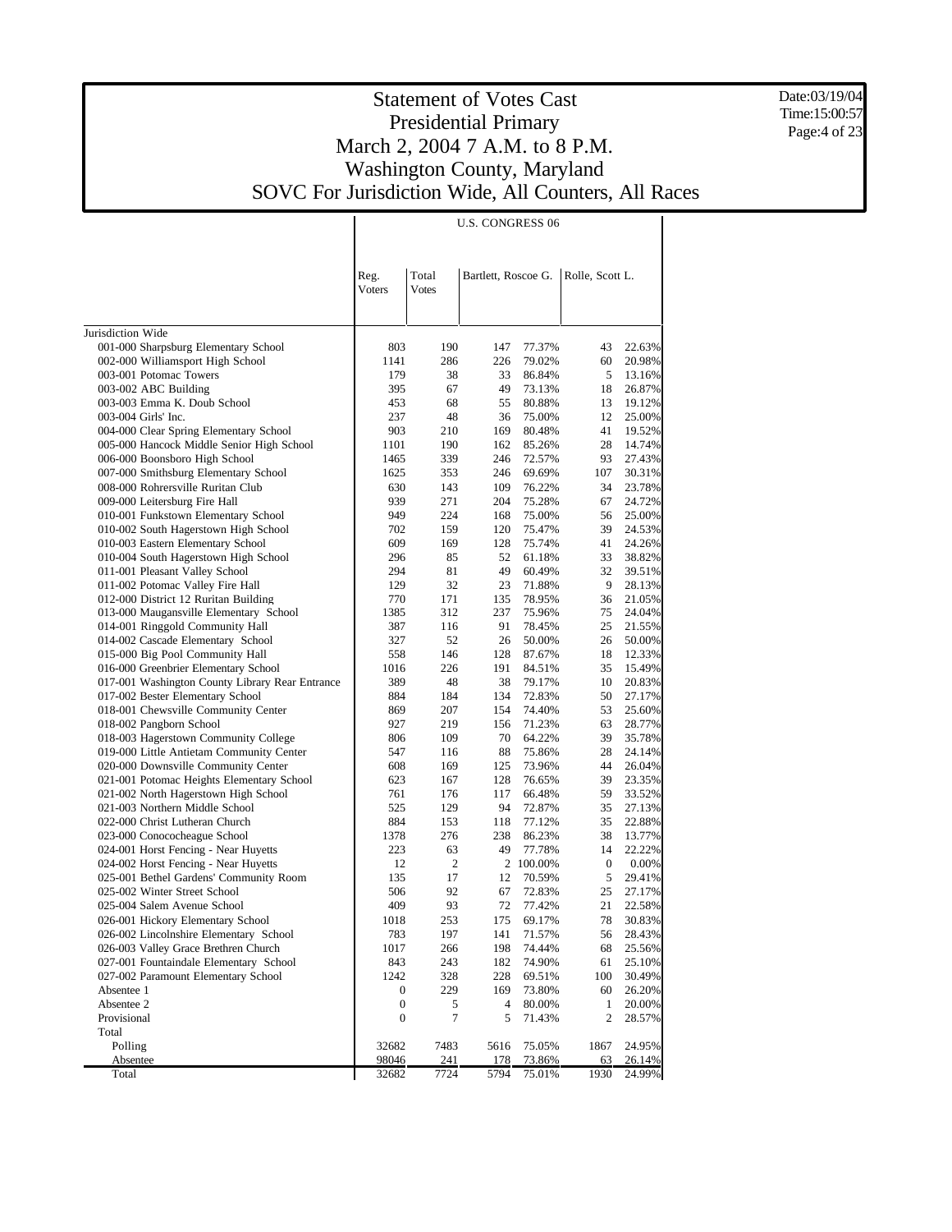# Statement of Votes Cast
# Presidential Primary
# March 2, 2004 7 A.M. to 8 P.M.
# Washington County, Maryland
# SOVC For Jurisdiction Wide, All Counters, All Races

Date:03/19/04
Time:15:00:57

| | U.S. CONGRESS 06 | | | | | |
|---|---|---|---|---|---|---|
| | Reg. Voters | Total Votes | Bartlett, Roscoe G. | | Rolle, Scott L. | |
| Jurisdiction Wide | | | | | | |
| 001-000 Sharpsburg Elementary School | 803 | 190 | 147 | 77.37% | 43 | 22.63% |
| 002-000 Williamsport High School | 1141 | 286 | 226 | 79.02% | 60 | 20.98% |
| 003-001 Potomac Towers | 179 | 38 | 33 | 86.84% | 5 | 13.16% |
| 003-002 ABC Building | 395 | 67 | 49 | 73.13% | 18 | 26.87% |
| 003-003 Emma K. Doub School | 453 | 68 | 55 | 80.88% | 13 | 19.12% |
| 003-004 Girls' Inc. | 237 | 48 | 36 | 75.00% | 12 | 25.00% |
| 004-000 Clear Spring Elementary School | 903 | 210 | 169 | 80.48% | 41 | 19.52% |
| 005-000 Hancock Middle Senior High School | 1101 | 190 | 162 | 85.26% | 28 | 14.74% |
| 006-000 Boonsboro High School | 1465 | 339 | 246 | 72.57% | 93 | 27.43% |
| 007-000 Smithsburg Elementary School | 1625 | 353 | 246 | 69.69% | 107 | 30.31% |
| 008-000 Rohrersville Ruritan Club | 630 | 143 | 109 | 76.22% | 34 | 23.78% |
| 009-000 Leitersburg Fire Hall | 939 | 271 | 204 | 75.28% | 67 | 24.72% |
| 010-001 Funkstown Elementary School | 949 | 224 | 168 | 75.00% | 56 | 25.00% |
| 010-002 South Hagerstown High School | 702 | 159 | 120 | 75.47% | 39 | 24.53% |
| 010-003 Eastern Elementary School | 609 | 169 | 128 | 75.74% | 41 | 24.26% |
| 010-004 South Hagerstown High School | 296 | 85 | 52 | 61.18% | 33 | 38.82% |
| 011-001 Pleasant Valley School | 294 | 81 | 49 | 60.49% | 32 | 39.51% |
| 011-002 Potomac Valley Fire Hall | 129 | 32 | 23 | 71.88% | 9 | 28.13% |
| 012-000 District 12 Ruritan Building | 770 | 171 | 135 | 78.95% | 36 | 21.05% |
| 013-000 Maugansville Elementary School | 1385 | 312 | 237 | 75.96% | 75 | 24.04% |
| 014-001 Ringgold Community Hall | 387 | 116 | 91 | 78.45% | 25 | 21.55% |
| 014-002 Cascade Elementary School | 327 | 52 | 26 | 50.00% | 26 | 50.00% |
| 015-000 Big Pool Community Hall | 558 | 146 | 128 | 87.67% | 18 | 12.33% |
| 016-000 Greenbrier Elementary School | 1016 | 226 | 191 | 84.51% | 35 | 15.49% |
| 017-001 Washington County Library Rear Entrance | 389 | 48 | 38 | 79.17% | 10 | 20.83% |
| 017-002 Bester Elementary School | 884 | 184 | 134 | 72.83% | 50 | 27.17% |
| 018-001 Chewsville Community Center | 869 | 207 | 154 | 74.40% | 53 | 25.60% |
| 018-002 Pangborn School | 927 | 219 | 156 | 71.23% | 63 | 28.77% |
| 018-003 Hagerstown Community College | 806 | 109 | 70 | 64.22% | 39 | 35.78% |
| 019-000 Little Antietam Community Center | 547 | 116 | 88 | 75.86% | 28 | 24.14% |
| 020-000 Downsville Community Center | 608 | 169 | 125 | 73.96% | 44 | 26.04% |
| 021-001 Potomac Heights Elementary School | 623 | 167 | 128 | 76.65% | 39 | 23.35% |
| 021-002 North Hagerstown High School | 761 | 176 | 117 | 66.48% | 59 | 33.52% |
| 021-003 Northern Middle School | 525 | 129 | 94 | 72.87% | 35 | 27.13% |
| 022-000 Christ Lutheran Church | 884 | 153 | 118 | 77.12% | 35 | 22.88% |
| 023-000 Conococheague School | 1378 | 276 | 238 | 86.23% | 38 | 13.77% |
| 024-001 Horst Fencing - Near Huyetts | 223 | 63 | 49 | 77.78% | 14 | 22.22% |
| 024-002 Horst Fencing - Near Huyetts | 12 | 2 | 2 | 100.00% | 0 | 0.00% |
| 025-001 Bethel Gardens' Community Room | 135 | 17 | 12 | 70.59% | 5 | 29.41% |
| 025-002 Winter Street School | 506 | 92 | 67 | 72.83% | 25 | 27.17% |
| 025-004 Salem Avenue School | 409 | 93 | 72 | 77.42% | 21 | 22.58% |
| 026-001 Hickory Elementary School | 1018 | 253 | 175 | 69.17% | 78 | 30.83% |
| 026-002 Lincolnshire Elementary School | 783 | 197 | 141 | 71.57% | 56 | 28.43% |
| 026-003 Valley Grace Brethren Church | 1017 | 266 | 198 | 74.44% | 68 | 25.56% |
| 027-001 Fountaindale Elementary School | 843 | 243 | 182 | 74.90% | 61 | 25.10% |
| 027-002 Paramount Elementary School | 1242 | 328 | 228 | 69.51% | 100 | 30.49% |
| Absentee 1 | 0 | 229 | 169 | 73.80% | 60 | 26.20% |
| Absentee 2 | 0 | 5 | 4 | 80.00% | 1 | 20.00% |
| Provisional | 0 | 7 | 5 | 71.43% | 2 | 28.57% |
| Total | | | | | | |
| Polling | 32682 | 7483 | 5616 | 75.05% | 1867 | 24.95% |
| Absentee | 98046 | 241 | 178 | 73.86% | 63 | 26.14% |
| Total | 32682 | 7724 | 5794 | 75.01% | 1930 | 24.99% |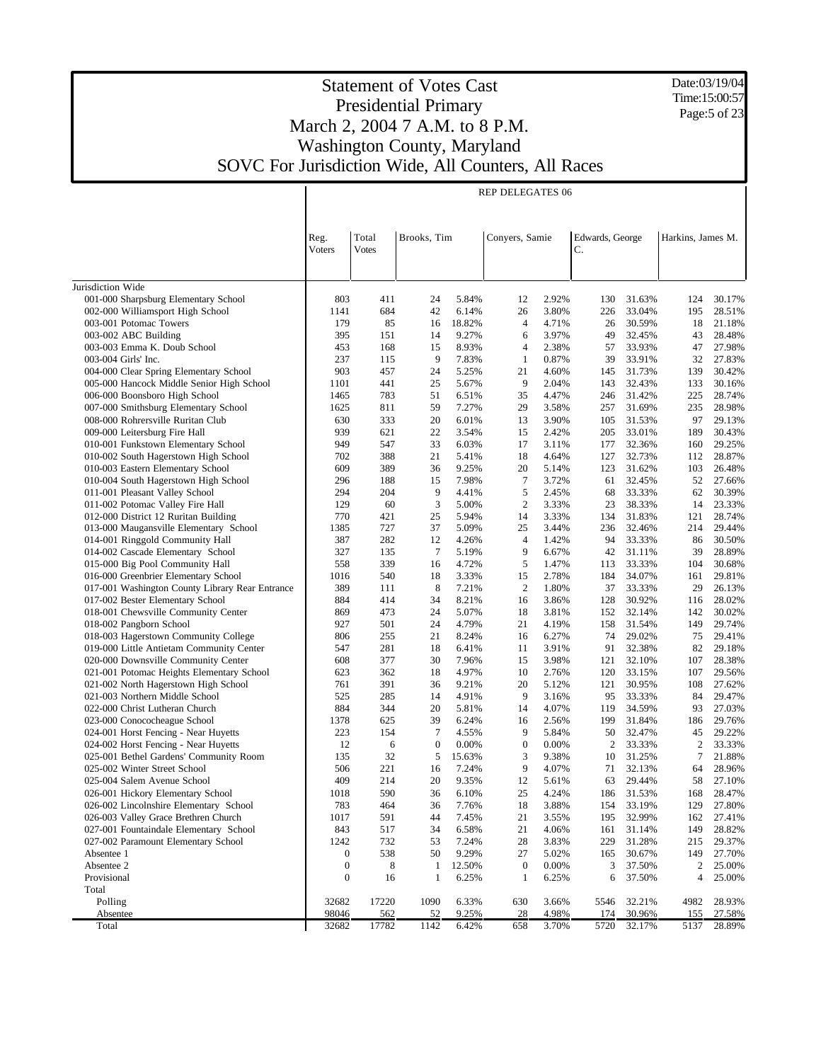# Statement of Votes Cast
## Presidential Primary
## March 2, 2004 7 A.M. to 8 P.M.
## Washington County, Maryland
## SOVC For Jurisdiction Wide, All Counters, All Races

Date:03/19/04
Time:15:00:57

REP DELEGATES 06

| | Reg. Voters | Total Votes | Brooks, Tim | | Conyers, Samie | | Edwards, George C. | | Harkins, James M. | |
|---|---|---|---|---|---|---|---|---|---|---|
| Jurisdiction Wide | | | | | | | | | | |
| 001-000 Sharpsburg Elementary School | 803 | 411 | 24 | 5.84% | 12 | 2.92% | 130 | 31.63% | 124 | 30.17% |
| 002-000 Williamsport High School | 1141 | 684 | 42 | 6.14% | 26 | 3.80% | 226 | 33.04% | 195 | 28.51% |
| 003-001 Potomac Towers | 179 | 85 | 16 | 18.82% | 4 | 4.71% | 26 | 30.59% | 18 | 21.18% |
| 003-002 ABC Building | 395 | 151 | 14 | 9.27% | 6 | 3.97% | 49 | 32.45% | 43 | 28.48% |
| 003-003 Emma K. Doub School | 453 | 168 | 15 | 8.93% | 4 | 2.38% | 57 | 33.93% | 47 | 27.98% |
| 003-004 Girls' Inc. | 237 | 115 | 9 | 7.83% | 1 | 0.87% | 39 | 33.91% | 32 | 27.83% |
| 004-000 Clear Spring Elementary School | 903 | 457 | 24 | 5.25% | 21 | 4.60% | 145 | 31.73% | 139 | 30.42% |
| 005-000 Hancock Middle Senior High School | 1101 | 441 | 25 | 5.67% | 9 | 2.04% | 143 | 32.43% | 133 | 30.16% |
| 006-000 Boonsboro High School | 1465 | 783 | 51 | 6.51% | 35 | 4.47% | 246 | 31.42% | 225 | 28.74% |
| 007-000 Smithsburg Elementary School | 1625 | 811 | 59 | 7.27% | 29 | 3.58% | 257 | 31.69% | 235 | 28.98% |
| 008-000 Rohrersville Ruritan Club | 630 | 333 | 20 | 6.01% | 13 | 3.90% | 105 | 31.53% | 97 | 29.13% |
| 009-000 Leitersburg Fire Hall | 939 | 621 | 22 | 3.54% | 15 | 2.42% | 205 | 33.01% | 189 | 30.43% |
| 010-001 Funkstown Elementary School | 949 | 547 | 33 | 6.03% | 17 | 3.11% | 177 | 32.36% | 160 | 29.25% |
| 010-002 South Hagerstown High School | 702 | 388 | 21 | 5.41% | 18 | 4.64% | 127 | 32.73% | 112 | 28.87% |
| 010-003 Eastern Elementary School | 609 | 389 | 36 | 9.25% | 20 | 5.14% | 123 | 31.62% | 103 | 26.48% |
| 010-004 South Hagerstown High School | 296 | 188 | 15 | 7.98% | 7 | 3.72% | 61 | 32.45% | 52 | 27.66% |
| 011-001 Pleasant Valley School | 294 | 204 | 9 | 4.41% | 5 | 2.45% | 68 | 33.33% | 62 | 30.39% |
| 011-002 Potomac Valley Fire Hall | 129 | 60 | 3 | 5.00% | 2 | 3.33% | 23 | 38.33% | 14 | 23.33% |
| 012-000 District 12 Ruritan Building | 770 | 421 | 25 | 5.94% | 14 | 3.33% | 134 | 31.83% | 121 | 28.74% |
| 013-000 Maugansville Elementary School | 1385 | 727 | 37 | 5.09% | 25 | 3.44% | 236 | 32.46% | 214 | 29.44% |
| 014-001 Ringgold Community Hall | 387 | 282 | 12 | 4.26% | 4 | 1.42% | 94 | 33.33% | 86 | 30.50% |
| 014-002 Cascade Elementary School | 327 | 135 | 7 | 5.19% | 9 | 6.67% | 42 | 31.11% | 39 | 28.89% |
| 015-000 Big Pool Community Hall | 558 | 339 | 16 | 4.72% | 5 | 1.47% | 113 | 33.33% | 104 | 30.68% |
| 016-000 Greenbrier Elementary School | 1016 | 540 | 18 | 3.33% | 15 | 2.78% | 184 | 34.07% | 161 | 29.81% |
| 017-001 Washington County Library Rear Entrance | 389 | 111 | 8 | 7.21% | 2 | 1.80% | 37 | 33.33% | 29 | 26.13% |
| 017-002 Bester Elementary School | 884 | 414 | 34 | 8.21% | 16 | 3.86% | 128 | 30.92% | 116 | 28.02% |
| 018-001 Chewsville Community Center | 869 | 473 | 24 | 5.07% | 18 | 3.81% | 152 | 32.14% | 142 | 30.02% |
| 018-002 Pangborn School | 927 | 501 | 24 | 4.79% | 21 | 4.19% | 158 | 31.54% | 149 | 29.74% |
| 018-003 Hagerstown Community College | 806 | 255 | 21 | 8.24% | 16 | 6.27% | 74 | 29.02% | 75 | 29.41% |
| 019-000 Little Antietam Community Center | 547 | 281 | 18 | 6.41% | 11 | 3.91% | 91 | 32.38% | 82 | 29.18% |
| 020-000 Downsville Community Center | 608 | 377 | 30 | 7.96% | 15 | 3.98% | 121 | 32.10% | 107 | 28.38% |
| 021-001 Potomac Heights Elementary School | 623 | 362 | 18 | 4.97% | 10 | 2.76% | 120 | 33.15% | 107 | 29.56% |
| 021-002 North Hagerstown High School | 761 | 391 | 36 | 9.21% | 20 | 5.12% | 121 | 30.95% | 108 | 27.62% |
| 021-003 Northern Middle School | 525 | 285 | 14 | 4.91% | 9 | 3.16% | 95 | 33.33% | 84 | 29.47% |
| 022-000 Christ Lutheran Church | 884 | 344 | 20 | 5.81% | 14 | 4.07% | 119 | 34.59% | 93 | 27.03% |
| 023-000 Conococheague School | 1378 | 625 | 39 | 6.24% | 16 | 2.56% | 199 | 31.84% | 186 | 29.76% |
| 024-001 Horst Fencing - Near Huyetts | 223 | 154 | 7 | 4.55% | 9 | 5.84% | 50 | 32.47% | 45 | 29.22% |
| 024-002 Horst Fencing - Near Huyetts | 12 | 6 | 0 | 0.00% | 0 | 0.00% | 2 | 33.33% | 2 | 33.33% |
| 025-001 Bethel Gardens' Community Room | 135 | 32 | 5 | 15.63% | 3 | 9.38% | 10 | 31.25% | 7 | 21.88% |
| 025-002 Winter Street School | 506 | 221 | 16 | 7.24% | 9 | 4.07% | 71 | 32.13% | 64 | 28.96% |
| 025-004 Salem Avenue School | 409 | 214 | 20 | 9.35% | 12 | 5.61% | 63 | 29.44% | 58 | 27.10% |
| 026-001 Hickory Elementary School | 1018 | 590 | 36 | 6.10% | 25 | 4.24% | 186 | 31.53% | 168 | 28.47% |
| 026-002 Lincolnshire Elementary School | 783 | 464 | 36 | 7.76% | 18 | 3.88% | 154 | 33.19% | 129 | 27.80% |
| 026-003 Valley Grace Brethren Church | 1017 | 591 | 44 | 7.45% | 21 | 3.55% | 195 | 32.99% | 162 | 27.41% |
| 027-001 Fountaindale Elementary School | 843 | 517 | 34 | 6.58% | 21 | 4.06% | 161 | 31.14% | 149 | 28.82% |
| 027-002 Paramount Elementary School | 1242 | 732 | 53 | 7.24% | 28 | 3.83% | 229 | 31.28% | 215 | 29.37% |
| Absentee 1 | 0 | 538 | 50 | 9.29% | 27 | 5.02% | 165 | 30.67% | 149 | 27.70% |
| Absentee 2 | 0 | 8 | 1 | 12.50% | 0 | 0.00% | 3 | 37.50% | 2 | 25.00% |
| Provisional | 0 | 16 | 1 | 6.25% | 1 | 6.25% | 6 | 37.50% | 4 | 25.00% |
| Total | | | | | | | | | | |
| Polling | 32682 | 17220 | 1090 | 6.33% | 630 | 3.66% | 5546 | 32.21% | 4982 | 28.93% |
| Absentee | 98046 | 562 | 52 | 9.25% | 28 | 4.98% | 174 | 30.96% | 155 | 27.58% |
| Total | 32682 | 17782 | 1142 | 6.42% | 658 | 3.70% | 5720 | 32.17% | 5137 | 28.89% |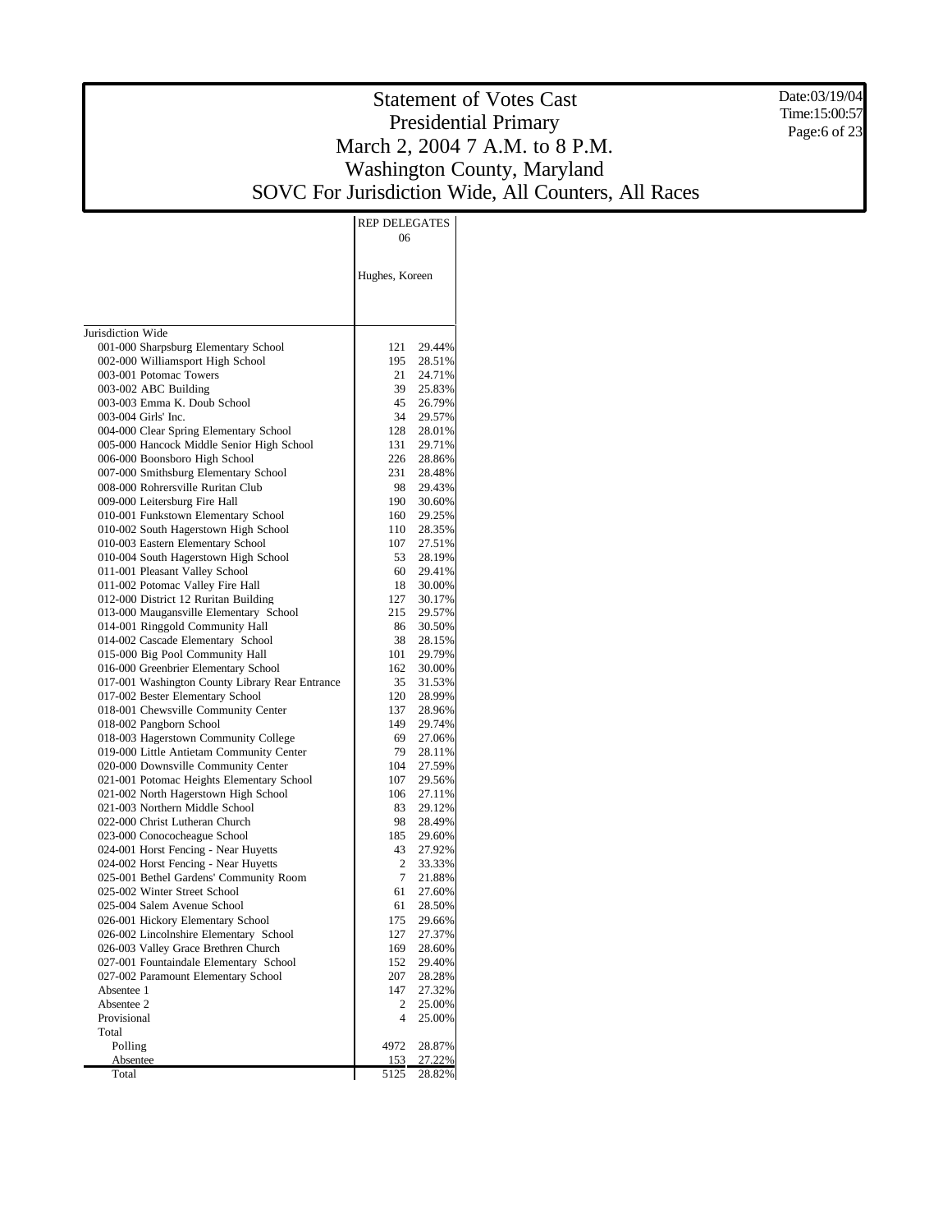# Statement of Votes Cast
## Presidential Primary
## March 2, 2004 7 A.M. to 8 P.M.
## Washington County, Maryland
## SOVC For Jurisdiction Wide, All Counters, All Races

Date:03/19/04
Time:15:00:57

| | REP DELEGATES 06 | |
|---|---|---|
| | Hughes, Koreen | |
| Jurisdiction Wide | | |
| 001-000 Sharpsburg Elementary School | 121 | 29.44% |
| 002-000 Williamsport High School | 195 | 28.51% |
| 003-001 Potomac Towers | 21 | 24.71% |
| 003-002 ABC Building | 39 | 25.83% |
| 003-003 Emma K. Doub School | 45 | 26.79% |
| 003-004 Girls' Inc. | 34 | 29.57% |
| 004-000 Clear Spring Elementary School | 128 | 28.01% |
| 005-000 Hancock Middle Senior High School | 131 | 29.71% |
| 006-000 Boonsboro High School | 226 | 28.86% |
| 007-000 Smithsburg Elementary School | 231 | 28.48% |
| 008-000 Rohrersville Ruritan Club | 98 | 29.43% |
| 009-000 Leitersburg Fire Hall | 190 | 30.60% |
| 010-001 Funkstown Elementary School | 160 | 29.25% |
| 010-002 South Hagerstown High School | 110 | 28.35% |
| 010-003 Eastern Elementary School | 107 | 27.51% |
| 010-004 South Hagerstown High School | 53 | 28.19% |
| 011-001 Pleasant Valley School | 60 | 29.41% |
| 011-002 Potomac Valley Fire Hall | 18 | 30.00% |
| 012-000 District 12 Ruritan Building | 127 | 30.17% |
| 013-000 Maugansville Elementary School | 215 | 29.57% |
| 014-001 Ringgold Community Hall | 86 | 30.50% |
| 014-002 Cascade Elementary School | 38 | 28.15% |
| 015-000 Big Pool Community Hall | 101 | 29.79% |
| 016-000 Greenbrier Elementary School | 162 | 30.00% |
| 017-001 Washington County Library Rear Entrance | 35 | 31.53% |
| 017-002 Bester Elementary School | 120 | 28.99% |
| 018-001 Chewsville Community Center | 137 | 28.96% |
| 018-002 Pangborn School | 149 | 29.74% |
| 018-003 Hagerstown Community College | 69 | 27.06% |
| 019-000 Little Antietam Community Center | 79 | 28.11% |
| 020-000 Downsville Community Center | 104 | 27.59% |
| 021-001 Potomac Heights Elementary School | 107 | 29.56% |
| 021-002 North Hagerstown High School | 106 | 27.11% |
| 021-003 Northern Middle School | 83 | 29.12% |
| 022-000 Christ Lutheran Church | 98 | 28.49% |
| 023-000 Conococheague School | 185 | 29.60% |
| 024-001 Horst Fencing - Near Huyetts | 43 | 27.92% |
| 024-002 Horst Fencing - Near Huyetts | 2 | 33.33% |
| 025-001 Bethel Gardens' Community Room | 7 | 21.88% |
| 025-002 Winter Street School | 61 | 27.60% |
| 025-004 Salem Avenue School | 61 | 28.50% |
| 026-001 Hickory Elementary School | 175 | 29.66% |
| 026-002 Lincolnshire Elementary School | 127 | 27.37% |
| 026-003 Valley Grace Brethren Church | 169 | 28.60% |
| 027-001 Fountaindale Elementary School | 152 | 29.40% |
| 027-002 Paramount Elementary School | 207 | 28.28% |
| Absentee 1 | 147 | 27.32% |
| Absentee 2 | 2 | 25.00% |
| Provisional | 4 | 25.00% |
| Total | | |
| Polling | 4972 | 28.87% |
| Absentee | 153 | 27.22% |
| Total | 5125 | 28.82% |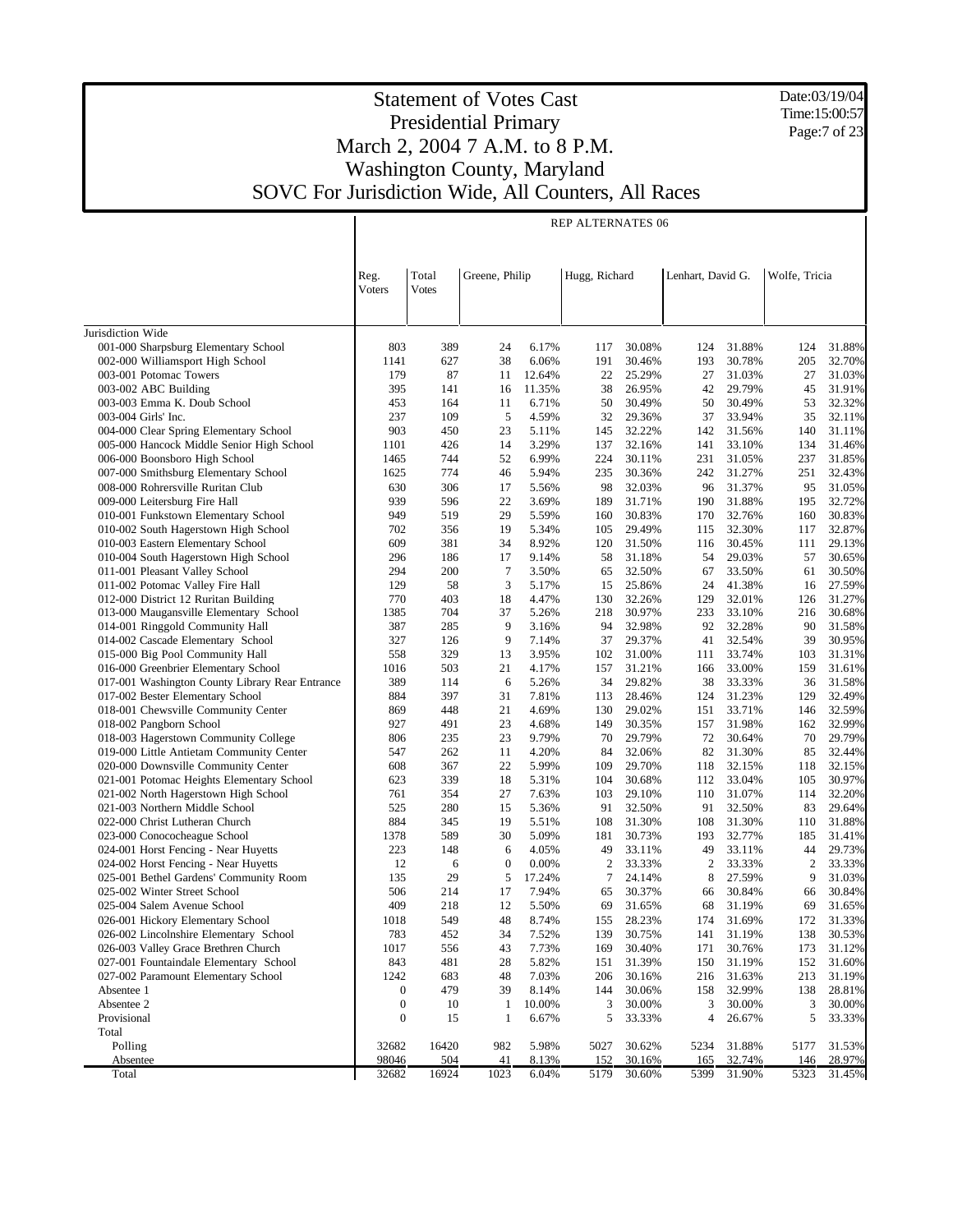# Statement of Votes Cast
## Presidential Primary
## March 2, 2004 7 A.M. to 8 P.M.
## Washington County, Maryland
## SOVC For Jurisdiction Wide, All Counters, All Races

Date:03/19/04
Time:15:00:57

**REP ALTERNATES 06**

| | Reg. Voters | Total Votes | Greene, Philip | | Hugg, Richard | | Lenhart, David G. | | Wolfe, Tricia | |
|---|---|---|---|---|---|---|---|---|---|---|
| Jurisdiction Wide | | | | | | | | | | |
| 001-000 Sharpsburg Elementary School | 803 | 389 | 24 | 6.17% | 117 | 30.08% | 124 | 31.88% | 124 | 31.88% |
| 002-000 Williamsport High School | 1141 | 627 | 38 | 6.06% | 191 | 30.46% | 193 | 30.78% | 205 | 32.70% |
| 003-001 Potomac Towers | 179 | 87 | 11 | 12.64% | 22 | 25.29% | 27 | 31.03% | 27 | 31.03% |
| 003-002 ABC Building | 395 | 141 | 16 | 11.35% | 38 | 26.95% | 42 | 29.79% | 45 | 31.91% |
| 003-003 Emma K. Doub School | 453 | 164 | 11 | 6.71% | 50 | 30.49% | 50 | 30.49% | 53 | 32.32% |
| 003-004 Girls' Inc. | 237 | 109 | 5 | 4.59% | 32 | 29.36% | 37 | 33.94% | 35 | 32.11% |
| 004-000 Clear Spring Elementary School | 903 | 450 | 23 | 5.11% | 145 | 32.22% | 142 | 31.56% | 140 | 31.11% |
| 005-000 Hancock Middle Senior High School | 1101 | 426 | 14 | 3.29% | 137 | 32.16% | 141 | 33.10% | 134 | 31.46% |
| 006-000 Boonsboro High School | 1465 | 744 | 52 | 6.99% | 224 | 30.11% | 231 | 31.05% | 237 | 31.85% |
| 007-000 Smithsburg Elementary School | 1625 | 774 | 46 | 5.94% | 235 | 30.36% | 242 | 31.27% | 251 | 32.43% |
| 008-000 Rohrersville Ruritan Club | 630 | 306 | 17 | 5.56% | 98 | 32.03% | 96 | 31.37% | 95 | 31.05% |
| 009-000 Leitersburg Fire Hall | 939 | 596 | 22 | 3.69% | 189 | 31.71% | 190 | 31.88% | 195 | 32.72% |
| 010-001 Funkstown Elementary School | 949 | 519 | 29 | 5.59% | 160 | 30.83% | 170 | 32.76% | 160 | 30.83% |
| 010-002 South Hagerstown High School | 702 | 356 | 19 | 5.34% | 105 | 29.49% | 115 | 32.30% | 117 | 32.87% |
| 010-003 Eastern Elementary School | 609 | 381 | 34 | 8.92% | 120 | 31.50% | 116 | 30.45% | 111 | 29.13% |
| 010-004 South Hagerstown High School | 296 | 186 | 17 | 9.14% | 58 | 31.18% | 54 | 29.03% | 57 | 30.65% |
| 011-001 Pleasant Valley School | 294 | 200 | 7 | 3.50% | 65 | 32.50% | 67 | 33.50% | 61 | 30.50% |
| 011-002 Potomac Valley Fire Hall | 129 | 58 | 3 | 5.17% | 15 | 25.86% | 24 | 41.38% | 16 | 27.59% |
| 012-000 District 12 Ruritan Building | 770 | 403 | 18 | 4.47% | 130 | 32.26% | 129 | 32.01% | 126 | 31.27% |
| 013-000 Maugansville Elementary School | 1385 | 704 | 37 | 5.26% | 218 | 30.97% | 233 | 33.10% | 216 | 30.68% |
| 014-001 Ringgold Community Hall | 387 | 285 | 9 | 3.16% | 94 | 32.98% | 92 | 32.28% | 90 | 31.58% |
| 014-002 Cascade Elementary School | 327 | 126 | 9 | 7.14% | 37 | 29.37% | 41 | 32.54% | 39 | 30.95% |
| 015-000 Big Pool Community Hall | 558 | 329 | 13 | 3.95% | 102 | 31.00% | 111 | 33.74% | 103 | 31.31% |
| 016-000 Greenbrier Elementary School | 1016 | 503 | 21 | 4.17% | 157 | 31.21% | 166 | 33.00% | 159 | 31.61% |
| 017-001 Washington County Library Rear Entrance | 389 | 114 | 6 | 5.26% | 34 | 29.82% | 38 | 33.33% | 36 | 31.58% |
| 017-002 Bester Elementary School | 884 | 397 | 31 | 7.81% | 113 | 28.46% | 124 | 31.23% | 129 | 32.49% |
| 018-001 Chewsville Community Center | 869 | 448 | 21 | 4.69% | 130 | 29.02% | 151 | 33.71% | 146 | 32.59% |
| 018-002 Pangborn School | 927 | 491 | 23 | 4.68% | 149 | 30.35% | 157 | 31.98% | 162 | 32.99% |
| 018-003 Hagerstown Community College | 806 | 235 | 23 | 9.79% | 70 | 29.79% | 72 | 30.64% | 70 | 29.79% |
| 019-000 Little Antietam Community Center | 547 | 262 | 11 | 4.20% | 84 | 32.06% | 82 | 31.30% | 85 | 32.44% |
| 020-000 Downsville Community Center | 608 | 367 | 22 | 5.99% | 109 | 29.70% | 118 | 32.15% | 118 | 32.15% |
| 021-001 Potomac Heights Elementary School | 623 | 339 | 18 | 5.31% | 104 | 30.68% | 112 | 33.04% | 105 | 30.97% |
| 021-002 North Hagerstown High School | 761 | 354 | 27 | 7.63% | 103 | 29.10% | 110 | 31.07% | 114 | 32.20% |
| 021-003 Northern Middle School | 525 | 280 | 15 | 5.36% | 91 | 32.50% | 91 | 32.50% | 83 | 29.64% |
| 022-000 Christ Lutheran Church | 884 | 345 | 19 | 5.51% | 108 | 31.30% | 108 | 31.30% | 110 | 31.88% |
| 023-000 Conococheague School | 1378 | 589 | 30 | 5.09% | 181 | 30.73% | 193 | 32.77% | 185 | 31.41% |
| 024-001 Horst Fencing - Near Huyetts | 223 | 148 | 6 | 4.05% | 49 | 33.11% | 49 | 33.11% | 44 | 29.73% |
| 024-002 Horst Fencing - Near Huyetts | 12 | 6 | 0 | 0.00% | 2 | 33.33% | 2 | 33.33% | 2 | 33.33% |
| 025-001 Bethel Gardens' Community Room | 135 | 29 | 5 | 17.24% | 7 | 24.14% | 8 | 27.59% | 9 | 31.03% |
| 025-002 Winter Street School | 506 | 214 | 17 | 7.94% | 65 | 30.37% | 66 | 30.84% | 66 | 30.84% |
| 025-004 Salem Avenue School | 409 | 218 | 12 | 5.50% | 69 | 31.65% | 68 | 31.19% | 69 | 31.65% |
| 026-001 Hickory Elementary School | 1018 | 549 | 48 | 8.74% | 155 | 28.23% | 174 | 31.69% | 172 | 31.33% |
| 026-002 Lincolnshire Elementary School | 783 | 452 | 34 | 7.52% | 139 | 30.75% | 141 | 31.19% | 138 | 30.53% |
| 026-003 Valley Grace Brethren Church | 1017 | 556 | 43 | 7.73% | 169 | 30.40% | 171 | 30.76% | 173 | 31.12% |
| 027-001 Fountaindale Elementary School | 843 | 481 | 28 | 5.82% | 151 | 31.39% | 150 | 31.19% | 152 | 31.60% |
| 027-002 Paramount Elementary School | 1242 | 683 | 48 | 7.03% | 206 | 30.16% | 216 | 31.63% | 213 | 31.19% |
| Absentee 1 | 0 | 479 | 39 | 8.14% | 144 | 30.06% | 158 | 32.99% | 138 | 28.81% |
| Absentee 2 | 0 | 10 | 1 | 10.00% | 3 | 30.00% | 3 | 30.00% | 3 | 30.00% |
| Provisional | 0 | 15 | 1 | 6.67% | 5 | 33.33% | 4 | 26.67% | 5 | 33.33% |
| Total | | | | | | | | | | |
| Polling | 32682 | 16420 | 982 | 5.98% | 5027 | 30.62% | 5234 | 31.88% | 5177 | 31.53% |
| Absentee | 98046 | 504 | 41 | 8.13% | 152 | 30.16% | 165 | 32.74% | 146 | 28.97% |
| Total | 32682 | 16924 | 1023 | 6.04% | 5179 | 30.60% | 5399 | 31.90% | 5323 | 31.45% |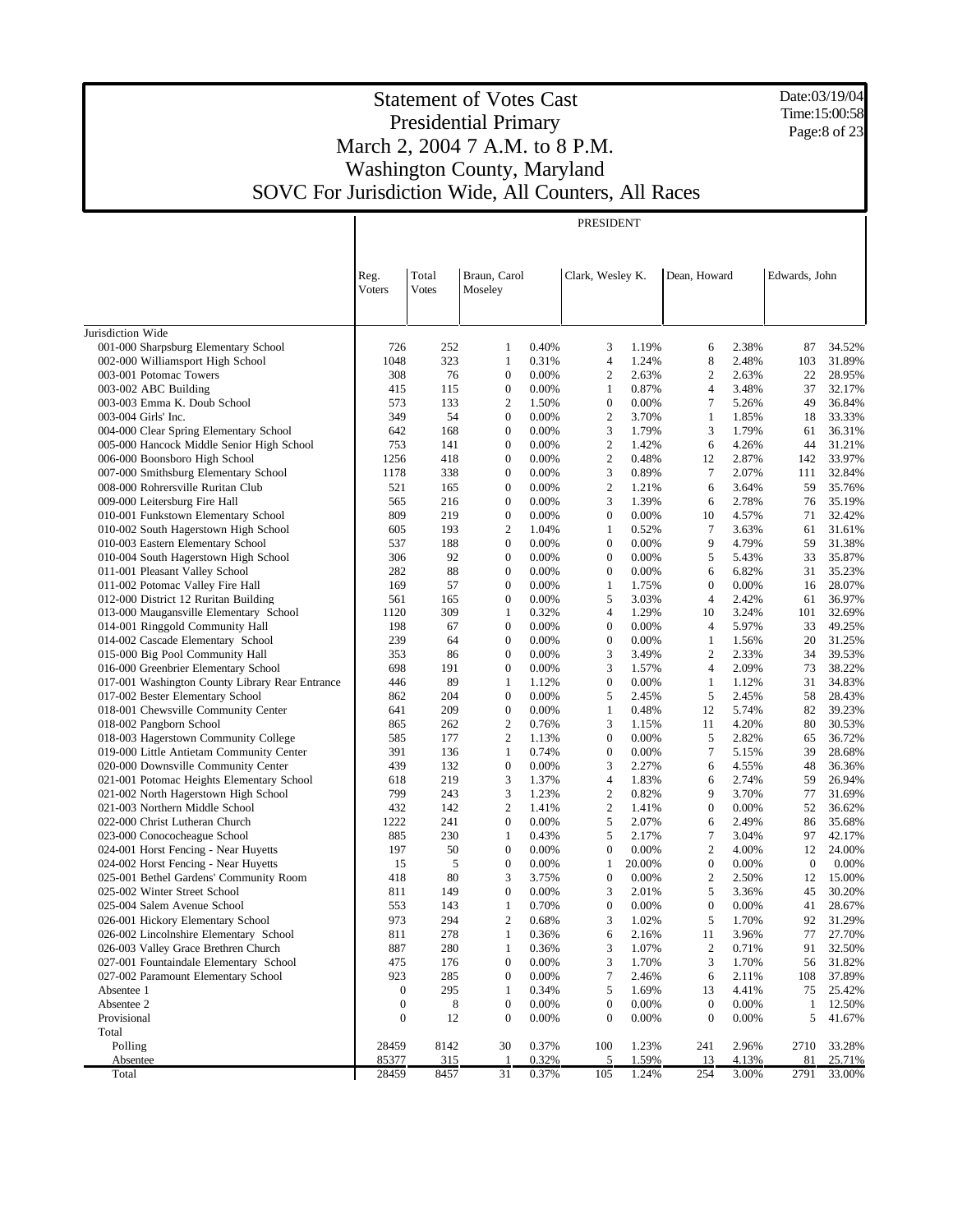# Statement of Votes Cast
## Presidential Primary
## March 2, 2004 7 A.M. to 8 P.M.
## Washington County, Maryland
## SOVC For Jurisdiction Wide, All Counters, All Races

Date:03/19/04
Time:15:00:58

| | Reg. Voters | Total Votes | PRESIDENT Braun, Carol Moseley | | Clark, Wesley K. | | Dean, Howard | | Edwards, John | |
|---|---|---|---|---|---|---|---|---|---|---|
| Jurisdiction Wide | | | | | | | | | | |
| 001-000 Sharpsburg Elementary School | 726 | 252 | 1 | 0.40% | 3 | 1.19% | 6 | 2.38% | 87 | 34.52% |
| 002-000 Williamsport High School | 1048 | 323 | 1 | 0.31% | 4 | 1.24% | 8 | 2.48% | 103 | 31.89% |
| 003-001 Potomac Towers | 308 | 76 | 0 | 0.00% | 2 | 2.63% | 2 | 2.63% | 22 | 28.95% |
| 003-002 ABC Building | 415 | 115 | 0 | 0.00% | 1 | 0.87% | 4 | 3.48% | 37 | 32.17% |
| 003-003 Emma K. Doub School | 573 | 133 | 2 | 1.50% | 0 | 0.00% | 7 | 5.26% | 49 | 36.84% |
| 003-004 Girls' Inc. | 349 | 54 | 0 | 0.00% | 2 | 3.70% | 1 | 1.85% | 18 | 33.33% |
| 004-000 Clear Spring Elementary School | 642 | 168 | 0 | 0.00% | 3 | 1.79% | 3 | 1.79% | 61 | 36.31% |
| 005-000 Hancock Middle Senior High School | 753 | 141 | 0 | 0.00% | 2 | 1.42% | 6 | 4.26% | 44 | 31.21% |
| 006-000 Boonsboro High School | 1256 | 418 | 0 | 0.00% | 2 | 0.48% | 12 | 2.87% | 142 | 33.97% |
| 007-000 Smithsburg Elementary School | 1178 | 338 | 0 | 0.00% | 3 | 0.89% | 7 | 2.07% | 111 | 32.84% |
| 008-000 Rohrersville Ruritan Club | 521 | 165 | 0 | 0.00% | 2 | 1.21% | 6 | 3.64% | 59 | 35.76% |
| 009-000 Leitersburg Fire Hall | 565 | 216 | 0 | 0.00% | 3 | 1.39% | 6 | 2.78% | 76 | 35.19% |
| 010-001 Funkstown Elementary School | 809 | 219 | 0 | 0.00% | 0 | 0.00% | 10 | 4.57% | 71 | 32.42% |
| 010-002 South Hagerstown High School | 605 | 193 | 2 | 1.04% | 1 | 0.52% | 7 | 3.63% | 61 | 31.61% |
| 010-003 Eastern Elementary School | 537 | 188 | 0 | 0.00% | 0 | 0.00% | 9 | 4.79% | 59 | 31.38% |
| 010-004 South Hagerstown High School | 306 | 92 | 0 | 0.00% | 0 | 0.00% | 5 | 5.43% | 33 | 35.87% |
| 011-001 Pleasant Valley School | 282 | 88 | 0 | 0.00% | 0 | 0.00% | 6 | 6.82% | 31 | 35.23% |
| 011-002 Potomac Valley Fire Hall | 169 | 57 | 0 | 0.00% | 1 | 1.75% | 0 | 0.00% | 16 | 28.07% |
| 012-000 District 12 Ruritan Building | 561 | 165 | 0 | 0.00% | 5 | 3.03% | 4 | 2.42% | 61 | 36.97% |
| 013-000 Maugansville Elementary School | 1120 | 309 | 1 | 0.32% | 4 | 1.29% | 10 | 3.24% | 101 | 32.69% |
| 014-001 Ringgold Community Hall | 198 | 67 | 0 | 0.00% | 0 | 0.00% | 4 | 5.97% | 33 | 49.25% |
| 014-002 Cascade Elementary School | 239 | 64 | 0 | 0.00% | 0 | 0.00% | 1 | 1.56% | 20 | 31.25% |
| 015-000 Big Pool Community Hall | 353 | 86 | 0 | 0.00% | 3 | 3.49% | 2 | 2.33% | 34 | 39.53% |
| 016-000 Greenbrier Elementary School | 698 | 191 | 0 | 0.00% | 3 | 1.57% | 4 | 2.09% | 73 | 38.22% |
| 017-001 Washington County Library Rear Entrance | 446 | 89 | 1 | 1.12% | 0 | 0.00% | 1 | 1.12% | 31 | 34.83% |
| 017-002 Bester Elementary School | 862 | 204 | 0 | 0.00% | 5 | 2.45% | 5 | 2.45% | 58 | 28.43% |
| 018-001 Chewsville Community Center | 641 | 209 | 0 | 0.00% | 1 | 0.48% | 12 | 5.74% | 82 | 39.23% |
| 018-002 Pangborn School | 865 | 262 | 2 | 0.76% | 3 | 1.15% | 11 | 4.20% | 80 | 30.53% |
| 018-003 Hagerstown Community College | 585 | 177 | 2 | 1.13% | 0 | 0.00% | 5 | 2.82% | 65 | 36.72% |
| 019-000 Little Antietam Community Center | 391 | 136 | 1 | 0.74% | 0 | 0.00% | 7 | 5.15% | 39 | 28.68% |
| 020-000 Downsville Community Center | 439 | 132 | 0 | 0.00% | 3 | 2.27% | 6 | 4.55% | 48 | 36.36% |
| 021-001 Potomac Heights Elementary School | 618 | 219 | 3 | 1.37% | 4 | 1.83% | 6 | 2.74% | 59 | 26.94% |
| 021-002 North Hagerstown High School | 799 | 243 | 3 | 1.23% | 2 | 0.82% | 9 | 3.70% | 77 | 31.69% |
| 021-003 Northern Middle School | 432 | 142 | 2 | 1.41% | 2 | 1.41% | 0 | 0.00% | 52 | 36.62% |
| 022-000 Christ Lutheran Church | 1222 | 241 | 0 | 0.00% | 5 | 2.07% | 6 | 2.49% | 86 | 35.68% |
| 023-000 Conococheague School | 885 | 230 | 1 | 0.43% | 5 | 2.17% | 7 | 3.04% | 97 | 42.17% |
| 024-001 Horst Fencing - Near Huyetts | 197 | 50 | 0 | 0.00% | 0 | 0.00% | 2 | 4.00% | 12 | 24.00% |
| 024-002 Horst Fencing - Near Huyetts | 15 | 5 | 0 | 0.00% | 1 | 20.00% | 0 | 0.00% | 0 | 0.00% |
| 025-001 Bethel Gardens' Community Room | 418 | 80 | 3 | 3.75% | 0 | 0.00% | 2 | 2.50% | 12 | 15.00% |
| 025-002 Winter Street School | 811 | 149 | 0 | 0.00% | 3 | 2.01% | 5 | 3.36% | 45 | 30.20% |
| 025-004 Salem Avenue School | 553 | 143 | 1 | 0.70% | 0 | 0.00% | 0 | 0.00% | 41 | 28.67% |
| 026-001 Hickory Elementary School | 973 | 294 | 2 | 0.68% | 3 | 1.02% | 5 | 1.70% | 92 | 31.29% |
| 026-002 Lincolnshire Elementary School | 811 | 278 | 1 | 0.36% | 6 | 2.16% | 11 | 3.96% | 77 | 27.70% |
| 026-003 Valley Grace Brethren Church | 887 | 280 | 1 | 0.36% | 3 | 1.07% | 2 | 0.71% | 91 | 32.50% |
| 027-001 Fountaindale Elementary School | 475 | 176 | 0 | 0.00% | 3 | 1.70% | 3 | 1.70% | 56 | 31.82% |
| 027-002 Paramount Elementary School | 923 | 285 | 0 | 0.00% | 7 | 2.46% | 6 | 2.11% | 108 | 37.89% |
| Absentee 1 | 0 | 295 | 1 | 0.34% | 5 | 1.69% | 13 | 4.41% | 75 | 25.42% |
| Absentee 2 | 0 | 8 | 0 | 0.00% | 0 | 0.00% | 0 | 0.00% | 1 | 12.50% |
| Provisional | 0 | 12 | 0 | 0.00% | 0 | 0.00% | 0 | 0.00% | 5 | 41.67% |
| Total | | | | | | | | | | |
| Polling | 28459 | 8142 | 30 | 0.37% | 100 | 1.23% | 241 | 2.96% | 2710 | 33.28% |
| Absentee | 85377 | 315 | 1 | 0.32% | 5 | 1.59% | 13 | 4.13% | 81 | 25.71% |
| Total | 28459 | 8457 | 31 | 0.37% | 105 | 1.24% | 254 | 3.00% | 2791 | 33.00% |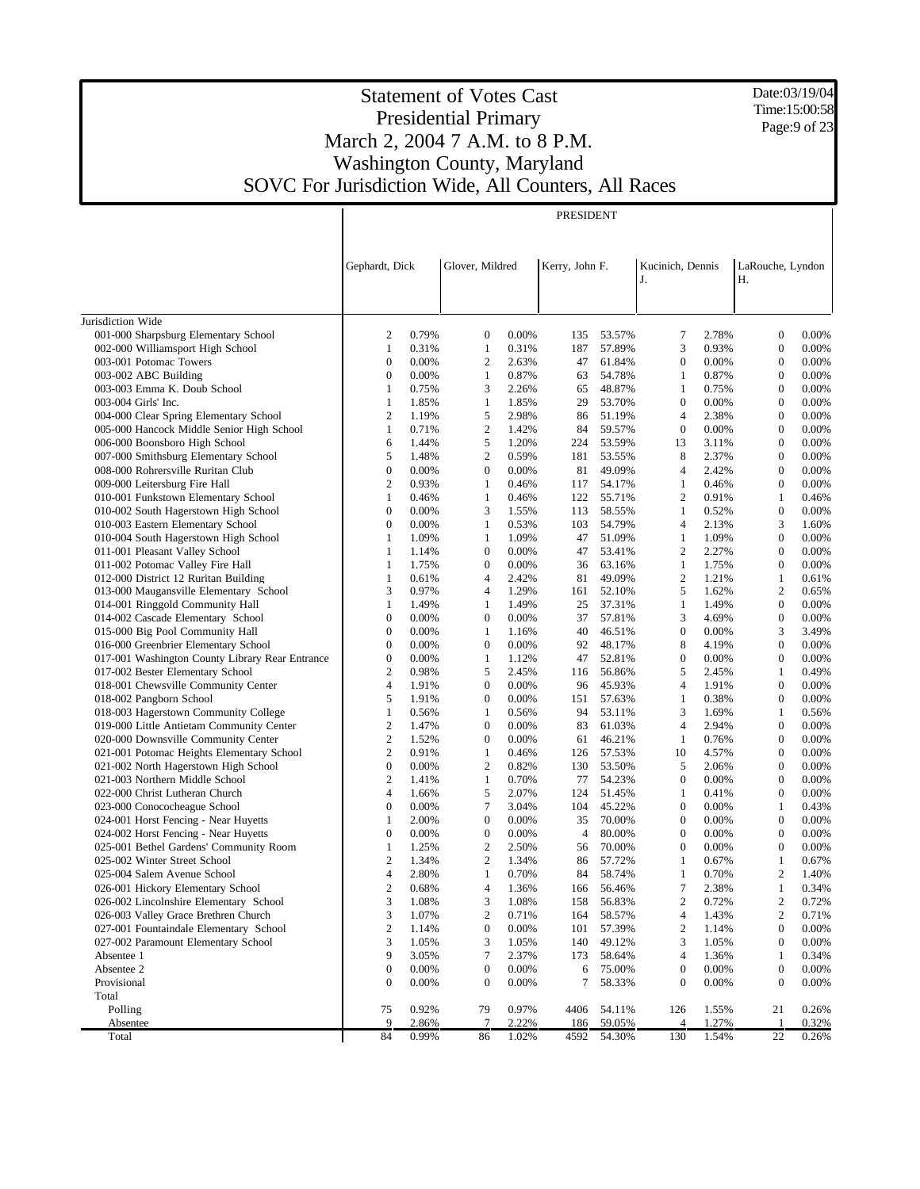# Statement of Votes Cast
## Presidential Primary
## March 2, 2004 7 A.M. to 8 P.M.
## Washington County, Maryland
## SOVC For Jurisdiction Wide, All Counters, All Races

Date:03/19/04
Time:15:00:58

| | PRESIDENT | | | | | | | | | |
|---|---|---|---|---|---|---|---|---|---|---|
| | Gephardt, Dick | | Glover, Mildred | | Kerry, John F. | | Kucinich, Dennis J. | | LaRouche, Lyndon H. | |
| Jurisdiction Wide | | | | | | | | | | |
| 001-000 Sharpsburg Elementary School | 2 | 0.79% | 0 | 0.00% | 135 | 53.57% | 7 | 2.78% | 0 | 0.00% |
| 002-000 Williamsport High School | 1 | 0.31% | 1 | 0.31% | 187 | 57.89% | 3 | 0.93% | 0 | 0.00% |
| 003-001 Potomac Towers | 0 | 0.00% | 2 | 2.63% | 47 | 61.84% | 0 | 0.00% | 0 | 0.00% |
| 003-002 ABC Building | 0 | 0.00% | 1 | 0.87% | 63 | 54.78% | 1 | 0.87% | 0 | 0.00% |
| 003-003 Emma K. Doub School | 1 | 0.75% | 3 | 2.26% | 65 | 48.87% | 1 | 0.75% | 0 | 0.00% |
| 003-004 Girls' Inc. | 1 | 1.85% | 1 | 1.85% | 29 | 53.70% | 0 | 0.00% | 0 | 0.00% |
| 004-000 Clear Spring Elementary School | 2 | 1.19% | 5 | 2.98% | 86 | 51.19% | 4 | 2.38% | 0 | 0.00% |
| 005-000 Hancock Middle Senior High School | 1 | 0.71% | 2 | 1.42% | 84 | 59.57% | 0 | 0.00% | 0 | 0.00% |
| 006-000 Boonsboro High School | 6 | 1.44% | 5 | 1.20% | 224 | 53.59% | 13 | 3.11% | 0 | 0.00% |
| 007-000 Smithsburg Elementary School | 5 | 1.48% | 2 | 0.59% | 181 | 53.55% | 8 | 2.37% | 0 | 0.00% |
| 008-000 Rohrersville Ruritan Club | 0 | 0.00% | 0 | 0.00% | 81 | 49.09% | 4 | 2.42% | 0 | 0.00% |
| 009-000 Leitersburg Fire Hall | 2 | 0.93% | 1 | 0.46% | 117 | 54.17% | 1 | 0.46% | 0 | 0.00% |
| 010-001 Funkstown Elementary School | 1 | 0.46% | 1 | 0.46% | 122 | 55.71% | 2 | 0.91% | 1 | 0.46% |
| 010-002 South Hagerstown High School | 0 | 0.00% | 3 | 1.55% | 113 | 58.55% | 1 | 0.52% | 0 | 0.00% |
| 010-003 Eastern Elementary School | 0 | 0.00% | 1 | 0.53% | 103 | 54.79% | 4 | 2.13% | 3 | 1.60% |
| 010-004 South Hagerstown High School | 1 | 1.09% | 1 | 1.09% | 47 | 51.09% | 1 | 1.09% | 0 | 0.00% |
| 011-001 Pleasant Valley School | 1 | 1.14% | 0 | 0.00% | 47 | 53.41% | 2 | 2.27% | 0 | 0.00% |
| 011-002 Potomac Valley Fire Hall | 1 | 1.75% | 0 | 0.00% | 36 | 63.16% | 1 | 1.75% | 0 | 0.00% |
| 012-000 District 12 Ruritan Building | 1 | 0.61% | 4 | 2.42% | 81 | 49.09% | 2 | 1.21% | 1 | 0.61% |
| 013-000 Maugansville Elementary School | 3 | 0.97% | 4 | 1.29% | 161 | 52.10% | 5 | 1.62% | 2 | 0.65% |
| 014-001 Ringgold Community Hall | 1 | 1.49% | 1 | 1.49% | 25 | 37.31% | 1 | 1.49% | 0 | 0.00% |
| 014-002 Cascade Elementary School | 0 | 0.00% | 0 | 0.00% | 37 | 57.81% | 3 | 4.69% | 0 | 0.00% |
| 015-000 Big Pool Community Hall | 0 | 0.00% | 1 | 1.16% | 40 | 46.51% | 0 | 0.00% | 3 | 3.49% |
| 016-000 Greenbrier Elementary School | 0 | 0.00% | 0 | 0.00% | 92 | 48.17% | 8 | 4.19% | 0 | 0.00% |
| 017-001 Washington County Library Rear Entrance | 0 | 0.00% | 1 | 1.12% | 47 | 52.81% | 0 | 0.00% | 0 | 0.00% |
| 017-002 Bester Elementary School | 2 | 0.98% | 5 | 2.45% | 116 | 56.86% | 5 | 2.45% | 1 | 0.49% |
| 018-001 Chewsville Community Center | 4 | 1.91% | 0 | 0.00% | 96 | 45.93% | 4 | 1.91% | 0 | 0.00% |
| 018-002 Pangborn School | 5 | 1.91% | 0 | 0.00% | 151 | 57.63% | 1 | 0.38% | 0 | 0.00% |
| 018-003 Hagerstown Community College | 1 | 0.56% | 1 | 0.56% | 94 | 53.11% | 3 | 1.69% | 1 | 0.56% |
| 019-000 Little Antietam Community Center | 2 | 1.47% | 0 | 0.00% | 83 | 61.03% | 4 | 2.94% | 0 | 0.00% |
| 020-000 Downsville Community Center | 2 | 1.52% | 0 | 0.00% | 61 | 46.21% | 1 | 0.76% | 0 | 0.00% |
| 021-001 Potomac Heights Elementary School | 2 | 0.91% | 1 | 0.46% | 126 | 57.53% | 10 | 4.57% | 0 | 0.00% |
| 021-002 North Hagerstown High School | 0 | 0.00% | 2 | 0.82% | 130 | 53.50% | 5 | 2.06% | 0 | 0.00% |
| 021-003 Northern Middle School | 2 | 1.41% | 1 | 0.70% | 77 | 54.23% | 0 | 0.00% | 0 | 0.00% |
| 022-000 Christ Lutheran Church | 4 | 1.66% | 5 | 2.07% | 124 | 51.45% | 1 | 0.41% | 0 | 0.00% |
| 023-000 Conococheague School | 0 | 0.00% | 7 | 3.04% | 104 | 45.22% | 0 | 0.00% | 1 | 0.43% |
| 024-001 Horst Fencing - Near Huyetts | 1 | 2.00% | 0 | 0.00% | 35 | 70.00% | 0 | 0.00% | 0 | 0.00% |
| 024-002 Horst Fencing - Near Huyetts | 0 | 0.00% | 0 | 0.00% | 4 | 80.00% | 0 | 0.00% | 0 | 0.00% |
| 025-001 Bethel Gardens' Community Room | 1 | 1.25% | 2 | 2.50% | 56 | 70.00% | 0 | 0.00% | 0 | 0.00% |
| 025-002 Winter Street School | 2 | 1.34% | 2 | 1.34% | 86 | 57.72% | 1 | 0.67% | 1 | 0.67% |
| 025-004 Salem Avenue School | 4 | 2.80% | 1 | 0.70% | 84 | 58.74% | 1 | 0.70% | 2 | 1.40% |
| 026-001 Hickory Elementary School | 2 | 0.68% | 4 | 1.36% | 166 | 56.46% | 7 | 2.38% | 1 | 0.34% |
| 026-002 Lincolnshire Elementary School | 3 | 1.08% | 3 | 1.08% | 158 | 56.83% | 2 | 0.72% | 2 | 0.72% |
| 026-003 Valley Grace Brethren Church | 3 | 1.07% | 2 | 0.71% | 164 | 58.57% | 4 | 1.43% | 2 | 0.71% |
| 027-001 Fountaindale Elementary School | 2 | 1.14% | 0 | 0.00% | 101 | 57.39% | 2 | 1.14% | 0 | 0.00% |
| 027-002 Paramount Elementary School | 3 | 1.05% | 3 | 1.05% | 140 | 49.12% | 3 | 1.05% | 0 | 0.00% |
| Absentee 1 | 9 | 3.05% | 7 | 2.37% | 173 | 58.64% | 4 | 1.36% | 1 | 0.34% |
| Absentee 2 | 0 | 0.00% | 0 | 0.00% | 6 | 75.00% | 0 | 0.00% | 0 | 0.00% |
| Provisional | 0 | 0.00% | 0 | 0.00% | 7 | 58.33% | 0 | 0.00% | 0 | 0.00% |
| Total | | | | | | | | | | |
| Polling | 75 | 0.92% | 79 | 0.97% | 4406 | 54.11% | 126 | 1.55% | 21 | 0.26% |
| Absentee | 9 | 2.86% | 7 | 2.22% | 186 | 59.05% | 4 | 1.27% | 1 | 0.32% |
| Total | 84 | 0.99% | 86 | 1.02% | 4592 | 54.30% | 130 | 1.54% | 22 | 0.26% |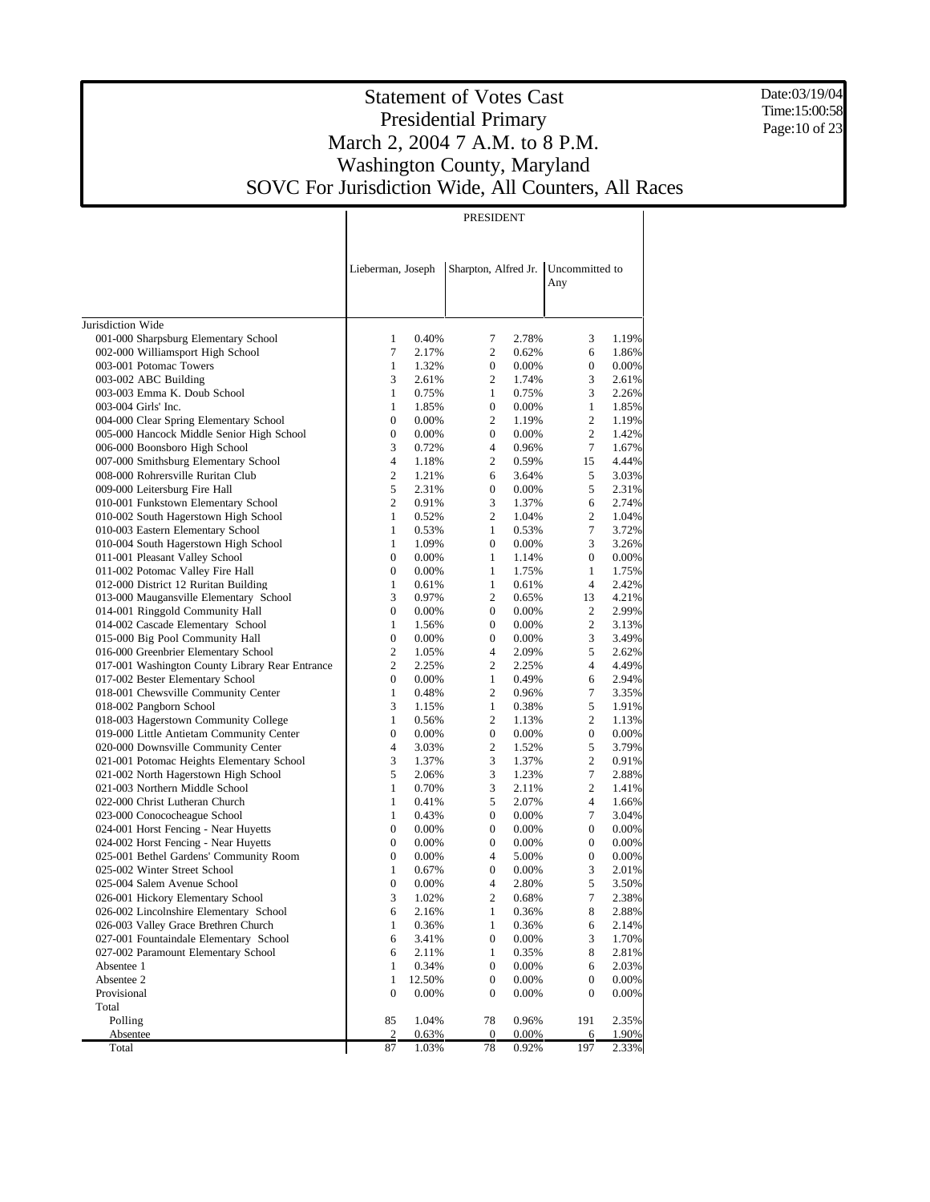# Statement of Votes Cast
## Presidential Primary
## March 2, 2004 7 A.M. to 8 P.M.
## Washington County, Maryland
## SOVC For Jurisdiction Wide, All Counters, All Races

Date:03/19/04
Time:15:00:58

| | PRESIDENT | | | | | |
|---|---|---|---|---|---|---|
| | Lieberman, Joseph | | Sharpton, Alfred Jr. | | Uncommitted to Any | |
| Jurisdiction Wide | | | | | | |
| 001-000 Sharpsburg Elementary School | 1 | 0.40% | 7 | 2.78% | 3 | 1.19% |
| 002-000 Williamsport High School | 7 | 2.17% | 2 | 0.62% | 6 | 1.86% |
| 003-001 Potomac Towers | 1 | 1.32% | 0 | 0.00% | 0 | 0.00% |
| 003-002 ABC Building | 3 | 2.61% | 2 | 1.74% | 3 | 2.61% |
| 003-003 Emma K. Doub School | 1 | 0.75% | 1 | 0.75% | 3 | 2.26% |
| 003-004 Girls' Inc. | 1 | 1.85% | 0 | 0.00% | 1 | 1.85% |
| 004-000 Clear Spring Elementary School | 0 | 0.00% | 2 | 1.19% | 2 | 1.19% |
| 005-000 Hancock Middle Senior High School | 0 | 0.00% | 0 | 0.00% | 2 | 1.42% |
| 006-000 Boonsboro High School | 3 | 0.72% | 4 | 0.96% | 7 | 1.67% |
| 007-000 Smithsburg Elementary School | 4 | 1.18% | 2 | 0.59% | 15 | 4.44% |
| 008-000 Rohrersville Ruritan Club | 2 | 1.21% | 6 | 3.64% | 5 | 3.03% |
| 009-000 Leitersburg Fire Hall | 5 | 2.31% | 0 | 0.00% | 5 | 2.31% |
| 010-001 Funkstown Elementary School | 2 | 0.91% | 3 | 1.37% | 6 | 2.74% |
| 010-002 South Hagerstown High School | 1 | 0.52% | 2 | 1.04% | 2 | 1.04% |
| 010-003 Eastern Elementary School | 1 | 0.53% | 1 | 0.53% | 7 | 3.72% |
| 010-004 South Hagerstown High School | 1 | 1.09% | 0 | 0.00% | 3 | 3.26% |
| 011-001 Pleasant Valley School | 0 | 0.00% | 1 | 1.14% | 0 | 0.00% |
| 011-002 Potomac Valley Fire Hall | 0 | 0.00% | 1 | 1.75% | 1 | 1.75% |
| 012-000 District 12 Ruritan Building | 1 | 0.61% | 1 | 0.61% | 4 | 2.42% |
| 013-000 Maugansville Elementary School | 3 | 0.97% | 2 | 0.65% | 13 | 4.21% |
| 014-001 Ringgold Community Hall | 0 | 0.00% | 0 | 0.00% | 2 | 2.99% |
| 014-002 Cascade Elementary School | 1 | 1.56% | 0 | 0.00% | 2 | 3.13% |
| 015-000 Big Pool Community Hall | 0 | 0.00% | 0 | 0.00% | 3 | 3.49% |
| 016-000 Greenbrier Elementary School | 2 | 1.05% | 4 | 2.09% | 5 | 2.62% |
| 017-001 Washington County Library Rear Entrance | 2 | 2.25% | 2 | 2.25% | 4 | 4.49% |
| 017-002 Bester Elementary School | 0 | 0.00% | 1 | 0.49% | 6 | 2.94% |
| 018-001 Chewsville Community Center | 1 | 0.48% | 2 | 0.96% | 7 | 3.35% |
| 018-002 Pangborn School | 3 | 1.15% | 1 | 0.38% | 5 | 1.91% |
| 018-003 Hagerstown Community College | 1 | 0.56% | 2 | 1.13% | 2 | 1.13% |
| 019-000 Little Antietam Community Center | 0 | 0.00% | 0 | 0.00% | 0 | 0.00% |
| 020-000 Downsville Community Center | 4 | 3.03% | 2 | 1.52% | 5 | 3.79% |
| 021-001 Potomac Heights Elementary School | 3 | 1.37% | 3 | 1.37% | 2 | 0.91% |
| 021-002 North Hagerstown High School | 5 | 2.06% | 3 | 1.23% | 7 | 2.88% |
| 021-003 Northern Middle School | 1 | 0.70% | 3 | 2.11% | 2 | 1.41% |
| 022-000 Christ Lutheran Church | 1 | 0.41% | 5 | 2.07% | 4 | 1.66% |
| 023-000 Conococheague School | 1 | 0.43% | 0 | 0.00% | 7 | 3.04% |
| 024-001 Horst Fencing - Near Huyetts | 0 | 0.00% | 0 | 0.00% | 0 | 0.00% |
| 024-002 Horst Fencing - Near Huyetts | 0 | 0.00% | 0 | 0.00% | 0 | 0.00% |
| 025-001 Bethel Gardens' Community Room | 0 | 0.00% | 4 | 5.00% | 0 | 0.00% |
| 025-002 Winter Street School | 1 | 0.67% | 0 | 0.00% | 3 | 2.01% |
| 025-004 Salem Avenue School | 0 | 0.00% | 4 | 2.80% | 5 | 3.50% |
| 026-001 Hickory Elementary School | 3 | 1.02% | 2 | 0.68% | 7 | 2.38% |
| 026-002 Lincolnshire Elementary School | 6 | 2.16% | 1 | 0.36% | 8 | 2.88% |
| 026-003 Valley Grace Brethren Church | 1 | 0.36% | 1 | 0.36% | 6 | 2.14% |
| 027-001 Fountaindale Elementary School | 6 | 3.41% | 0 | 0.00% | 3 | 1.70% |
| 027-002 Paramount Elementary School | 6 | 2.11% | 1 | 0.35% | 8 | 2.81% |
| Absentee 1 | 1 | 0.34% | 0 | 0.00% | 6 | 2.03% |
| Absentee 2 | 1 | 12.50% | 0 | 0.00% | 0 | 0.00% |
| Provisional | 0 | 0.00% | 0 | 0.00% | 0 | 0.00% |
| Total | | | | | | |
| Polling | 85 | 1.04% | 78 | 0.96% | 191 | 2.35% |
| Absentee | 2 | 0.63% | 0 | 0.00% | 6 | 1.90% |
| Total | 87 | 1.03% | 78 | 0.92% | 197 | 2.33% |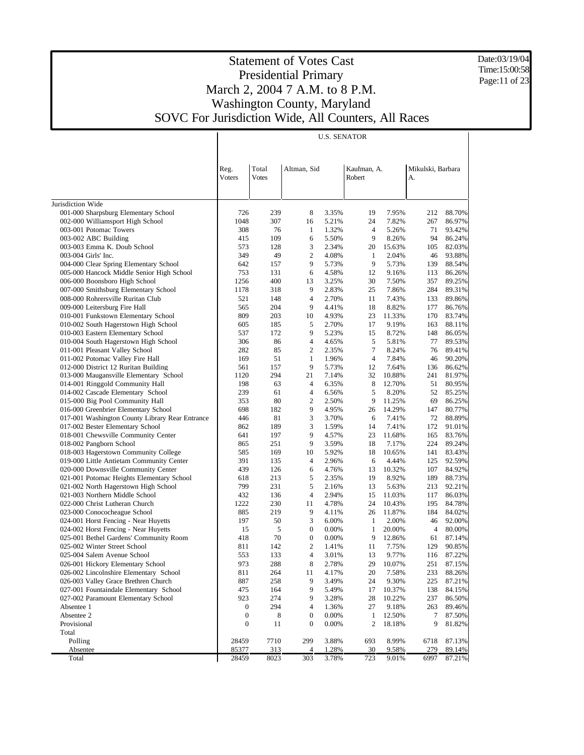# Statement of Votes Cast
## Presidential Primary
## March 2, 2004 7 A.M. to 8 P.M.
## Washington County, Maryland
## SOVC For Jurisdiction Wide, All Counters, All Races

Date:03/19/04
Time:15:00:58

**U.S. SENATOR**

| | Reg. Voters | Total Votes | Altman, Sid | | Kaufman, A. Robert | | Mikulski, Barbara A. | |
|---|---|---|---|---|---|---|---|---|
| Jurisdiction Wide | | | | | | | | |
| 001-000 Sharpsburg Elementary School | 726 | 239 | 8 | 3.35% | 19 | 7.95% | 212 | 88.70% |
| 002-000 Williamsport High School | 1048 | 307 | 16 | 5.21% | 24 | 7.82% | 267 | 86.97% |
| 003-001 Potomac Towers | 308 | 76 | 1 | 1.32% | 4 | 5.26% | 71 | 93.42% |
| 003-002 ABC Building | 415 | 109 | 6 | 5.50% | 9 | 8.26% | 94 | 86.24% |
| 003-003 Emma K. Doub School | 573 | 128 | 3 | 2.34% | 20 | 15.63% | 105 | 82.03% |
| 003-004 Girls' Inc. | 349 | 49 | 2 | 4.08% | 1 | 2.04% | 46 | 93.88% |
| 004-000 Clear Spring Elementary School | 642 | 157 | 9 | 5.73% | 9 | 5.73% | 139 | 88.54% |
| 005-000 Hancock Middle Senior High School | 753 | 131 | 6 | 4.58% | 12 | 9.16% | 113 | 86.26% |
| 006-000 Boonsboro High School | 1256 | 400 | 13 | 3.25% | 30 | 7.50% | 357 | 89.25% |
| 007-000 Smithsburg Elementary School | 1178 | 318 | 9 | 2.83% | 25 | 7.86% | 284 | 89.31% |
| 008-000 Rohrersville Ruritan Club | 521 | 148 | 4 | 2.70% | 11 | 7.43% | 133 | 89.86% |
| 009-000 Leitersburg Fire Hall | 565 | 204 | 9 | 4.41% | 18 | 8.82% | 177 | 86.76% |
| 010-001 Funkstown Elementary School | 809 | 203 | 10 | 4.93% | 23 | 11.33% | 170 | 83.74% |
| 010-002 South Hagerstown High School | 605 | 185 | 5 | 2.70% | 17 | 9.19% | 163 | 88.11% |
| 010-003 Eastern Elementary School | 537 | 172 | 9 | 5.23% | 15 | 8.72% | 148 | 86.05% |
| 010-004 South Hagerstown High School | 306 | 86 | 4 | 4.65% | 5 | 5.81% | 77 | 89.53% |
| 011-001 Pleasant Valley School | 282 | 85 | 2 | 2.35% | 7 | 8.24% | 76 | 89.41% |
| 011-002 Potomac Valley Fire Hall | 169 | 51 | 1 | 1.96% | 4 | 7.84% | 46 | 90.20% |
| 012-000 District 12 Ruritan Building | 561 | 157 | 9 | 5.73% | 12 | 7.64% | 136 | 86.62% |
| 013-000 Maugansville Elementary School | 1120 | 294 | 21 | 7.14% | 32 | 10.88% | 241 | 81.97% |
| 014-001 Ringgold Community Hall | 198 | 63 | 4 | 6.35% | 8 | 12.70% | 51 | 80.95% |
| 014-002 Cascade Elementary School | 239 | 61 | 4 | 6.56% | 5 | 8.20% | 52 | 85.25% |
| 015-000 Big Pool Community Hall | 353 | 80 | 2 | 2.50% | 9 | 11.25% | 69 | 86.25% |
| 016-000 Greenbrier Elementary School | 698 | 182 | 9 | 4.95% | 26 | 14.29% | 147 | 80.77% |
| 017-001 Washington County Library Rear Entrance | 446 | 81 | 3 | 3.70% | 6 | 7.41% | 72 | 88.89% |
| 017-002 Bester Elementary School | 862 | 189 | 3 | 1.59% | 14 | 7.41% | 172 | 91.01% |
| 018-001 Chewsville Community Center | 641 | 197 | 9 | 4.57% | 23 | 11.68% | 165 | 83.76% |
| 018-002 Pangborn School | 865 | 251 | 9 | 3.59% | 18 | 7.17% | 224 | 89.24% |
| 018-003 Hagerstown Community College | 585 | 169 | 10 | 5.92% | 18 | 10.65% | 141 | 83.43% |
| 019-000 Little Antietam Community Center | 391 | 135 | 4 | 2.96% | 6 | 4.44% | 125 | 92.59% |
| 020-000 Downsville Community Center | 439 | 126 | 6 | 4.76% | 13 | 10.32% | 107 | 84.92% |
| 021-001 Potomac Heights Elementary School | 618 | 213 | 5 | 2.35% | 19 | 8.92% | 189 | 88.73% |
| 021-002 North Hagerstown High School | 799 | 231 | 5 | 2.16% | 13 | 5.63% | 213 | 92.21% |
| 021-003 Northern Middle School | 432 | 136 | 4 | 2.94% | 15 | 11.03% | 117 | 86.03% |
| 022-000 Christ Lutheran Church | 1222 | 230 | 11 | 4.78% | 24 | 10.43% | 195 | 84.78% |
| 023-000 Conococheague School | 885 | 219 | 9 | 4.11% | 26 | 11.87% | 184 | 84.02% |
| 024-001 Horst Fencing - Near Huyetts | 197 | 50 | 3 | 6.00% | 1 | 2.00% | 46 | 92.00% |
| 024-002 Horst Fencing - Near Huyetts | 15 | 5 | 0 | 0.00% | 1 | 20.00% | 4 | 80.00% |
| 025-001 Bethel Gardens' Community Room | 418 | 70 | 0 | 0.00% | 9 | 12.86% | 61 | 87.14% |
| 025-002 Winter Street School | 811 | 142 | 2 | 1.41% | 11 | 7.75% | 129 | 90.85% |
| 025-004 Salem Avenue School | 553 | 133 | 4 | 3.01% | 13 | 9.77% | 116 | 87.22% |
| 026-001 Hickory Elementary School | 973 | 288 | 8 | 2.78% | 29 | 10.07% | 251 | 87.15% |
| 026-002 Lincolnshire Elementary School | 811 | 264 | 11 | 4.17% | 20 | 7.58% | 233 | 88.26% |
| 026-003 Valley Grace Brethren Church | 887 | 258 | 9 | 3.49% | 24 | 9.30% | 225 | 87.21% |
| 027-001 Fountaindale Elementary School | 475 | 164 | 9 | 5.49% | 17 | 10.37% | 138 | 84.15% |
| 027-002 Paramount Elementary School | 923 | 274 | 9 | 3.28% | 28 | 10.22% | 237 | 86.50% |
| Absentee 1 | 0 | 294 | 4 | 1.36% | 27 | 9.18% | 263 | 89.46% |
| Absentee 2 | 0 | 8 | 0 | 0.00% | 1 | 12.50% | 7 | 87.50% |
| Provisional | 0 | 11 | 0 | 0.00% | 2 | 18.18% | 9 | 81.82% |
| Total | | | | | | | | |
| Polling | 28459 | 7710 | 299 | 3.88% | 693 | 8.99% | 6718 | 87.13% |
| Absentee | 85377 | 313 | 4 | 1.28% | 30 | 9.58% | 279 | 89.14% |
| Total | 28459 | 8023 | 303 | 3.78% | 723 | 9.01% | 6997 | 87.21% |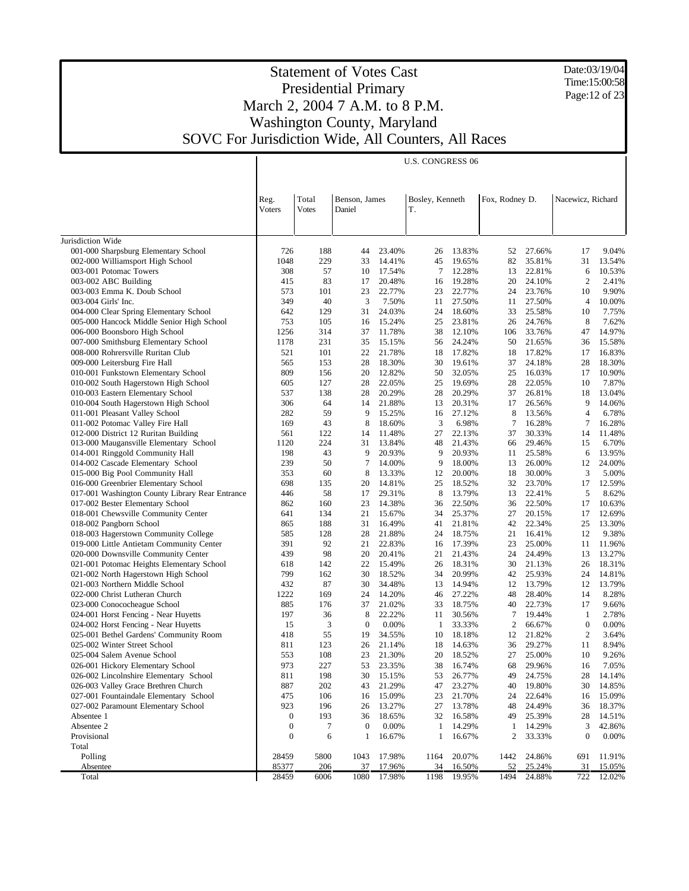# Statement of Votes Cast
## Presidential Primary
## March 2, 2004 7 A.M. to 8 P.M.
## Washington County, Maryland
## SOVC For Jurisdiction Wide, All Counters, All Races

Date:03/19/04
Time:15:00:58

U.S. CONGRESS 06

| | Reg. Voters | Total Votes | Benson, James Daniel | | Bosley, Kenneth T. | | Fox, Rodney D. | | Nacewicz, Richard | |
|---|---|---|---|---|---|---|---|---|---|---|
| Jurisdiction Wide | | | | | | | | | | |
| 001-000 Sharpsburg Elementary School | 726 | 188 | 44 | 23.40% | 26 | 13.83% | 52 | 27.66% | 17 | 9.04% |
| 002-000 Williamsport High School | 1048 | 229 | 33 | 14.41% | 45 | 19.65% | 82 | 35.81% | 31 | 13.54% |
| 003-001 Potomac Towers | 308 | 57 | 10 | 17.54% | 7 | 12.28% | 13 | 22.81% | 6 | 10.53% |
| 003-002 ABC Building | 415 | 83 | 17 | 20.48% | 16 | 19.28% | 20 | 24.10% | 2 | 2.41% |
| 003-003 Emma K. Doub School | 573 | 101 | 23 | 22.77% | 23 | 22.77% | 24 | 23.76% | 10 | 9.90% |
| 003-004 Girls' Inc. | 349 | 40 | 3 | 7.50% | 11 | 27.50% | 11 | 27.50% | 4 | 10.00% |
| 004-000 Clear Spring Elementary School | 642 | 129 | 31 | 24.03% | 24 | 18.60% | 33 | 25.58% | 10 | 7.75% |
| 005-000 Hancock Middle Senior High School | 753 | 105 | 16 | 15.24% | 25 | 23.81% | 26 | 24.76% | 8 | 7.62% |
| 006-000 Boonsboro High School | 1256 | 314 | 37 | 11.78% | 38 | 12.10% | 106 | 33.76% | 47 | 14.97% |
| 007-000 Smithsburg Elementary School | 1178 | 231 | 35 | 15.15% | 56 | 24.24% | 50 | 21.65% | 36 | 15.58% |
| 008-000 Rohrersville Ruritan Club | 521 | 101 | 22 | 21.78% | 18 | 17.82% | 18 | 17.82% | 17 | 16.83% |
| 009-000 Leitersburg Fire Hall | 565 | 153 | 28 | 18.30% | 30 | 19.61% | 37 | 24.18% | 28 | 18.30% |
| 010-001 Funkstown Elementary School | 809 | 156 | 20 | 12.82% | 50 | 32.05% | 25 | 16.03% | 17 | 10.90% |
| 010-002 South Hagerstown High School | 605 | 127 | 28 | 22.05% | 25 | 19.69% | 28 | 22.05% | 10 | 7.87% |
| 010-003 Eastern Elementary School | 537 | 138 | 28 | 20.29% | 28 | 20.29% | 37 | 26.81% | 18 | 13.04% |
| 010-004 South Hagerstown High School | 306 | 64 | 14 | 21.88% | 13 | 20.31% | 17 | 26.56% | 9 | 14.06% |
| 011-001 Pleasant Valley School | 282 | 59 | 9 | 15.25% | 16 | 27.12% | 8 | 13.56% | 4 | 6.78% |
| 011-002 Potomac Valley Fire Hall | 169 | 43 | 8 | 18.60% | 3 | 6.98% | 7 | 16.28% | 7 | 16.28% |
| 012-000 District 12 Ruritan Building | 561 | 122 | 14 | 11.48% | 27 | 22.13% | 37 | 30.33% | 14 | 11.48% |
| 013-000 Maugansville Elementary School | 1120 | 224 | 31 | 13.84% | 48 | 21.43% | 66 | 29.46% | 15 | 6.70% |
| 014-001 Ringgold Community Hall | 198 | 43 | 9 | 20.93% | 9 | 20.93% | 11 | 25.58% | 6 | 13.95% |
| 014-002 Cascade Elementary School | 239 | 50 | 7 | 14.00% | 9 | 18.00% | 13 | 26.00% | 12 | 24.00% |
| 015-000 Big Pool Community Hall | 353 | 60 | 8 | 13.33% | 12 | 20.00% | 18 | 30.00% | 3 | 5.00% |
| 016-000 Greenbrier Elementary School | 698 | 135 | 20 | 14.81% | 25 | 18.52% | 32 | 23.70% | 17 | 12.59% |
| 017-001 Washington County Library Rear Entrance | 446 | 58 | 17 | 29.31% | 8 | 13.79% | 13 | 22.41% | 5 | 8.62% |
| 017-002 Bester Elementary School | 862 | 160 | 23 | 14.38% | 36 | 22.50% | 36 | 22.50% | 17 | 10.63% |
| 018-001 Chewsville Community Center | 641 | 134 | 21 | 15.67% | 34 | 25.37% | 27 | 20.15% | 17 | 12.69% |
| 018-002 Pangborn School | 865 | 188 | 31 | 16.49% | 41 | 21.81% | 42 | 22.34% | 25 | 13.30% |
| 018-003 Hagerstown Community College | 585 | 128 | 28 | 21.88% | 24 | 18.75% | 21 | 16.41% | 12 | 9.38% |
| 019-000 Little Antietam Community Center | 391 | 92 | 21 | 22.83% | 16 | 17.39% | 23 | 25.00% | 11 | 11.96% |
| 020-000 Downsville Community Center | 439 | 98 | 20 | 20.41% | 21 | 21.43% | 24 | 24.49% | 13 | 13.27% |
| 021-001 Potomac Heights Elementary School | 618 | 142 | 22 | 15.49% | 26 | 18.31% | 30 | 21.13% | 26 | 18.31% |
| 021-002 North Hagerstown High School | 799 | 162 | 30 | 18.52% | 34 | 20.99% | 42 | 25.93% | 24 | 14.81% |
| 021-003 Northern Middle School | 432 | 87 | 30 | 34.48% | 13 | 14.94% | 12 | 13.79% | 12 | 13.79% |
| 022-000 Christ Lutheran Church | 1222 | 169 | 24 | 14.20% | 46 | 27.22% | 48 | 28.40% | 14 | 8.28% |
| 023-000 Conococheague School | 885 | 176 | 37 | 21.02% | 33 | 18.75% | 40 | 22.73% | 17 | 9.66% |
| 024-001 Horst Fencing - Near Huyetts | 197 | 36 | 8 | 22.22% | 11 | 30.56% | 7 | 19.44% | 1 | 2.78% |
| 024-002 Horst Fencing - Near Huyetts | 15 | 3 | 0 | 0.00% | 1 | 33.33% | 2 | 66.67% | 0 | 0.00% |
| 025-001 Bethel Gardens' Community Room | 418 | 55 | 19 | 34.55% | 10 | 18.18% | 12 | 21.82% | 2 | 3.64% |
| 025-002 Winter Street School | 811 | 123 | 26 | 21.14% | 18 | 14.63% | 36 | 29.27% | 11 | 8.94% |
| 025-004 Salem Avenue School | 553 | 108 | 23 | 21.30% | 20 | 18.52% | 27 | 25.00% | 10 | 9.26% |
| 026-001 Hickory Elementary School | 973 | 227 | 53 | 23.35% | 38 | 16.74% | 68 | 29.96% | 16 | 7.05% |
| 026-002 Lincolnshire Elementary School | 811 | 198 | 30 | 15.15% | 53 | 26.77% | 49 | 24.75% | 28 | 14.14% |
| 026-003 Valley Grace Brethren Church | 887 | 202 | 43 | 21.29% | 47 | 23.27% | 40 | 19.80% | 30 | 14.85% |
| 027-001 Fountaindale Elementary School | 475 | 106 | 16 | 15.09% | 23 | 21.70% | 24 | 22.64% | 16 | 15.09% |
| 027-002 Paramount Elementary School | 923 | 196 | 26 | 13.27% | 27 | 13.78% | 48 | 24.49% | 36 | 18.37% |
| Absentee 1 | 0 | 193 | 36 | 18.65% | 32 | 16.58% | 49 | 25.39% | 28 | 14.51% |
| Absentee 2 | 0 | 7 | 0 | 0.00% | 1 | 14.29% | 1 | 14.29% | 3 | 42.86% |
| Provisional | 0 | 6 | 1 | 16.67% | 1 | 16.67% | 2 | 33.33% | 0 | 0.00% |
| Total | | | | | | | | | | |
| Polling | 28459 | 5800 | 1043 | 17.98% | 1164 | 20.07% | 1442 | 24.86% | 691 | 11.91% |
| Absentee | 85377 | 206 | 37 | 17.96% | 34 | 16.50% | 52 | 25.24% | 31 | 15.05% |
| Total | 28459 | 6006 | 1080 | 17.98% | 1198 | 19.95% | 1494 | 24.88% | 722 | 12.02% |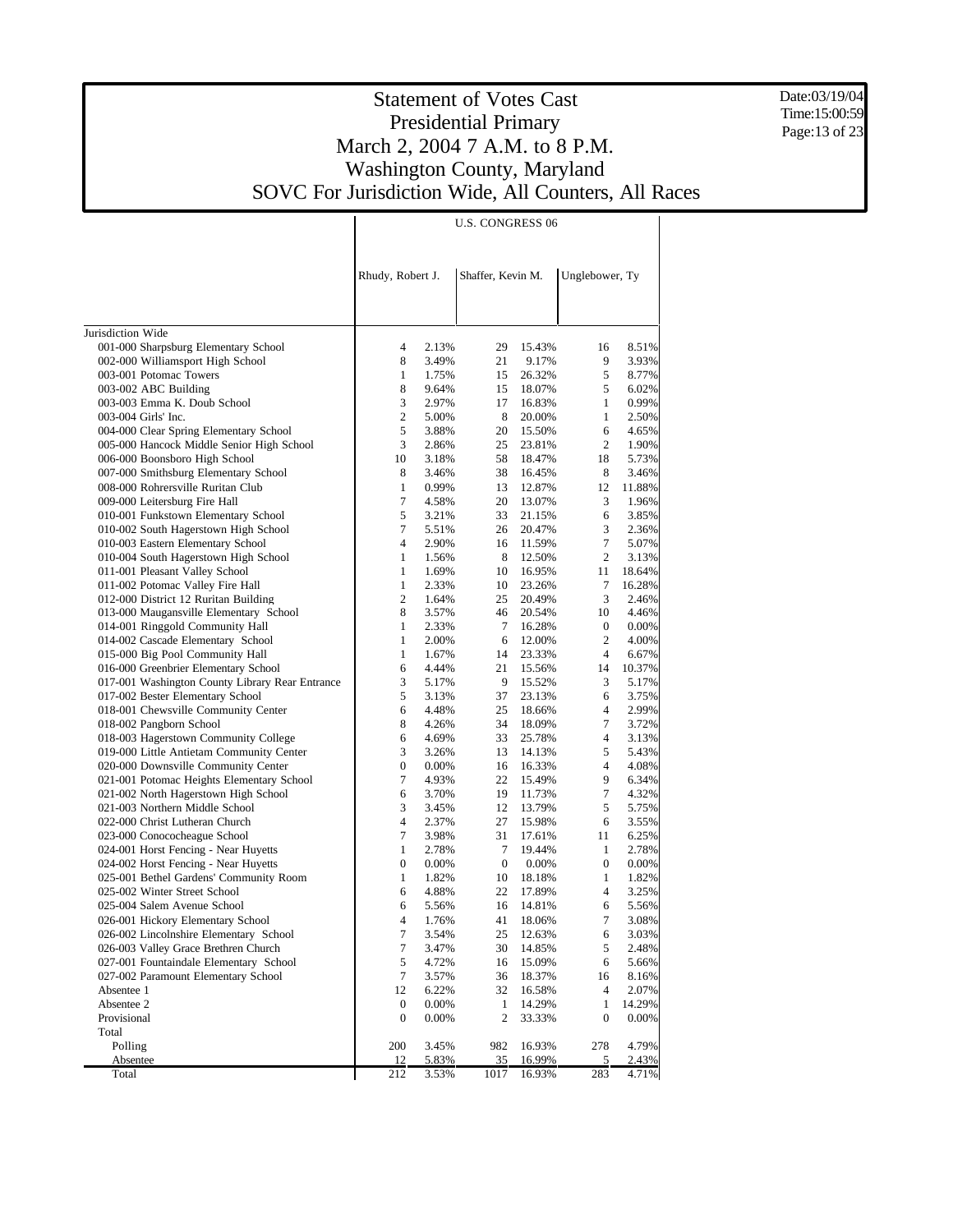# Statement of Votes Cast
## Presidential Primary
## March 2, 2004 7 A.M. to 8 P.M.
## Washington County, Maryland
## SOVC For Jurisdiction Wide, All Counters, All Races

Date:03/19/04
Time:15:00:59

| | U.S. CONGRESS 06 | | | | | |
|---|---|---|---|---|---|---|
| | Rhudy, Robert J. | | Shaffer, Kevin M. | | Unglebower, Ty | |
| Jurisdiction Wide | | | | | | |
| 001-000 Sharpsburg Elementary School | 4 | 2.13% | 29 | 15.43% | 16 | 8.51% |
| 002-000 Williamsport High School | 8 | 3.49% | 21 | 9.17% | 9 | 3.93% |
| 003-001 Potomac Towers | 1 | 1.75% | 15 | 26.32% | 5 | 8.77% |
| 003-002 ABC Building | 8 | 9.64% | 15 | 18.07% | 5 | 6.02% |
| 003-003 Emma K. Doub School | 3 | 2.97% | 17 | 16.83% | 1 | 0.99% |
| 003-004 Girls' Inc. | 2 | 5.00% | 8 | 20.00% | 1 | 2.50% |
| 004-000 Clear Spring Elementary School | 5 | 3.88% | 20 | 15.50% | 6 | 4.65% |
| 005-000 Hancock Middle Senior High School | 3 | 2.86% | 25 | 23.81% | 2 | 1.90% |
| 006-000 Boonsboro High School | 10 | 3.18% | 58 | 18.47% | 18 | 5.73% |
| 007-000 Smithsburg Elementary School | 8 | 3.46% | 38 | 16.45% | 8 | 3.46% |
| 008-000 Rohrersville Ruritan Club | 1 | 0.99% | 13 | 12.87% | 12 | 11.88% |
| 009-000 Leitersburg Fire Hall | 7 | 4.58% | 20 | 13.07% | 3 | 1.96% |
| 010-001 Funkstown Elementary School | 5 | 3.21% | 33 | 21.15% | 6 | 3.85% |
| 010-002 South Hagerstown High School | 7 | 5.51% | 26 | 20.47% | 3 | 2.36% |
| 010-003 Eastern Elementary School | 4 | 2.90% | 16 | 11.59% | 7 | 5.07% |
| 010-004 South Hagerstown High School | 1 | 1.56% | 8 | 12.50% | 2 | 3.13% |
| 011-001 Pleasant Valley School | 1 | 1.69% | 10 | 16.95% | 11 | 18.64% |
| 011-002 Potomac Valley Fire Hall | 1 | 2.33% | 10 | 23.26% | 7 | 16.28% |
| 012-000 District 12 Ruritan Building | 2 | 1.64% | 25 | 20.49% | 3 | 2.46% |
| 013-000 Maugansville Elementary School | 8 | 3.57% | 46 | 20.54% | 10 | 4.46% |
| 014-001 Ringgold Community Hall | 1 | 2.33% | 7 | 16.28% | 0 | 0.00% |
| 014-002 Cascade Elementary School | 1 | 2.00% | 6 | 12.00% | 2 | 4.00% |
| 015-000 Big Pool Community Hall | 1 | 1.67% | 14 | 23.33% | 4 | 6.67% |
| 016-000 Greenbrier Elementary School | 6 | 4.44% | 21 | 15.56% | 14 | 10.37% |
| 017-001 Washington County Library Rear Entrance | 3 | 5.17% | 9 | 15.52% | 3 | 5.17% |
| 017-002 Bester Elementary School | 5 | 3.13% | 37 | 23.13% | 6 | 3.75% |
| 018-001 Chewsville Community Center | 6 | 4.48% | 25 | 18.66% | 4 | 2.99% |
| 018-002 Pangborn School | 8 | 4.26% | 34 | 18.09% | 7 | 3.72% |
| 018-003 Hagerstown Community College | 6 | 4.69% | 33 | 25.78% | 4 | 3.13% |
| 019-000 Little Antietam Community Center | 3 | 3.26% | 13 | 14.13% | 5 | 5.43% |
| 020-000 Downsville Community Center | 0 | 0.00% | 16 | 16.33% | 4 | 4.08% |
| 021-001 Potomac Heights Elementary School | 7 | 4.93% | 22 | 15.49% | 9 | 6.34% |
| 021-002 North Hagerstown High School | 6 | 3.70% | 19 | 11.73% | 7 | 4.32% |
| 021-003 Northern Middle School | 3 | 3.45% | 12 | 13.79% | 5 | 5.75% |
| 022-000 Christ Lutheran Church | 4 | 2.37% | 27 | 15.98% | 6 | 3.55% |
| 023-000 Conococheague School | 7 | 3.98% | 31 | 17.61% | 11 | 6.25% |
| 024-001 Horst Fencing - Near Huyetts | 1 | 2.78% | 7 | 19.44% | 1 | 2.78% |
| 024-002 Horst Fencing - Near Huyetts | 0 | 0.00% | 0 | 0.00% | 0 | 0.00% |
| 025-001 Bethel Gardens' Community Room | 1 | 1.82% | 10 | 18.18% | 1 | 1.82% |
| 025-002 Winter Street School | 6 | 4.88% | 22 | 17.89% | 4 | 3.25% |
| 025-004 Salem Avenue School | 6 | 5.56% | 16 | 14.81% | 6 | 5.56% |
| 026-001 Hickory Elementary School | 4 | 1.76% | 41 | 18.06% | 7 | 3.08% |
| 026-002 Lincolnshire Elementary School | 7 | 3.54% | 25 | 12.63% | 6 | 3.03% |
| 026-003 Valley Grace Brethren Church | 7 | 3.47% | 30 | 14.85% | 5 | 2.48% |
| 027-001 Fountaindale Elementary School | 5 | 4.72% | 16 | 15.09% | 6 | 5.66% |
| 027-002 Paramount Elementary School | 7 | 3.57% | 36 | 18.37% | 16 | 8.16% |
| Absentee 1 | 12 | 6.22% | 32 | 16.58% | 4 | 2.07% |
| Absentee 2 | 0 | 0.00% | 1 | 14.29% | 1 | 14.29% |
| Provisional | 0 | 0.00% | 2 | 33.33% | 0 | 0.00% |
| Total | | | | | | |
| Polling | 200 | 3.45% | 982 | 16.93% | 278 | 4.79% |
| Absentee | 12 | 5.83% | 35 | 16.99% | 5 | 2.43% |
| Total | 212 | 3.53% | 1017 | 16.93% | 283 | 4.71% |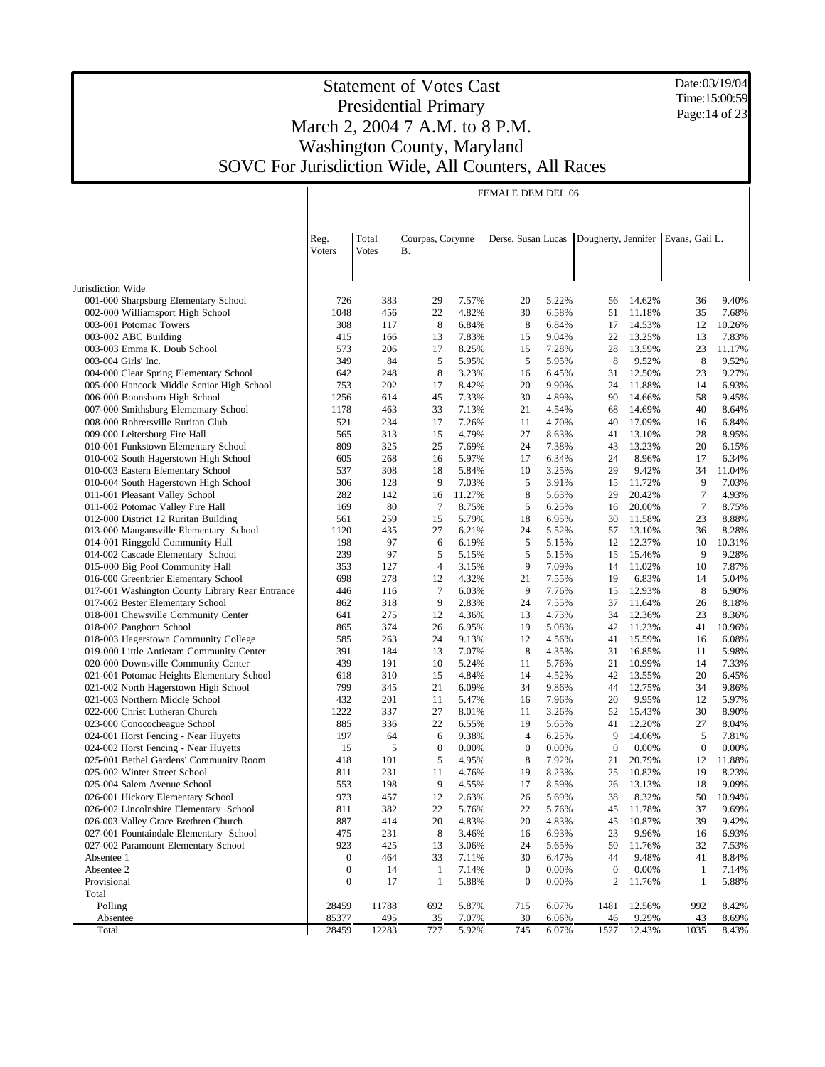# Statement of Votes Cast
## Presidential Primary
## March 2, 2004 7 A.M. to 8 P.M.
## Washington County, Maryland
## SOVC For Jurisdiction Wide, All Counters, All Races

Date:03/19/04
Time:15:00:59

FEMALE DEM DEL 06

| | Reg. Voters | Total Votes | Courpas, Corynne B. | | Derse, Susan Lucas | | Dougherty, Jennifer | | Evans, Gail L. | |
|---|---|---|---|---|---|---|---|---|---|---|
| Jurisdiction Wide | | | | | | | | | | |
| 001-000 Sharpsburg Elementary School | 726 | 383 | 29 | 7.57% | 20 | 5.22% | 56 | 14.62% | 36 | 9.40% |
| 002-000 Williamsport High School | 1048 | 456 | 22 | 4.82% | 30 | 6.58% | 51 | 11.18% | 35 | 7.68% |
| 003-001 Potomac Towers | 308 | 117 | 8 | 6.84% | 8 | 6.84% | 17 | 14.53% | 12 | 10.26% |
| 003-002 ABC Building | 415 | 166 | 13 | 7.83% | 15 | 9.04% | 22 | 13.25% | 13 | 7.83% |
| 003-003 Emma K. Doub School | 573 | 206 | 17 | 8.25% | 15 | 7.28% | 28 | 13.59% | 23 | 11.17% |
| 003-004 Girls' Inc. | 349 | 84 | 5 | 5.95% | 5 | 5.95% | 8 | 9.52% | 8 | 9.52% |
| 004-000 Clear Spring Elementary School | 642 | 248 | 8 | 3.23% | 16 | 6.45% | 31 | 12.50% | 23 | 9.27% |
| 005-000 Hancock Middle Senior High School | 753 | 202 | 17 | 8.42% | 20 | 9.90% | 24 | 11.88% | 14 | 6.93% |
| 006-000 Boonsboro High School | 1256 | 614 | 45 | 7.33% | 30 | 4.89% | 90 | 14.66% | 58 | 9.45% |
| 007-000 Smithsburg Elementary School | 1178 | 463 | 33 | 7.13% | 21 | 4.54% | 68 | 14.69% | 40 | 8.64% |
| 008-000 Rohrersville Ruritan Club | 521 | 234 | 17 | 7.26% | 11 | 4.70% | 40 | 17.09% | 16 | 6.84% |
| 009-000 Leitersburg Fire Hall | 565 | 313 | 15 | 4.79% | 27 | 8.63% | 41 | 13.10% | 28 | 8.95% |
| 010-001 Funkstown Elementary School | 809 | 325 | 25 | 7.69% | 24 | 7.38% | 43 | 13.23% | 20 | 6.15% |
| 010-002 South Hagerstown High School | 605 | 268 | 16 | 5.97% | 17 | 6.34% | 24 | 8.96% | 17 | 6.34% |
| 010-003 Eastern Elementary School | 537 | 308 | 18 | 5.84% | 10 | 3.25% | 29 | 9.42% | 34 | 11.04% |
| 010-004 South Hagerstown High School | 306 | 128 | 9 | 7.03% | 5 | 3.91% | 15 | 11.72% | 9 | 7.03% |
| 011-001 Pleasant Valley School | 282 | 142 | 16 | 11.27% | 8 | 5.63% | 29 | 20.42% | 7 | 4.93% |
| 011-002 Potomac Valley Fire Hall | 169 | 80 | 7 | 8.75% | 5 | 6.25% | 16 | 20.00% | 7 | 8.75% |
| 012-000 District 12 Ruritan Building | 561 | 259 | 15 | 5.79% | 18 | 6.95% | 30 | 11.58% | 23 | 8.88% |
| 013-000 Maugansville Elementary School | 1120 | 435 | 27 | 6.21% | 24 | 5.52% | 57 | 13.10% | 36 | 8.28% |
| 014-001 Ringgold Community Hall | 198 | 97 | 6 | 6.19% | 5 | 5.15% | 12 | 12.37% | 10 | 10.31% |
| 014-002 Cascade Elementary School | 239 | 97 | 5 | 5.15% | 5 | 5.15% | 15 | 15.46% | 9 | 9.28% |
| 015-000 Big Pool Community Hall | 353 | 127 | 4 | 3.15% | 9 | 7.09% | 14 | 11.02% | 10 | 7.87% |
| 016-000 Greenbrier Elementary School | 698 | 278 | 12 | 4.32% | 21 | 7.55% | 19 | 6.83% | 14 | 5.04% |
| 017-001 Washington County Library Rear Entrance | 446 | 116 | 7 | 6.03% | 9 | 7.76% | 15 | 12.93% | 8 | 6.90% |
| 017-002 Bester Elementary School | 862 | 318 | 9 | 2.83% | 24 | 7.55% | 37 | 11.64% | 26 | 8.18% |
| 018-001 Chewsville Community Center | 641 | 275 | 12 | 4.36% | 13 | 4.73% | 34 | 12.36% | 23 | 8.36% |
| 018-002 Pangborn School | 865 | 374 | 26 | 6.95% | 19 | 5.08% | 42 | 11.23% | 41 | 10.96% |
| 018-003 Hagerstown Community College | 585 | 263 | 24 | 9.13% | 12 | 4.56% | 41 | 15.59% | 16 | 6.08% |
| 019-000 Little Antietam Community Center | 391 | 184 | 13 | 7.07% | 8 | 4.35% | 31 | 16.85% | 11 | 5.98% |
| 020-000 Downsville Community Center | 439 | 191 | 10 | 5.24% | 11 | 5.76% | 21 | 10.99% | 14 | 7.33% |
| 021-001 Potomac Heights Elementary School | 618 | 310 | 15 | 4.84% | 14 | 4.52% | 42 | 13.55% | 20 | 6.45% |
| 021-002 North Hagerstown High School | 799 | 345 | 21 | 6.09% | 34 | 9.86% | 44 | 12.75% | 34 | 9.86% |
| 021-003 Northern Middle School | 432 | 201 | 11 | 5.47% | 16 | 7.96% | 20 | 9.95% | 12 | 5.97% |
| 022-000 Christ Lutheran Church | 1222 | 337 | 27 | 8.01% | 11 | 3.26% | 52 | 15.43% | 30 | 8.90% |
| 023-000 Conococheague School | 885 | 336 | 22 | 6.55% | 19 | 5.65% | 41 | 12.20% | 27 | 8.04% |
| 024-001 Horst Fencing - Near Huyetts | 197 | 64 | 6 | 9.38% | 4 | 6.25% | 9 | 14.06% | 5 | 7.81% |
| 024-002 Horst Fencing - Near Huyetts | 15 | 5 | 0 | 0.00% | 0 | 0.00% | 0 | 0.00% | 0 | 0.00% |
| 025-001 Bethel Gardens' Community Room | 418 | 101 | 5 | 4.95% | 8 | 7.92% | 21 | 20.79% | 12 | 11.88% |
| 025-002 Winter Street School | 811 | 231 | 11 | 4.76% | 19 | 8.23% | 25 | 10.82% | 19 | 8.23% |
| 025-004 Salem Avenue School | 553 | 198 | 9 | 4.55% | 17 | 8.59% | 26 | 13.13% | 18 | 9.09% |
| 026-001 Hickory Elementary School | 973 | 457 | 12 | 2.63% | 26 | 5.69% | 38 | 8.32% | 50 | 10.94% |
| 026-002 Lincolnshire Elementary School | 811 | 382 | 22 | 5.76% | 22 | 5.76% | 45 | 11.78% | 37 | 9.69% |
| 026-003 Valley Grace Brethren Church | 887 | 414 | 20 | 4.83% | 20 | 4.83% | 45 | 10.87% | 39 | 9.42% |
| 027-001 Fountaindale Elementary School | 475 | 231 | 8 | 3.46% | 16 | 6.93% | 23 | 9.96% | 16 | 6.93% |
| 027-002 Paramount Elementary School | 923 | 425 | 13 | 3.06% | 24 | 5.65% | 50 | 11.76% | 32 | 7.53% |
| Absentee 1 | 0 | 464 | 33 | 7.11% | 30 | 6.47% | 44 | 9.48% | 41 | 8.84% |
| Absentee 2 | 0 | 14 | 1 | 7.14% | 0 | 0.00% | 0 | 0.00% | 1 | 7.14% |
| Provisional | 0 | 17 | 1 | 5.88% | 0 | 0.00% | 2 | 11.76% | 1 | 5.88% |
| Total | | | | | | | | | | |
| Polling | 28459 | 11788 | 692 | 5.87% | 715 | 6.07% | 1481 | 12.56% | 992 | 8.42% |
| Absentee | 85377 | 495 | 35 | 7.07% | 30 | 6.06% | 46 | 9.29% | 43 | 8.69% |
| Total | 28459 | 12283 | 727 | 5.92% | 745 | 6.07% | 1527 | 12.43% | 1035 | 8.43% |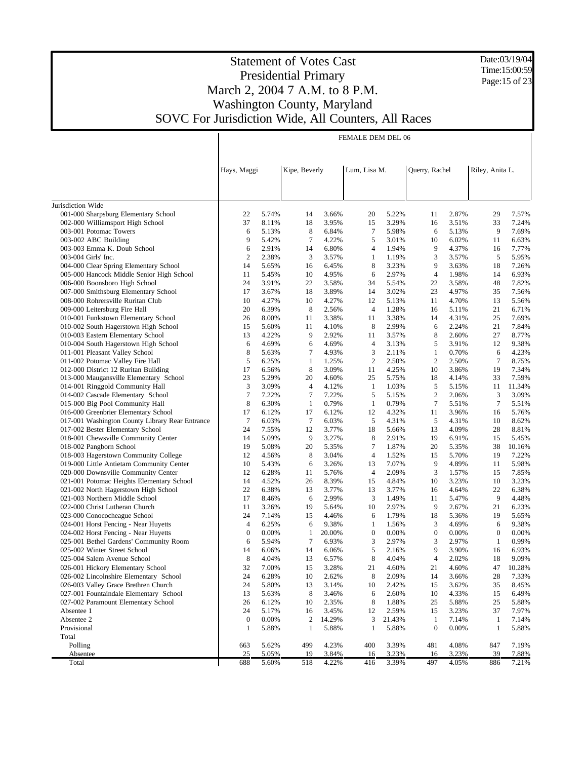# Statement of Votes Cast
## Presidential Primary
## March 2, 2004 7 A.M. to 8 P.M.
## Washington County, Maryland
## SOVC For Jurisdiction Wide, All Counters, All Races

Date:03/19/04
Time:15:00:59

| | FEMALE DEM DEL 06 | | | | | | | | | |
|---|---|---|---|---|---|---|---|---|---|---|
| | Hays, Maggi | | Kipe, Beverly | | Lum, Lisa M. | | Querry, Rachel | | Riley, Anita L. | |
| Jurisdiction Wide | | | | | | | | | | |
| 001-000 Sharpsburg Elementary School | 22 | 5.74% | 14 | 3.66% | 20 | 5.22% | 11 | 2.87% | 29 | 7.57% |
| 002-000 Williamsport High School | 37 | 8.11% | 18 | 3.95% | 15 | 3.29% | 16 | 3.51% | 33 | 7.24% |
| 003-001 Potomac Towers | 6 | 5.13% | 8 | 6.84% | 7 | 5.98% | 6 | 5.13% | 9 | 7.69% |
| 003-002 ABC Building | 9 | 5.42% | 7 | 4.22% | 5 | 3.01% | 10 | 6.02% | 11 | 6.63% |
| 003-003 Emma K. Doub School | 6 | 2.91% | 14 | 6.80% | 4 | 1.94% | 9 | 4.37% | 16 | 7.77% |
| 003-004 Girls' Inc. | 2 | 2.38% | 3 | 3.57% | 1 | 1.19% | 3 | 3.57% | 5 | 5.95% |
| 004-000 Clear Spring Elementary School | 14 | 5.65% | 16 | 6.45% | 8 | 3.23% | 9 | 3.63% | 18 | 7.26% |
| 005-000 Hancock Middle Senior High School | 11 | 5.45% | 10 | 4.95% | 6 | 2.97% | 4 | 1.98% | 14 | 6.93% |
| 006-000 Boonsboro High School | 24 | 3.91% | 22 | 3.58% | 34 | 5.54% | 22 | 3.58% | 48 | 7.82% |
| 007-000 Smithsburg Elementary School | 17 | 3.67% | 18 | 3.89% | 14 | 3.02% | 23 | 4.97% | 35 | 7.56% |
| 008-000 Rohrersville Ruritan Club | 10 | 4.27% | 10 | 4.27% | 12 | 5.13% | 11 | 4.70% | 13 | 5.56% |
| 009-000 Leitersburg Fire Hall | 20 | 6.39% | 8 | 2.56% | 4 | 1.28% | 16 | 5.11% | 21 | 6.71% |
| 010-001 Funkstown Elementary School | 26 | 8.00% | 11 | 3.38% | 11 | 3.38% | 14 | 4.31% | 25 | 7.69% |
| 010-002 South Hagerstown High School | 15 | 5.60% | 11 | 4.10% | 8 | 2.99% | 6 | 2.24% | 21 | 7.84% |
| 010-003 Eastern Elementary School | 13 | 4.22% | 9 | 2.92% | 11 | 3.57% | 8 | 2.60% | 27 | 8.77% |
| 010-004 South Hagerstown High School | 6 | 4.69% | 6 | 4.69% | 4 | 3.13% | 5 | 3.91% | 12 | 9.38% |
| 011-001 Pleasant Valley School | 8 | 5.63% | 7 | 4.93% | 3 | 2.11% | 1 | 0.70% | 6 | 4.23% |
| 011-002 Potomac Valley Fire Hall | 5 | 6.25% | 1 | 1.25% | 2 | 2.50% | 2 | 2.50% | 7 | 8.75% |
| 012-000 District 12 Ruritan Building | 17 | 6.56% | 8 | 3.09% | 11 | 4.25% | 10 | 3.86% | 19 | 7.34% |
| 013-000 Maugansville Elementary School | 23 | 5.29% | 20 | 4.60% | 25 | 5.75% | 18 | 4.14% | 33 | 7.59% |
| 014-001 Ringgold Community Hall | 3 | 3.09% | 4 | 4.12% | 1 | 1.03% | 5 | 5.15% | 11 | 11.34% |
| 014-002 Cascade Elementary School | 7 | 7.22% | 7 | 7.22% | 5 | 5.15% | 2 | 2.06% | 3 | 3.09% |
| 015-000 Big Pool Community Hall | 8 | 6.30% | 1 | 0.79% | 1 | 0.79% | 7 | 5.51% | 7 | 5.51% |
| 016-000 Greenbrier Elementary School | 17 | 6.12% | 17 | 6.12% | 12 | 4.32% | 11 | 3.96% | 16 | 5.76% |
| 017-001 Washington County Library Rear Entrance | 7 | 6.03% | 7 | 6.03% | 5 | 4.31% | 5 | 4.31% | 10 | 8.62% |
| 017-002 Bester Elementary School | 24 | 7.55% | 12 | 3.77% | 18 | 5.66% | 13 | 4.09% | 28 | 8.81% |
| 018-001 Chewsville Community Center | 14 | 5.09% | 9 | 3.27% | 8 | 2.91% | 19 | 6.91% | 15 | 5.45% |
| 018-002 Pangborn School | 19 | 5.08% | 20 | 5.35% | 7 | 1.87% | 20 | 5.35% | 38 | 10.16% |
| 018-003 Hagerstown Community College | 12 | 4.56% | 8 | 3.04% | 4 | 1.52% | 15 | 5.70% | 19 | 7.22% |
| 019-000 Little Antietam Community Center | 10 | 5.43% | 6 | 3.26% | 13 | 7.07% | 9 | 4.89% | 11 | 5.98% |
| 020-000 Downsville Community Center | 12 | 6.28% | 11 | 5.76% | 4 | 2.09% | 3 | 1.57% | 15 | 7.85% |
| 021-001 Potomac Heights Elementary School | 14 | 4.52% | 26 | 8.39% | 15 | 4.84% | 10 | 3.23% | 10 | 3.23% |
| 021-002 North Hagerstown High School | 22 | 6.38% | 13 | 3.77% | 13 | 3.77% | 16 | 4.64% | 22 | 6.38% |
| 021-003 Northern Middle School | 17 | 8.46% | 6 | 2.99% | 3 | 1.49% | 11 | 5.47% | 9 | 4.48% |
| 022-000 Christ Lutheran Church | 11 | 3.26% | 19 | 5.64% | 10 | 2.97% | 9 | 2.67% | 21 | 6.23% |
| 023-000 Conococheague School | 24 | 7.14% | 15 | 4.46% | 6 | 1.79% | 18 | 5.36% | 19 | 5.65% |
| 024-001 Horst Fencing - Near Huyetts | 4 | 6.25% | 6 | 9.38% | 1 | 1.56% | 3 | 4.69% | 6 | 9.38% |
| 024-002 Horst Fencing - Near Huyetts | 0 | 0.00% | 1 | 20.00% | 0 | 0.00% | 0 | 0.00% | 0 | 0.00% |
| 025-001 Bethel Gardens' Community Room | 6 | 5.94% | 7 | 6.93% | 3 | 2.97% | 3 | 2.97% | 1 | 0.99% |
| 025-002 Winter Street School | 14 | 6.06% | 14 | 6.06% | 5 | 2.16% | 9 | 3.90% | 16 | 6.93% |
| 025-004 Salem Avenue School | 8 | 4.04% | 13 | 6.57% | 8 | 4.04% | 4 | 2.02% | 18 | 9.09% |
| 026-001 Hickory Elementary School | 32 | 7.00% | 15 | 3.28% | 21 | 4.60% | 21 | 4.60% | 47 | 10.28% |
| 026-002 Lincolnshire Elementary School | 24 | 6.28% | 10 | 2.62% | 8 | 2.09% | 14 | 3.66% | 28 | 7.33% |
| 026-003 Valley Grace Brethren Church | 24 | 5.80% | 13 | 3.14% | 10 | 2.42% | 15 | 3.62% | 35 | 8.45% |
| 027-001 Fountaindale Elementary School | 13 | 5.63% | 8 | 3.46% | 6 | 2.60% | 10 | 4.33% | 15 | 6.49% |
| 027-002 Paramount Elementary School | 26 | 6.12% | 10 | 2.35% | 8 | 1.88% | 25 | 5.88% | 25 | 5.88% |
| Absentee 1 | 24 | 5.17% | 16 | 3.45% | 12 | 2.59% | 15 | 3.23% | 37 | 7.97% |
| Absentee 2 | 0 | 0.00% | 2 | 14.29% | 3 | 21.43% | 1 | 7.14% | 1 | 7.14% |
| Provisional | 1 | 5.88% | 1 | 5.88% | 1 | 5.88% | 0 | 0.00% | 1 | 5.88% |
| Total | | | | | | | | | | |
| Polling | 663 | 5.62% | 499 | 4.23% | 400 | 3.39% | 481 | 4.08% | 847 | 7.19% |
| Absentee | 25 | 5.05% | 19 | 3.84% | 16 | 3.23% | 16 | 3.23% | 39 | 7.88% |
| Total | 688 | 5.60% | 518 | 4.22% | 416 | 3.39% | 497 | 4.05% | 886 | 7.21% |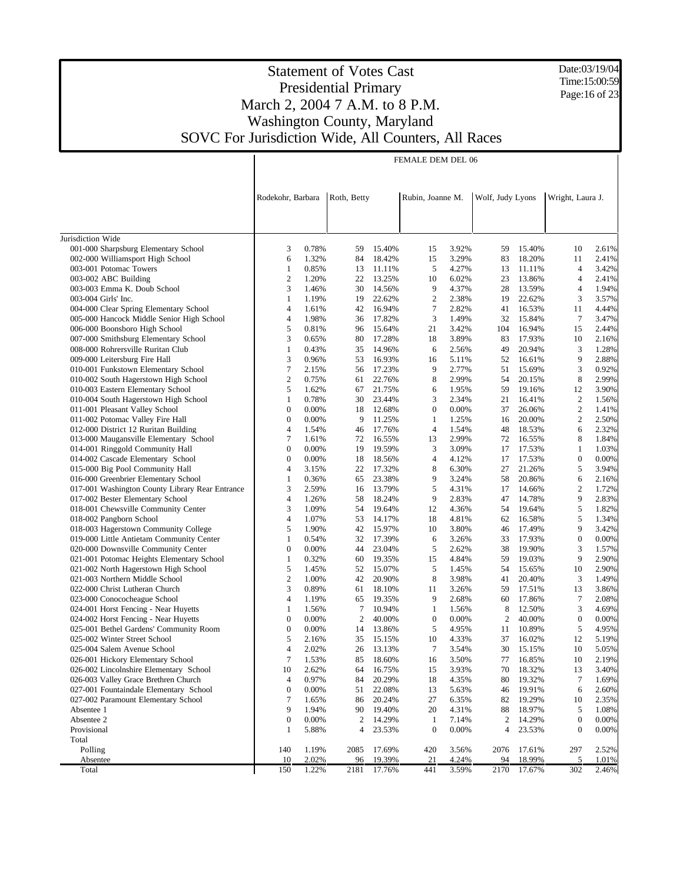# Statement of Votes Cast
## Presidential Primary
## March 2, 2004 7 A.M. to 8 P.M.
## Washington County, Maryland
## SOVC For Jurisdiction Wide, All Counters, All Races

Date:03/19/04
Time:15:00:59

| | FEMALE DEM DEL 06 | | | | | | | | | |
|---|---|---|---|---|---|---|---|---|---|---|
| | Rodekohr, Barbara | | Roth, Betty | | Rubin, Joanne M. | | Wolf, Judy Lyons | | Wright, Laura J. | |
| Jurisdiction Wide | | | | | | | | | | |
| 001-000 Sharpsburg Elementary School | 3 | 0.78% | 59 | 15.40% | 15 | 3.92% | 59 | 15.40% | 10 | 2.61% |
| 002-000 Williamsport High School | 6 | 1.32% | 84 | 18.42% | 15 | 3.29% | 83 | 18.20% | 11 | 2.41% |
| 003-001 Potomac Towers | 1 | 0.85% | 13 | 11.11% | 5 | 4.27% | 13 | 11.11% | 4 | 3.42% |
| 003-002 ABC Building | 2 | 1.20% | 22 | 13.25% | 10 | 6.02% | 23 | 13.86% | 4 | 2.41% |
| 003-003 Emma K. Doub School | 3 | 1.46% | 30 | 14.56% | 9 | 4.37% | 28 | 13.59% | 4 | 1.94% |
| 003-004 Girls' Inc. | 1 | 1.19% | 19 | 22.62% | 2 | 2.38% | 19 | 22.62% | 3 | 3.57% |
| 004-000 Clear Spring Elementary School | 4 | 1.61% | 42 | 16.94% | 7 | 2.82% | 41 | 16.53% | 11 | 4.44% |
| 005-000 Hancock Middle Senior High School | 4 | 1.98% | 36 | 17.82% | 3 | 1.49% | 32 | 15.84% | 7 | 3.47% |
| 006-000 Boonsboro High School | 5 | 0.81% | 96 | 15.64% | 21 | 3.42% | 104 | 16.94% | 15 | 2.44% |
| 007-000 Smithsburg Elementary School | 3 | 0.65% | 80 | 17.28% | 18 | 3.89% | 83 | 17.93% | 10 | 2.16% |
| 008-000 Rohrersville Ruritan Club | 1 | 0.43% | 35 | 14.96% | 6 | 2.56% | 49 | 20.94% | 3 | 1.28% |
| 009-000 Leitersburg Fire Hall | 3 | 0.96% | 53 | 16.93% | 16 | 5.11% | 52 | 16.61% | 9 | 2.88% |
| 010-001 Funkstown Elementary School | 7 | 2.15% | 56 | 17.23% | 9 | 2.77% | 51 | 15.69% | 3 | 0.92% |
| 010-002 South Hagerstown High School | 2 | 0.75% | 61 | 22.76% | 8 | 2.99% | 54 | 20.15% | 8 | 2.99% |
| 010-003 Eastern Elementary School | 5 | 1.62% | 67 | 21.75% | 6 | 1.95% | 59 | 19.16% | 12 | 3.90% |
| 010-004 South Hagerstown High School | 1 | 0.78% | 30 | 23.44% | 3 | 2.34% | 21 | 16.41% | 2 | 1.56% |
| 011-001 Pleasant Valley School | 0 | 0.00% | 18 | 12.68% | 0 | 0.00% | 37 | 26.06% | 2 | 1.41% |
| 011-002 Potomac Valley Fire Hall | 0 | 0.00% | 9 | 11.25% | 1 | 1.25% | 16 | 20.00% | 2 | 2.50% |
| 012-000 District 12 Ruritan Building | 4 | 1.54% | 46 | 17.76% | 4 | 1.54% | 48 | 18.53% | 6 | 2.32% |
| 013-000 Maugansville Elementary School | 7 | 1.61% | 72 | 16.55% | 13 | 2.99% | 72 | 16.55% | 8 | 1.84% |
| 014-001 Ringgold Community Hall | 0 | 0.00% | 19 | 19.59% | 3 | 3.09% | 17 | 17.53% | 1 | 1.03% |
| 014-002 Cascade Elementary School | 0 | 0.00% | 18 | 18.56% | 4 | 4.12% | 17 | 17.53% | 0 | 0.00% |
| 015-000 Big Pool Community Hall | 4 | 3.15% | 22 | 17.32% | 8 | 6.30% | 27 | 21.26% | 5 | 3.94% |
| 016-000 Greenbrier Elementary School | 1 | 0.36% | 65 | 23.38% | 9 | 3.24% | 58 | 20.86% | 6 | 2.16% |
| 017-001 Washington County Library Rear Entrance | 3 | 2.59% | 16 | 13.79% | 5 | 4.31% | 17 | 14.66% | 2 | 1.72% |
| 017-002 Bester Elementary School | 4 | 1.26% | 58 | 18.24% | 9 | 2.83% | 47 | 14.78% | 9 | 2.83% |
| 018-001 Chewsville Community Center | 3 | 1.09% | 54 | 19.64% | 12 | 4.36% | 54 | 19.64% | 5 | 1.82% |
| 018-002 Pangborn School | 4 | 1.07% | 53 | 14.17% | 18 | 4.81% | 62 | 16.58% | 5 | 1.34% |
| 018-003 Hagerstown Community College | 5 | 1.90% | 42 | 15.97% | 10 | 3.80% | 46 | 17.49% | 9 | 3.42% |
| 019-000 Little Antietam Community Center | 1 | 0.54% | 32 | 17.39% | 6 | 3.26% | 33 | 17.93% | 0 | 0.00% |
| 020-000 Downsville Community Center | 0 | 0.00% | 44 | 23.04% | 5 | 2.62% | 38 | 19.90% | 3 | 1.57% |
| 021-001 Potomac Heights Elementary School | 1 | 0.32% | 60 | 19.35% | 15 | 4.84% | 59 | 19.03% | 9 | 2.90% |
| 021-002 North Hagerstown High School | 5 | 1.45% | 52 | 15.07% | 5 | 1.45% | 54 | 15.65% | 10 | 2.90% |
| 021-003 Northern Middle School | 2 | 1.00% | 42 | 20.90% | 8 | 3.98% | 41 | 20.40% | 3 | 1.49% |
| 022-000 Christ Lutheran Church | 3 | 0.89% | 61 | 18.10% | 11 | 3.26% | 59 | 17.51% | 13 | 3.86% |
| 023-000 Conococheague School | 4 | 1.19% | 65 | 19.35% | 9 | 2.68% | 60 | 17.86% | 7 | 2.08% |
| 024-001 Horst Fencing - Near Huyetts | 1 | 1.56% | 7 | 10.94% | 1 | 1.56% | 8 | 12.50% | 3 | 4.69% |
| 024-002 Horst Fencing - Near Huyetts | 0 | 0.00% | 2 | 40.00% | 0 | 0.00% | 2 | 40.00% | 0 | 0.00% |
| 025-001 Bethel Gardens' Community Room | 0 | 0.00% | 14 | 13.86% | 5 | 4.95% | 11 | 10.89% | 5 | 4.95% |
| 025-002 Winter Street School | 5 | 2.16% | 35 | 15.15% | 10 | 4.33% | 37 | 16.02% | 12 | 5.19% |
| 025-004 Salem Avenue School | 4 | 2.02% | 26 | 13.13% | 7 | 3.54% | 30 | 15.15% | 10 | 5.05% |
| 026-001 Hickory Elementary School | 7 | 1.53% | 85 | 18.60% | 16 | 3.50% | 77 | 16.85% | 10 | 2.19% |
| 026-002 Lincolnshire Elementary School | 10 | 2.62% | 64 | 16.75% | 15 | 3.93% | 70 | 18.32% | 13 | 3.40% |
| 026-003 Valley Grace Brethren Church | 4 | 0.97% | 84 | 20.29% | 18 | 4.35% | 80 | 19.32% | 7 | 1.69% |
| 027-001 Fountaindale Elementary School | 0 | 0.00% | 51 | 22.08% | 13 | 5.63% | 46 | 19.91% | 6 | 2.60% |
| 027-002 Paramount Elementary School | 7 | 1.65% | 86 | 20.24% | 27 | 6.35% | 82 | 19.29% | 10 | 2.35% |
| Absentee 1 | 9 | 1.94% | 90 | 19.40% | 20 | 4.31% | 88 | 18.97% | 5 | 1.08% |
| Absentee 2 | 0 | 0.00% | 2 | 14.29% | 1 | 7.14% | 2 | 14.29% | 0 | 0.00% |
| Provisional | 1 | 5.88% | 4 | 23.53% | 0 | 0.00% | 4 | 23.53% | 0 | 0.00% |
| Total | | | | | | | | | | |
| Polling | 140 | 1.19% | 2085 | 17.69% | 420 | 3.56% | 2076 | 17.61% | 297 | 2.52% |
| Absentee | 10 | 2.02% | 96 | 19.39% | 21 | 4.24% | 94 | 18.99% | 5 | 1.01% |
| Total | 150 | 1.22% | 2181 | 17.76% | 441 | 3.59% | 2170 | 17.67% | 302 | 2.46% |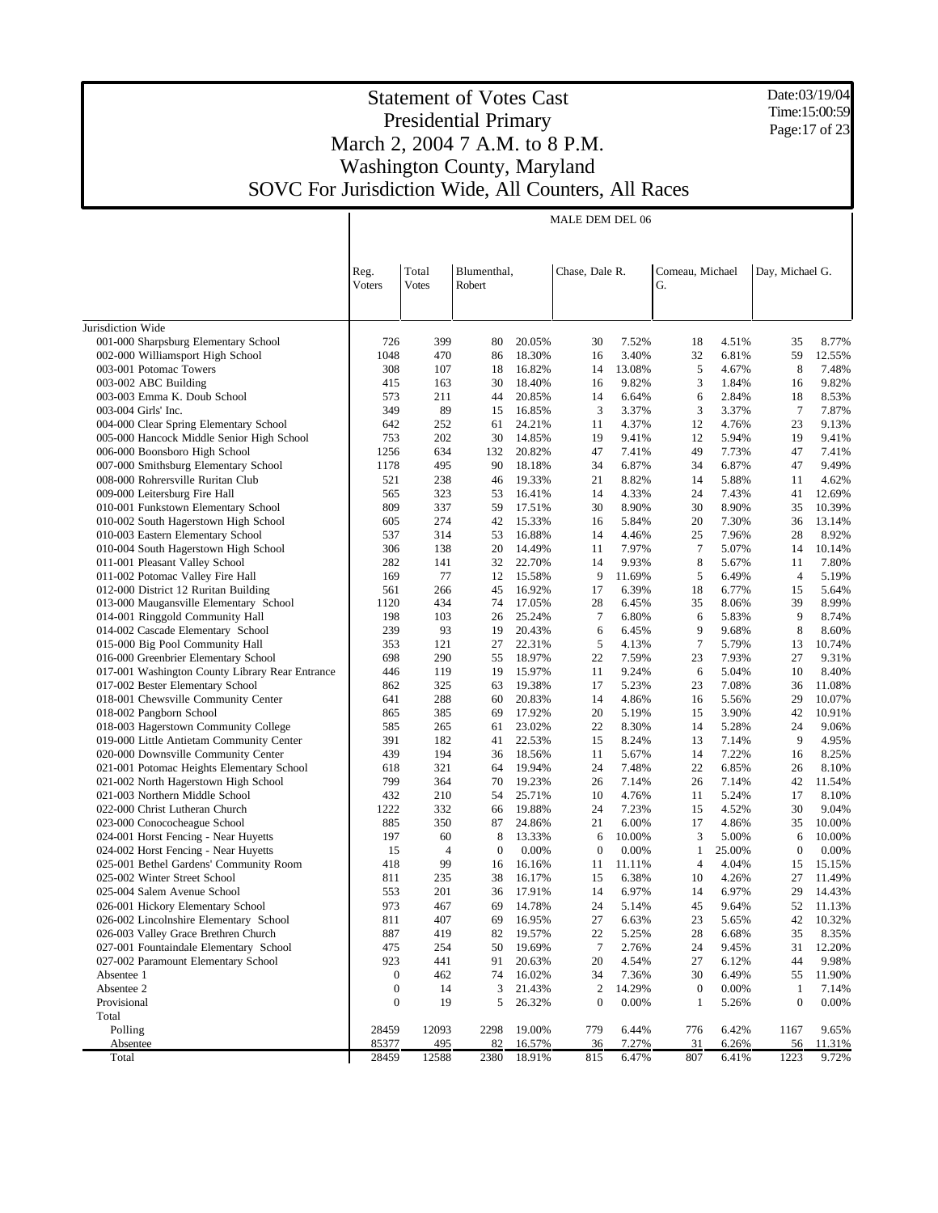# Statement of Votes Cast
## Presidential Primary
## March 2, 2004 7 A.M. to 8 P.M.
## Washington County, Maryland
## SOVC For Jurisdiction Wide, All Counters, All Races

Date:03/19/04
Time:15:00:59

**MALE DEM DEL 06**

| | Reg. Voters | Total Votes | Blumenthal, Robert | | Chase, Dale R. | | Comeau, Michael G. | | Day, Michael G. | |
|---|---|---|---|---|---|---|---|---|---|---|
| Jurisdiction Wide | | | | | | | | | | |
| 001-000 Sharpsburg Elementary School | 726 | 399 | 80 | 20.05% | 30 | 7.52% | 18 | 4.51% | 35 | 8.77% |
| 002-000 Williamsport High School | 1048 | 470 | 86 | 18.30% | 16 | 3.40% | 32 | 6.81% | 59 | 12.55% |
| 003-001 Potomac Towers | 308 | 107 | 18 | 16.82% | 14 | 13.08% | 5 | 4.67% | 8 | 7.48% |
| 003-002 ABC Building | 415 | 163 | 30 | 18.40% | 16 | 9.82% | 3 | 1.84% | 16 | 9.82% |
| 003-003 Emma K. Doub School | 573 | 211 | 44 | 20.85% | 14 | 6.64% | 6 | 2.84% | 18 | 8.53% |
| 003-004 Girls' Inc. | 349 | 89 | 15 | 16.85% | 3 | 3.37% | 3 | 3.37% | 7 | 7.87% |
| 004-000 Clear Spring Elementary School | 642 | 252 | 61 | 24.21% | 11 | 4.37% | 12 | 4.76% | 23 | 9.13% |
| 005-000 Hancock Middle Senior High School | 753 | 202 | 30 | 14.85% | 19 | 9.41% | 12 | 5.94% | 19 | 9.41% |
| 006-000 Boonsboro High School | 1256 | 634 | 132 | 20.82% | 47 | 7.41% | 49 | 7.73% | 47 | 7.41% |
| 007-000 Smithsburg Elementary School | 1178 | 495 | 90 | 18.18% | 34 | 6.87% | 34 | 6.87% | 47 | 9.49% |
| 008-000 Rohrersville Ruritan Club | 521 | 238 | 46 | 19.33% | 21 | 8.82% | 14 | 5.88% | 11 | 4.62% |
| 009-000 Leitersburg Fire Hall | 565 | 323 | 53 | 16.41% | 14 | 4.33% | 24 | 7.43% | 41 | 12.69% |
| 010-001 Funkstown Elementary School | 809 | 337 | 59 | 17.51% | 30 | 8.90% | 30 | 8.90% | 35 | 10.39% |
| 010-002 South Hagerstown High School | 605 | 274 | 42 | 15.33% | 16 | 5.84% | 20 | 7.30% | 36 | 13.14% |
| 010-003 Eastern Elementary School | 537 | 314 | 53 | 16.88% | 14 | 4.46% | 25 | 7.96% | 28 | 8.92% |
| 010-004 South Hagerstown High School | 306 | 138 | 20 | 14.49% | 11 | 7.97% | 7 | 5.07% | 14 | 10.14% |
| 011-001 Pleasant Valley School | 282 | 141 | 32 | 22.70% | 14 | 9.93% | 8 | 5.67% | 11 | 7.80% |
| 011-002 Potomac Valley Fire Hall | 169 | 77 | 12 | 15.58% | 9 | 11.69% | 5 | 6.49% | 4 | 5.19% |
| 012-000 District 12 Ruritan Building | 561 | 266 | 45 | 16.92% | 17 | 6.39% | 18 | 6.77% | 15 | 5.64% |
| 013-000 Maugansville Elementary School | 1120 | 434 | 74 | 17.05% | 28 | 6.45% | 35 | 8.06% | 39 | 8.99% |
| 014-001 Ringgold Community Hall | 198 | 103 | 26 | 25.24% | 7 | 6.80% | 6 | 5.83% | 9 | 8.74% |
| 014-002 Cascade Elementary School | 239 | 93 | 19 | 20.43% | 6 | 6.45% | 9 | 9.68% | 8 | 8.60% |
| 015-000 Big Pool Community Hall | 353 | 121 | 27 | 22.31% | 5 | 4.13% | 7 | 5.79% | 13 | 10.74% |
| 016-000 Greenbrier Elementary School | 698 | 290 | 55 | 18.97% | 22 | 7.59% | 23 | 7.93% | 27 | 9.31% |
| 017-001 Washington County Library Rear Entrance | 446 | 119 | 19 | 15.97% | 11 | 9.24% | 6 | 5.04% | 10 | 8.40% |
| 017-002 Bester Elementary School | 862 | 325 | 63 | 19.38% | 17 | 5.23% | 23 | 7.08% | 36 | 11.08% |
| 018-001 Chewsville Community Center | 641 | 288 | 60 | 20.83% | 14 | 4.86% | 16 | 5.56% | 29 | 10.07% |
| 018-002 Pangborn School | 865 | 385 | 69 | 17.92% | 20 | 5.19% | 15 | 3.90% | 42 | 10.91% |
| 018-003 Hagerstown Community College | 585 | 265 | 61 | 23.02% | 22 | 8.30% | 14 | 5.28% | 24 | 9.06% |
| 019-000 Little Antietam Community Center | 391 | 182 | 41 | 22.53% | 15 | 8.24% | 13 | 7.14% | 9 | 4.95% |
| 020-000 Downsville Community Center | 439 | 194 | 36 | 18.56% | 11 | 5.67% | 14 | 7.22% | 16 | 8.25% |
| 021-001 Potomac Heights Elementary School | 618 | 321 | 64 | 19.94% | 24 | 7.48% | 22 | 6.85% | 26 | 8.10% |
| 021-002 North Hagerstown High School | 799 | 364 | 70 | 19.23% | 26 | 7.14% | 26 | 7.14% | 42 | 11.54% |
| 021-003 Northern Middle School | 432 | 210 | 54 | 25.71% | 10 | 4.76% | 11 | 5.24% | 17 | 8.10% |
| 022-000 Christ Lutheran Church | 1222 | 332 | 66 | 19.88% | 24 | 7.23% | 15 | 4.52% | 30 | 9.04% |
| 023-000 Conococheague School | 885 | 350 | 87 | 24.86% | 21 | 6.00% | 17 | 4.86% | 35 | 10.00% |
| 024-001 Horst Fencing - Near Huyetts | 197 | 60 | 8 | 13.33% | 6 | 10.00% | 3 | 5.00% | 6 | 10.00% |
| 024-002 Horst Fencing - Near Huyetts | 15 | 4 | 0 | 0.00% | 0 | 0.00% | 1 | 25.00% | 0 | 0.00% |
| 025-001 Bethel Gardens' Community Room | 418 | 99 | 16 | 16.16% | 11 | 11.11% | 4 | 4.04% | 15 | 15.15% |
| 025-002 Winter Street School | 811 | 235 | 38 | 16.17% | 15 | 6.38% | 10 | 4.26% | 27 | 11.49% |
| 025-004 Salem Avenue School | 553 | 201 | 36 | 17.91% | 14 | 6.97% | 14 | 6.97% | 29 | 14.43% |
| 026-001 Hickory Elementary School | 973 | 467 | 69 | 14.78% | 24 | 5.14% | 45 | 9.64% | 52 | 11.13% |
| 026-002 Lincolnshire Elementary School | 811 | 407 | 69 | 16.95% | 27 | 6.63% | 23 | 5.65% | 42 | 10.32% |
| 026-003 Valley Grace Brethren Church | 887 | 419 | 82 | 19.57% | 22 | 5.25% | 28 | 6.68% | 35 | 8.35% |
| 027-001 Fountaindale Elementary School | 475 | 254 | 50 | 19.69% | 7 | 2.76% | 24 | 9.45% | 31 | 12.20% |
| 027-002 Paramount Elementary School | 923 | 441 | 91 | 20.63% | 20 | 4.54% | 27 | 6.12% | 44 | 9.98% |
| Absentee 1 | 0 | 462 | 74 | 16.02% | 34 | 7.36% | 30 | 6.49% | 55 | 11.90% |
| Absentee 2 | 0 | 14 | 3 | 21.43% | 2 | 14.29% | 0 | 0.00% | 1 | 7.14% |
| Provisional | 0 | 19 | 5 | 26.32% | 0 | 0.00% | 1 | 5.26% | 0 | 0.00% |
| Total | | | | | | | | | | |
| Polling | 28459 | 12093 | 2298 | 19.00% | 779 | 6.44% | 776 | 6.42% | 1167 | 9.65% |
| Absentee | 85377 | 495 | 82 | 16.57% | 36 | 7.27% | 31 | 6.26% | 56 | 11.31% |
| Total | 28459 | 12588 | 2380 | 18.91% | 815 | 6.47% | 807 | 6.41% | 1223 | 9.72% |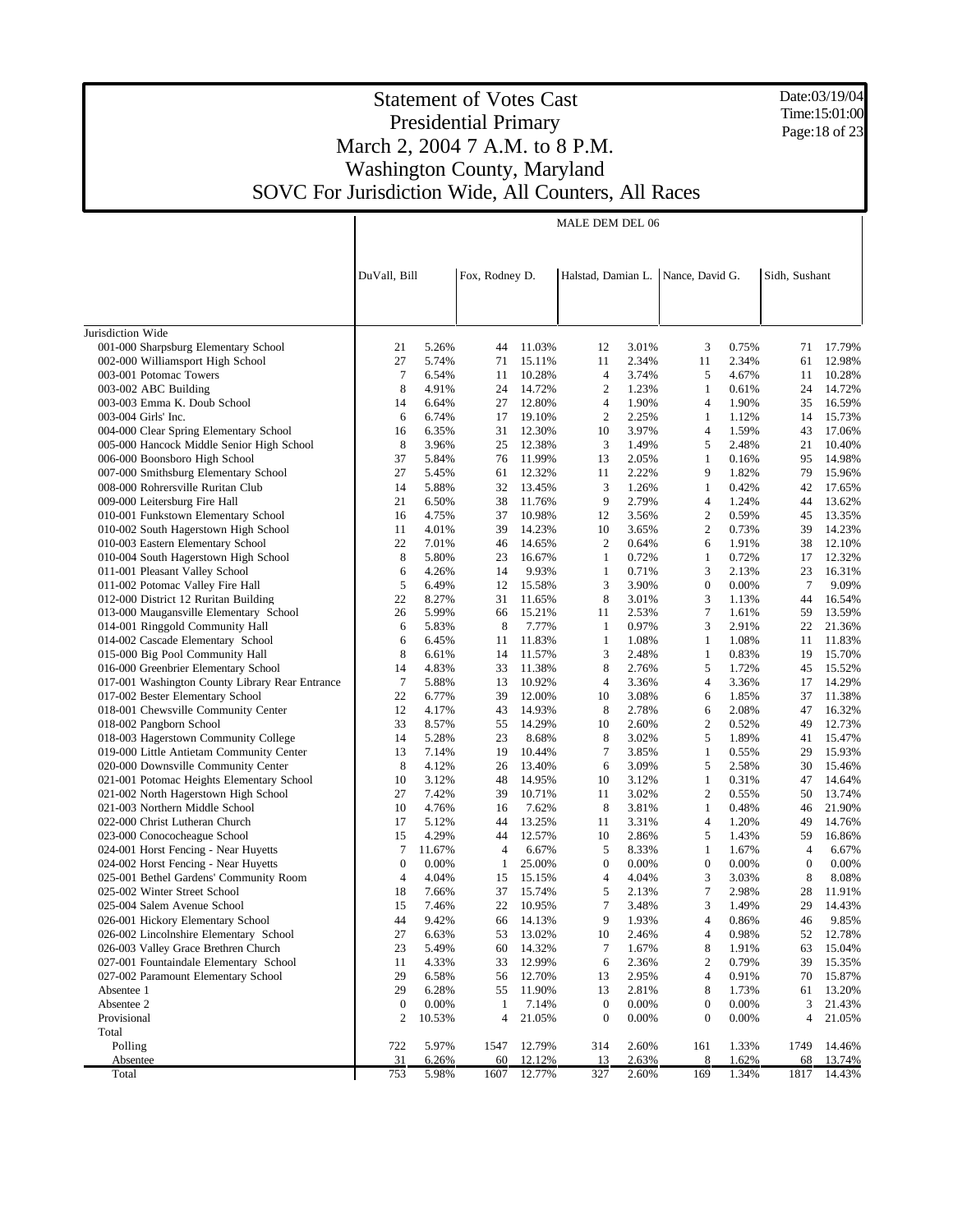# Statement of Votes Cast
## Presidential Primary
## March 2, 2004 7 A.M. to 8 P.M.
## Washington County, Maryland
## SOVC For Jurisdiction Wide, All Counters, All Races

Date:03/19/04
Time:15:01:00

| | MALE DEM DEL 06 | | | | | | | | | |
|---|---|---|---|---|---|---|---|---|---|---|
| | DuVall, Bill | | Fox, Rodney D. | | Halstad, Damian L. | | Nance, David G. | | Sidh, Sushant | |
| Jurisdiction Wide | | | | | | | | | | |
| 001-000 Sharpsburg Elementary School | 21 | 5.26% | 44 | 11.03% | 12 | 3.01% | 3 | 0.75% | 71 | 17.79% |
| 002-000 Williamsport High School | 27 | 5.74% | 71 | 15.11% | 11 | 2.34% | 11 | 2.34% | 61 | 12.98% |
| 003-001 Potomac Towers | 7 | 6.54% | 11 | 10.28% | 4 | 3.74% | 5 | 4.67% | 11 | 10.28% |
| 003-002 ABC Building | 8 | 4.91% | 24 | 14.72% | 2 | 1.23% | 1 | 0.61% | 24 | 14.72% |
| 003-003 Emma K. Doub School | 14 | 6.64% | 27 | 12.80% | 4 | 1.90% | 4 | 1.90% | 35 | 16.59% |
| 003-004 Girls' Inc. | 6 | 6.74% | 17 | 19.10% | 2 | 2.25% | 1 | 1.12% | 14 | 15.73% |
| 004-000 Clear Spring Elementary School | 16 | 6.35% | 31 | 12.30% | 10 | 3.97% | 4 | 1.59% | 43 | 17.06% |
| 005-000 Hancock Middle Senior High School | 8 | 3.96% | 25 | 12.38% | 3 | 1.49% | 5 | 2.48% | 21 | 10.40% |
| 006-000 Boonsboro High School | 37 | 5.84% | 76 | 11.99% | 13 | 2.05% | 1 | 0.16% | 95 | 14.98% |
| 007-000 Smithsburg Elementary School | 27 | 5.45% | 61 | 12.32% | 11 | 2.22% | 9 | 1.82% | 79 | 15.96% |
| 008-000 Rohrersville Ruritan Club | 14 | 5.88% | 32 | 13.45% | 3 | 1.26% | 1 | 0.42% | 42 | 17.65% |
| 009-000 Leitersburg Fire Hall | 21 | 6.50% | 38 | 11.76% | 9 | 2.79% | 4 | 1.24% | 44 | 13.62% |
| 010-001 Funkstown Elementary School | 16 | 4.75% | 37 | 10.98% | 12 | 3.56% | 2 | 0.59% | 45 | 13.35% |
| 010-002 South Hagerstown High School | 11 | 4.01% | 39 | 14.23% | 10 | 3.65% | 2 | 0.73% | 39 | 14.23% |
| 010-003 Eastern Elementary School | 22 | 7.01% | 46 | 14.65% | 2 | 0.64% | 6 | 1.91% | 38 | 12.10% |
| 010-004 South Hagerstown High School | 8 | 5.80% | 23 | 16.67% | 1 | 0.72% | 1 | 0.72% | 17 | 12.32% |
| 011-001 Pleasant Valley School | 6 | 4.26% | 14 | 9.93% | 1 | 0.71% | 3 | 2.13% | 23 | 16.31% |
| 011-002 Potomac Valley Fire Hall | 5 | 6.49% | 12 | 15.58% | 3 | 3.90% | 0 | 0.00% | 7 | 9.09% |
| 012-000 District 12 Ruritan Building | 22 | 8.27% | 31 | 11.65% | 8 | 3.01% | 3 | 1.13% | 44 | 16.54% |
| 013-000 Maugansville Elementary School | 26 | 5.99% | 66 | 15.21% | 11 | 2.53% | 7 | 1.61% | 59 | 13.59% |
| 014-001 Ringgold Community Hall | 6 | 5.83% | 8 | 7.77% | 1 | 0.97% | 3 | 2.91% | 22 | 21.36% |
| 014-002 Cascade Elementary School | 6 | 6.45% | 11 | 11.83% | 1 | 1.08% | 1 | 1.08% | 11 | 11.83% |
| 015-000 Big Pool Community Hall | 8 | 6.61% | 14 | 11.57% | 3 | 2.48% | 1 | 0.83% | 19 | 15.70% |
| 016-000 Greenbrier Elementary School | 14 | 4.83% | 33 | 11.38% | 8 | 2.76% | 5 | 1.72% | 45 | 15.52% |
| 017-001 Washington County Library Rear Entrance | 7 | 5.88% | 13 | 10.92% | 4 | 3.36% | 4 | 3.36% | 17 | 14.29% |
| 017-002 Bester Elementary School | 22 | 6.77% | 39 | 12.00% | 10 | 3.08% | 6 | 1.85% | 37 | 11.38% |
| 018-001 Chewsville Community Center | 12 | 4.17% | 43 | 14.93% | 8 | 2.78% | 6 | 2.08% | 47 | 16.32% |
| 018-002 Pangborn School | 33 | 8.57% | 55 | 14.29% | 10 | 2.60% | 2 | 0.52% | 49 | 12.73% |
| 018-003 Hagerstown Community College | 14 | 5.28% | 23 | 8.68% | 8 | 3.02% | 5 | 1.89% | 41 | 15.47% |
| 019-000 Little Antietam Community Center | 13 | 7.14% | 19 | 10.44% | 7 | 3.85% | 1 | 0.55% | 29 | 15.93% |
| 020-000 Downsville Community Center | 8 | 4.12% | 26 | 13.40% | 6 | 3.09% | 5 | 2.58% | 30 | 15.46% |
| 021-001 Potomac Heights Elementary School | 10 | 3.12% | 48 | 14.95% | 10 | 3.12% | 1 | 0.31% | 47 | 14.64% |
| 021-002 North Hagerstown High School | 27 | 7.42% | 39 | 10.71% | 11 | 3.02% | 2 | 0.55% | 50 | 13.74% |
| 021-003 Northern Middle School | 10 | 4.76% | 16 | 7.62% | 8 | 3.81% | 1 | 0.48% | 46 | 21.90% |
| 022-000 Christ Lutheran Church | 17 | 5.12% | 44 | 13.25% | 11 | 3.31% | 4 | 1.20% | 49 | 14.76% |
| 023-000 Conococheague School | 15 | 4.29% | 44 | 12.57% | 10 | 2.86% | 5 | 1.43% | 59 | 16.86% |
| 024-001 Horst Fencing - Near Huyetts | 7 | 11.67% | 4 | 6.67% | 5 | 8.33% | 1 | 1.67% | 4 | 6.67% |
| 024-002 Horst Fencing - Near Huyetts | 0 | 0.00% | 1 | 25.00% | 0 | 0.00% | 0 | 0.00% | 0 | 0.00% |
| 025-001 Bethel Gardens' Community Room | 4 | 4.04% | 15 | 15.15% | 4 | 4.04% | 3 | 3.03% | 8 | 8.08% |
| 025-002 Winter Street School | 18 | 7.66% | 37 | 15.74% | 5 | 2.13% | 7 | 2.98% | 28 | 11.91% |
| 025-004 Salem Avenue School | 15 | 7.46% | 22 | 10.95% | 7 | 3.48% | 3 | 1.49% | 29 | 14.43% |
| 026-001 Hickory Elementary School | 44 | 9.42% | 66 | 14.13% | 9 | 1.93% | 4 | 0.86% | 46 | 9.85% |
| 026-002 Lincolnshire Elementary School | 27 | 6.63% | 53 | 13.02% | 10 | 2.46% | 4 | 0.98% | 52 | 12.78% |
| 026-003 Valley Grace Brethren Church | 23 | 5.49% | 60 | 14.32% | 7 | 1.67% | 8 | 1.91% | 63 | 15.04% |
| 027-001 Fountaindale Elementary School | 11 | 4.33% | 33 | 12.99% | 6 | 2.36% | 2 | 0.79% | 39 | 15.35% |
| 027-002 Paramount Elementary School | 29 | 6.58% | 56 | 12.70% | 13 | 2.95% | 4 | 0.91% | 70 | 15.87% |
| Absentee 1 | 29 | 6.28% | 55 | 11.90% | 13 | 2.81% | 8 | 1.73% | 61 | 13.20% |
| Absentee 2 | 0 | 0.00% | 1 | 7.14% | 0 | 0.00% | 0 | 0.00% | 3 | 21.43% |
| Provisional | 2 | 10.53% | 4 | 21.05% | 0 | 0.00% | 0 | 0.00% | 4 | 21.05% |
| Total | | | | | | | | | | |
| Polling | 722 | 5.97% | 1547 | 12.79% | 314 | 2.60% | 161 | 1.33% | 1749 | 14.46% |
| Absentee | 31 | 6.26% | 60 | 12.12% | 13 | 2.63% | 8 | 1.62% | 68 | 13.74% |
| Total | 753 | 5.98% | 1607 | 12.77% | 327 | 2.60% | 169 | 1.34% | 1817 | 14.43% |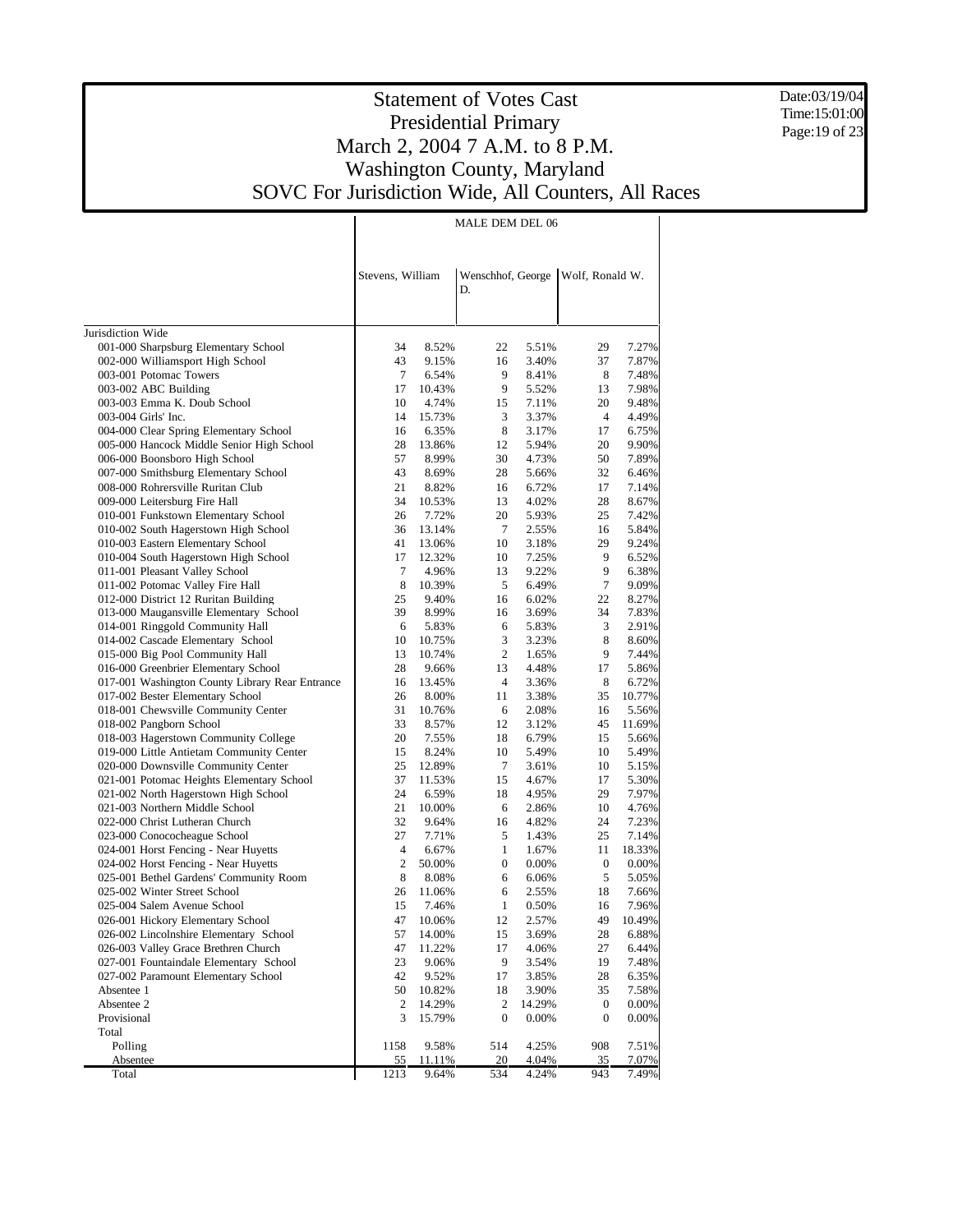# Statement of Votes Cast
## Presidential Primary
## March 2, 2004 7 A.M. to 8 P.M.
## Washington County, Maryland
## SOVC For Jurisdiction Wide, All Counters, All Races

Date:03/19/04
Time:15:01:00

| | MALE DEM DEL 06 | | | | | |
|---|---|---|---|---|---|---|
| | Stevens, William | | Wenschhof, George D. | | Wolf, Ronald W. | |
| Jurisdiction Wide | | | | | | |
| 001-000 Sharpsburg Elementary School | 34 | 8.52% | 22 | 5.51% | 29 | 7.27% |
| 002-000 Williamsport High School | 43 | 9.15% | 16 | 3.40% | 37 | 7.87% |
| 003-001 Potomac Towers | 7 | 6.54% | 9 | 8.41% | 8 | 7.48% |
| 003-002 ABC Building | 17 | 10.43% | 9 | 5.52% | 13 | 7.98% |
| 003-003 Emma K. Doub School | 10 | 4.74% | 15 | 7.11% | 20 | 9.48% |
| 003-004 Girls' Inc. | 14 | 15.73% | 3 | 3.37% | 4 | 4.49% |
| 004-000 Clear Spring Elementary School | 16 | 6.35% | 8 | 3.17% | 17 | 6.75% |
| 005-000 Hancock Middle Senior High School | 28 | 13.86% | 12 | 5.94% | 20 | 9.90% |
| 006-000 Boonsboro High School | 57 | 8.99% | 30 | 4.73% | 50 | 7.89% |
| 007-000 Smithsburg Elementary School | 43 | 8.69% | 28 | 5.66% | 32 | 6.46% |
| 008-000 Rohrersville Ruritan Club | 21 | 8.82% | 16 | 6.72% | 17 | 7.14% |
| 009-000 Leitersburg Fire Hall | 34 | 10.53% | 13 | 4.02% | 28 | 8.67% |
| 010-001 Funkstown Elementary School | 26 | 7.72% | 20 | 5.93% | 25 | 7.42% |
| 010-002 South Hagerstown High School | 36 | 13.14% | 7 | 2.55% | 16 | 5.84% |
| 010-003 Eastern Elementary School | 41 | 13.06% | 10 | 3.18% | 29 | 9.24% |
| 010-004 South Hagerstown High School | 17 | 12.32% | 10 | 7.25% | 9 | 6.52% |
| 011-001 Pleasant Valley School | 7 | 4.96% | 13 | 9.22% | 9 | 6.38% |
| 011-002 Potomac Valley Fire Hall | 8 | 10.39% | 5 | 6.49% | 7 | 9.09% |
| 012-000 District 12 Ruritan Building | 25 | 9.40% | 16 | 6.02% | 22 | 8.27% |
| 013-000 Maugansville Elementary School | 39 | 8.99% | 16 | 3.69% | 34 | 7.83% |
| 014-001 Ringgold Community Hall | 6 | 5.83% | 6 | 5.83% | 3 | 2.91% |
| 014-002 Cascade Elementary School | 10 | 10.75% | 3 | 3.23% | 8 | 8.60% |
| 015-000 Big Pool Community Hall | 13 | 10.74% | 2 | 1.65% | 9 | 7.44% |
| 016-000 Greenbrier Elementary School | 28 | 9.66% | 13 | 4.48% | 17 | 5.86% |
| 017-001 Washington County Library Rear Entrance | 16 | 13.45% | 4 | 3.36% | 8 | 6.72% |
| 017-002 Bester Elementary School | 26 | 8.00% | 11 | 3.38% | 35 | 10.77% |
| 018-001 Chewsville Community Center | 31 | 10.76% | 6 | 2.08% | 16 | 5.56% |
| 018-002 Pangborn School | 33 | 8.57% | 12 | 3.12% | 45 | 11.69% |
| 018-003 Hagerstown Community College | 20 | 7.55% | 18 | 6.79% | 15 | 5.66% |
| 019-000 Little Antietam Community Center | 15 | 8.24% | 10 | 5.49% | 10 | 5.49% |
| 020-000 Downsville Community Center | 25 | 12.89% | 7 | 3.61% | 10 | 5.15% |
| 021-001 Potomac Heights Elementary School | 37 | 11.53% | 15 | 4.67% | 17 | 5.30% |
| 021-002 North Hagerstown High School | 24 | 6.59% | 18 | 4.95% | 29 | 7.97% |
| 021-003 Northern Middle School | 21 | 10.00% | 6 | 2.86% | 10 | 4.76% |
| 022-000 Christ Lutheran Church | 32 | 9.64% | 16 | 4.82% | 24 | 7.23% |
| 023-000 Conococheague School | 27 | 7.71% | 5 | 1.43% | 25 | 7.14% |
| 024-001 Horst Fencing - Near Huyetts | 4 | 6.67% | 1 | 1.67% | 11 | 18.33% |
| 024-002 Horst Fencing - Near Huyetts | 2 | 50.00% | 0 | 0.00% | 0 | 0.00% |
| 025-001 Bethel Gardens' Community Room | 8 | 8.08% | 6 | 6.06% | 5 | 5.05% |
| 025-002 Winter Street School | 26 | 11.06% | 6 | 2.55% | 18 | 7.66% |
| 025-004 Salem Avenue School | 15 | 7.46% | 1 | 0.50% | 16 | 7.96% |
| 026-001 Hickory Elementary School | 47 | 10.06% | 12 | 2.57% | 49 | 10.49% |
| 026-002 Lincolnshire Elementary School | 57 | 14.00% | 15 | 3.69% | 28 | 6.88% |
| 026-003 Valley Grace Brethren Church | 47 | 11.22% | 17 | 4.06% | 27 | 6.44% |
| 027-001 Fountaindale Elementary School | 23 | 9.06% | 9 | 3.54% | 19 | 7.48% |
| 027-002 Paramount Elementary School | 42 | 9.52% | 17 | 3.85% | 28 | 6.35% |
| Absentee 1 | 50 | 10.82% | 18 | 3.90% | 35 | 7.58% |
| Absentee 2 | 2 | 14.29% | 2 | 14.29% | 0 | 0.00% |
| Provisional | 3 | 15.79% | 0 | 0.00% | 0 | 0.00% |
| Total | | | | | | |
| Polling | 1158 | 9.58% | 514 | 4.25% | 908 | 7.51% |
| Absentee | 55 | 11.11% | 20 | 4.04% | 35 | 7.07% |
| Total | 1213 | 9.64% | 534 | 4.24% | 943 | 7.49% |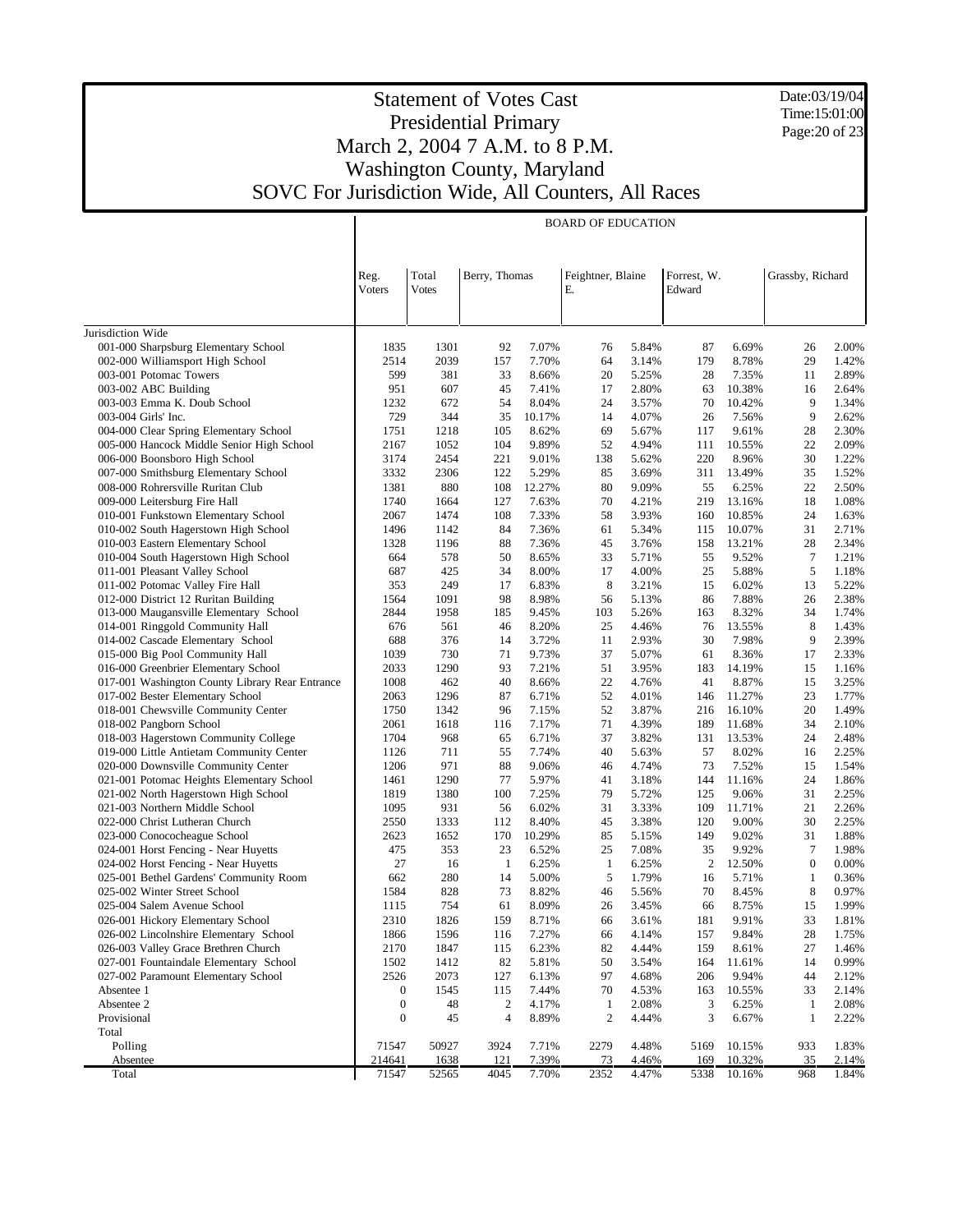# Statement of Votes Cast
## Presidential Primary
## March 2, 2004 7 A.M. to 8 P.M.
## Washington County, Maryland
## SOVC For Jurisdiction Wide, All Counters, All Races

Date:03/19/04
Time:15:01:00

**BOARD OF EDUCATION**

| | Reg. Voters | Total Votes | Berry, Thomas | | Feightner, Blaine E. | | Forrest, W. Edward | | Grassby, Richard | |
|---|---|---|---|---|---|---|---|---|---|---|
| Jurisdiction Wide | | | | | | | | | | |
| 001-000 Sharpsburg Elementary School | 1835 | 1301 | 92 | 7.07% | 76 | 5.84% | 87 | 6.69% | 26 | 2.00% |
| 002-000 Williamsport High School | 2514 | 2039 | 157 | 7.70% | 64 | 3.14% | 179 | 8.78% | 29 | 1.42% |
| 003-001 Potomac Towers | 599 | 381 | 33 | 8.66% | 20 | 5.25% | 28 | 7.35% | 11 | 2.89% |
| 003-002 ABC Building | 951 | 607 | 45 | 7.41% | 17 | 2.80% | 63 | 10.38% | 16 | 2.64% |
| 003-003 Emma K. Doub School | 1232 | 672 | 54 | 8.04% | 24 | 3.57% | 70 | 10.42% | 9 | 1.34% |
| 003-004 Girls' Inc. | 729 | 344 | 35 | 10.17% | 14 | 4.07% | 26 | 7.56% | 9 | 2.62% |
| 004-000 Clear Spring Elementary School | 1751 | 1218 | 105 | 8.62% | 69 | 5.67% | 117 | 9.61% | 28 | 2.30% |
| 005-000 Hancock Middle Senior High School | 2167 | 1052 | 104 | 9.89% | 52 | 4.94% | 111 | 10.55% | 22 | 2.09% |
| 006-000 Boonsboro High School | 3174 | 2454 | 221 | 9.01% | 138 | 5.62% | 220 | 8.96% | 30 | 1.22% |
| 007-000 Smithsburg Elementary School | 3332 | 2306 | 122 | 5.29% | 85 | 3.69% | 311 | 13.49% | 35 | 1.52% |
| 008-000 Rohrersville Ruritan Club | 1381 | 880 | 108 | 12.27% | 80 | 9.09% | 55 | 6.25% | 22 | 2.50% |
| 009-000 Leitersburg Fire Hall | 1740 | 1664 | 127 | 7.63% | 70 | 4.21% | 219 | 13.16% | 18 | 1.08% |
| 010-001 Funkstown Elementary School | 2067 | 1474 | 108 | 7.33% | 58 | 3.93% | 160 | 10.85% | 24 | 1.63% |
| 010-002 South Hagerstown High School | 1496 | 1142 | 84 | 7.36% | 61 | 5.34% | 115 | 10.07% | 31 | 2.71% |
| 010-003 Eastern Elementary School | 1328 | 1196 | 88 | 7.36% | 45 | 3.76% | 158 | 13.21% | 28 | 2.34% |
| 010-004 South Hagerstown High School | 664 | 578 | 50 | 8.65% | 33 | 5.71% | 55 | 9.52% | 7 | 1.21% |
| 011-001 Pleasant Valley School | 687 | 425 | 34 | 8.00% | 17 | 4.00% | 25 | 5.88% | 5 | 1.18% |
| 011-002 Potomac Valley Fire Hall | 353 | 249 | 17 | 6.83% | 8 | 3.21% | 15 | 6.02% | 13 | 5.22% |
| 012-000 District 12 Ruritan Building | 1564 | 1091 | 98 | 8.98% | 56 | 5.13% | 86 | 7.88% | 26 | 2.38% |
| 013-000 Maugansville Elementary School | 2844 | 1958 | 185 | 9.45% | 103 | 5.26% | 163 | 8.32% | 34 | 1.74% |
| 014-001 Ringgold Community Hall | 676 | 561 | 46 | 8.20% | 25 | 4.46% | 76 | 13.55% | 8 | 1.43% |
| 014-002 Cascade Elementary School | 688 | 376 | 14 | 3.72% | 11 | 2.93% | 30 | 7.98% | 9 | 2.39% |
| 015-000 Big Pool Community Hall | 1039 | 730 | 71 | 9.73% | 37 | 5.07% | 61 | 8.36% | 17 | 2.33% |
| 016-000 Greenbrier Elementary School | 2033 | 1290 | 93 | 7.21% | 51 | 3.95% | 183 | 14.19% | 15 | 1.16% |
| 017-001 Washington County Library Rear Entrance | 1008 | 462 | 40 | 8.66% | 22 | 4.76% | 41 | 8.87% | 15 | 3.25% |
| 017-002 Bester Elementary School | 2063 | 1296 | 87 | 6.71% | 52 | 4.01% | 146 | 11.27% | 23 | 1.77% |
| 018-001 Chewsville Community Center | 1750 | 1342 | 96 | 7.15% | 52 | 3.87% | 216 | 16.10% | 20 | 1.49% |
| 018-002 Pangborn School | 2061 | 1618 | 116 | 7.17% | 71 | 4.39% | 189 | 11.68% | 34 | 2.10% |
| 018-003 Hagerstown Community College | 1704 | 968 | 65 | 6.71% | 37 | 3.82% | 131 | 13.53% | 24 | 2.48% |
| 019-000 Little Antietam Community Center | 1126 | 711 | 55 | 7.74% | 40 | 5.63% | 57 | 8.02% | 16 | 2.25% |
| 020-000 Downsville Community Center | 1206 | 971 | 88 | 9.06% | 46 | 4.74% | 73 | 7.52% | 15 | 1.54% |
| 021-001 Potomac Heights Elementary School | 1461 | 1290 | 77 | 5.97% | 41 | 3.18% | 144 | 11.16% | 24 | 1.86% |
| 021-002 North Hagerstown High School | 1819 | 1380 | 100 | 7.25% | 79 | 5.72% | 125 | 9.06% | 31 | 2.25% |
| 021-003 Northern Middle School | 1095 | 931 | 56 | 6.02% | 31 | 3.33% | 109 | 11.71% | 21 | 2.26% |
| 022-000 Christ Lutheran Church | 2550 | 1333 | 112 | 8.40% | 45 | 3.38% | 120 | 9.00% | 30 | 2.25% |
| 023-000 Conococheague School | 2623 | 1652 | 170 | 10.29% | 85 | 5.15% | 149 | 9.02% | 31 | 1.88% |
| 024-001 Horst Fencing - Near Huyetts | 475 | 353 | 23 | 6.52% | 25 | 7.08% | 35 | 9.92% | 7 | 1.98% |
| 024-002 Horst Fencing - Near Huyetts | 27 | 16 | 1 | 6.25% | 1 | 6.25% | 2 | 12.50% | 0 | 0.00% |
| 025-001 Bethel Gardens' Community Room | 662 | 280 | 14 | 5.00% | 5 | 1.79% | 16 | 5.71% | 1 | 0.36% |
| 025-002 Winter Street School | 1584 | 828 | 73 | 8.82% | 46 | 5.56% | 70 | 8.45% | 8 | 0.97% |
| 025-004 Salem Avenue School | 1115 | 754 | 61 | 8.09% | 26 | 3.45% | 66 | 8.75% | 15 | 1.99% |
| 026-001 Hickory Elementary School | 2310 | 1826 | 159 | 8.71% | 66 | 3.61% | 181 | 9.91% | 33 | 1.81% |
| 026-002 Lincolnshire Elementary School | 1866 | 1596 | 116 | 7.27% | 66 | 4.14% | 157 | 9.84% | 28 | 1.75% |
| 026-003 Valley Grace Brethren Church | 2170 | 1847 | 115 | 6.23% | 82 | 4.44% | 159 | 8.61% | 27 | 1.46% |
| 027-001 Fountaindale Elementary School | 1502 | 1412 | 82 | 5.81% | 50 | 3.54% | 164 | 11.61% | 14 | 0.99% |
| 027-002 Paramount Elementary School | 2526 | 2073 | 127 | 6.13% | 97 | 4.68% | 206 | 9.94% | 44 | 2.12% |
| Absentee 1 | 0 | 1545 | 115 | 7.44% | 70 | 4.53% | 163 | 10.55% | 33 | 2.14% |
| Absentee 2 | 0 | 48 | 2 | 4.17% | 1 | 2.08% | 3 | 6.25% | 1 | 2.08% |
| Provisional | 0 | 45 | 4 | 8.89% | 2 | 4.44% | 3 | 6.67% | 1 | 2.22% |
| Total | | | | | | | | | | |
| Polling | 71547 | 50927 | 3924 | 7.71% | 2279 | 4.48% | 5169 | 10.15% | 933 | 1.83% |
| Absentee | 214641 | 1638 | 121 | 7.39% | 73 | 4.46% | 169 | 10.32% | 35 | 2.14% |
| Total | 71547 | 52565 | 4045 | 7.70% | 2352 | 4.47% | 5338 | 10.16% | 968 | 1.84% |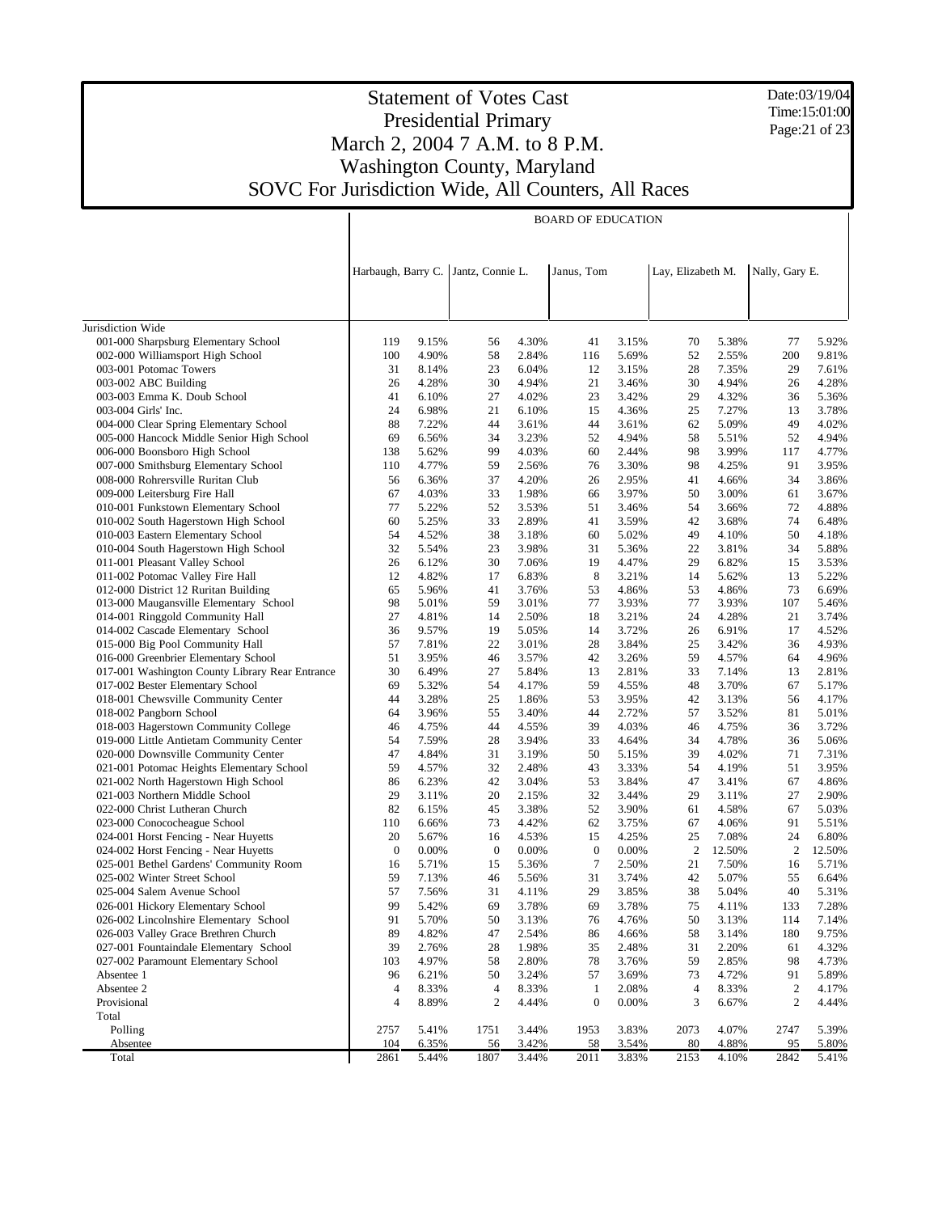# Statement of Votes Cast
## Presidential Primary
## March 2, 2004 7 A.M. to 8 P.M.
## Washington County, Maryland
## SOVC For Jurisdiction Wide, All Counters, All Races

Date:03/19/04
Time:15:01:00

| | BOARD OF EDUCATION | | | | | | | | | |
|---|---|---|---|---|---|---|---|---|---|---|
| | Harbaugh, Barry C. | | Jantz, Connie L. | | Janus, Tom | | Lay, Elizabeth M. | | Nally, Gary E. | |
| Jurisdiction Wide | | | | | | | | | | |
| 001-000 Sharpsburg Elementary School | 119 | 9.15% | 56 | 4.30% | 41 | 3.15% | 70 | 5.38% | 77 | 5.92% |
| 002-000 Williamsport High School | 100 | 4.90% | 58 | 2.84% | 116 | 5.69% | 52 | 2.55% | 200 | 9.81% |
| 003-001 Potomac Towers | 31 | 8.14% | 23 | 6.04% | 12 | 3.15% | 28 | 7.35% | 29 | 7.61% |
| 003-002 ABC Building | 26 | 4.28% | 30 | 4.94% | 21 | 3.46% | 30 | 4.94% | 26 | 4.28% |
| 003-003 Emma K. Doub School | 41 | 6.10% | 27 | 4.02% | 23 | 3.42% | 29 | 4.32% | 36 | 5.36% |
| 003-004 Girls' Inc. | 24 | 6.98% | 21 | 6.10% | 15 | 4.36% | 25 | 7.27% | 13 | 3.78% |
| 004-000 Clear Spring Elementary School | 88 | 7.22% | 44 | 3.61% | 44 | 3.61% | 62 | 5.09% | 49 | 4.02% |
| 005-000 Hancock Middle Senior High School | 69 | 6.56% | 34 | 3.23% | 52 | 4.94% | 58 | 5.51% | 52 | 4.94% |
| 006-000 Boonsboro High School | 138 | 5.62% | 99 | 4.03% | 60 | 2.44% | 98 | 3.99% | 117 | 4.77% |
| 007-000 Smithsburg Elementary School | 110 | 4.77% | 59 | 2.56% | 76 | 3.30% | 98 | 4.25% | 91 | 3.95% |
| 008-000 Rohrersville Ruritan Club | 56 | 6.36% | 37 | 4.20% | 26 | 2.95% | 41 | 4.66% | 34 | 3.86% |
| 009-000 Leitersburg Fire Hall | 67 | 4.03% | 33 | 1.98% | 66 | 3.97% | 50 | 3.00% | 61 | 3.67% |
| 010-001 Funkstown Elementary School | 77 | 5.22% | 52 | 3.53% | 51 | 3.46% | 54 | 3.66% | 72 | 4.88% |
| 010-002 South Hagerstown High School | 60 | 5.25% | 33 | 2.89% | 41 | 3.59% | 42 | 3.68% | 74 | 6.48% |
| 010-003 Eastern Elementary School | 54 | 4.52% | 38 | 3.18% | 60 | 5.02% | 49 | 4.10% | 50 | 4.18% |
| 010-004 South Hagerstown High School | 32 | 5.54% | 23 | 3.98% | 31 | 5.36% | 22 | 3.81% | 34 | 5.88% |
| 011-001 Pleasant Valley School | 26 | 6.12% | 30 | 7.06% | 19 | 4.47% | 29 | 6.82% | 15 | 3.53% |
| 011-002 Potomac Valley Fire Hall | 12 | 4.82% | 17 | 6.83% | 8 | 3.21% | 14 | 5.62% | 13 | 5.22% |
| 012-000 District 12 Ruritan Building | 65 | 5.96% | 41 | 3.76% | 53 | 4.86% | 53 | 4.86% | 73 | 6.69% |
| 013-000 Maugansville Elementary School | 98 | 5.01% | 59 | 3.01% | 77 | 3.93% | 77 | 3.93% | 107 | 5.46% |
| 014-001 Ringgold Community Hall | 27 | 4.81% | 14 | 2.50% | 18 | 3.21% | 24 | 4.28% | 21 | 3.74% |
| 014-002 Cascade Elementary School | 36 | 9.57% | 19 | 5.05% | 14 | 3.72% | 26 | 6.91% | 17 | 4.52% |
| 015-000 Big Pool Community Hall | 57 | 7.81% | 22 | 3.01% | 28 | 3.84% | 25 | 3.42% | 36 | 4.93% |
| 016-000 Greenbrier Elementary School | 51 | 3.95% | 46 | 3.57% | 42 | 3.26% | 59 | 4.57% | 64 | 4.96% |
| 017-001 Washington County Library Rear Entrance | 30 | 6.49% | 27 | 5.84% | 13 | 2.81% | 33 | 7.14% | 13 | 2.81% |
| 017-002 Bester Elementary School | 69 | 5.32% | 54 | 4.17% | 59 | 4.55% | 48 | 3.70% | 67 | 5.17% |
| 018-001 Chewsville Community Center | 44 | 3.28% | 25 | 1.86% | 53 | 3.95% | 42 | 3.13% | 56 | 4.17% |
| 018-002 Pangborn School | 64 | 3.96% | 55 | 3.40% | 44 | 2.72% | 57 | 3.52% | 81 | 5.01% |
| 018-003 Hagerstown Community College | 46 | 4.75% | 44 | 4.55% | 39 | 4.03% | 46 | 4.75% | 36 | 3.72% |
| 019-000 Little Antietam Community Center | 54 | 7.59% | 28 | 3.94% | 33 | 4.64% | 34 | 4.78% | 36 | 5.06% |
| 020-000 Downsville Community Center | 47 | 4.84% | 31 | 3.19% | 50 | 5.15% | 39 | 4.02% | 71 | 7.31% |
| 021-001 Potomac Heights Elementary School | 59 | 4.57% | 32 | 2.48% | 43 | 3.33% | 54 | 4.19% | 51 | 3.95% |
| 021-002 North Hagerstown High School | 86 | 6.23% | 42 | 3.04% | 53 | 3.84% | 47 | 3.41% | 67 | 4.86% |
| 021-003 Northern Middle School | 29 | 3.11% | 20 | 2.15% | 32 | 3.44% | 29 | 3.11% | 27 | 2.90% |
| 022-000 Christ Lutheran Church | 82 | 6.15% | 45 | 3.38% | 52 | 3.90% | 61 | 4.58% | 67 | 5.03% |
| 023-000 Conococheague School | 110 | 6.66% | 73 | 4.42% | 62 | 3.75% | 67 | 4.06% | 91 | 5.51% |
| 024-001 Horst Fencing - Near Huyetts | 20 | 5.67% | 16 | 4.53% | 15 | 4.25% | 25 | 7.08% | 24 | 6.80% |
| 024-002 Horst Fencing - Near Huyetts | 0 | 0.00% | 0 | 0.00% | 0 | 0.00% | 2 | 12.50% | 2 | 12.50% |
| 025-001 Bethel Gardens' Community Room | 16 | 5.71% | 15 | 5.36% | 7 | 2.50% | 21 | 7.50% | 16 | 5.71% |
| 025-002 Winter Street School | 59 | 7.13% | 46 | 5.56% | 31 | 3.74% | 42 | 5.07% | 55 | 6.64% |
| 025-004 Salem Avenue School | 57 | 7.56% | 31 | 4.11% | 29 | 3.85% | 38 | 5.04% | 40 | 5.31% |
| 026-001 Hickory Elementary School | 99 | 5.42% | 69 | 3.78% | 69 | 3.78% | 75 | 4.11% | 133 | 7.28% |
| 026-002 Lincolnshire Elementary School | 91 | 5.70% | 50 | 3.13% | 76 | 4.76% | 50 | 3.13% | 114 | 7.14% |
| 026-003 Valley Grace Brethren Church | 89 | 4.82% | 47 | 2.54% | 86 | 4.66% | 58 | 3.14% | 180 | 9.75% |
| 027-001 Fountaindale Elementary School | 39 | 2.76% | 28 | 1.98% | 35 | 2.48% | 31 | 2.20% | 61 | 4.32% |
| 027-002 Paramount Elementary School | 103 | 4.97% | 58 | 2.80% | 78 | 3.76% | 59 | 2.85% | 98 | 4.73% |
| Absentee 1 | 96 | 6.21% | 50 | 3.24% | 57 | 3.69% | 73 | 4.72% | 91 | 5.89% |
| Absentee 2 | 4 | 8.33% | 4 | 8.33% | 1 | 2.08% | 4 | 8.33% | 2 | 4.17% |
| Provisional | 4 | 8.89% | 2 | 4.44% | 0 | 0.00% | 3 | 6.67% | 2 | 4.44% |
| Total | | | | | | | | | | |
| Polling | 2757 | 5.41% | 1751 | 3.44% | 1953 | 3.83% | 2073 | 4.07% | 2747 | 5.39% |
| Absentee | 104 | 6.35% | 56 | 3.42% | 58 | 3.54% | 80 | 4.88% | 95 | 5.80% |
| Total | 2861 | 5.44% | 1807 | 3.44% | 2011 | 3.83% | 2153 | 4.10% | 2842 | 5.41% |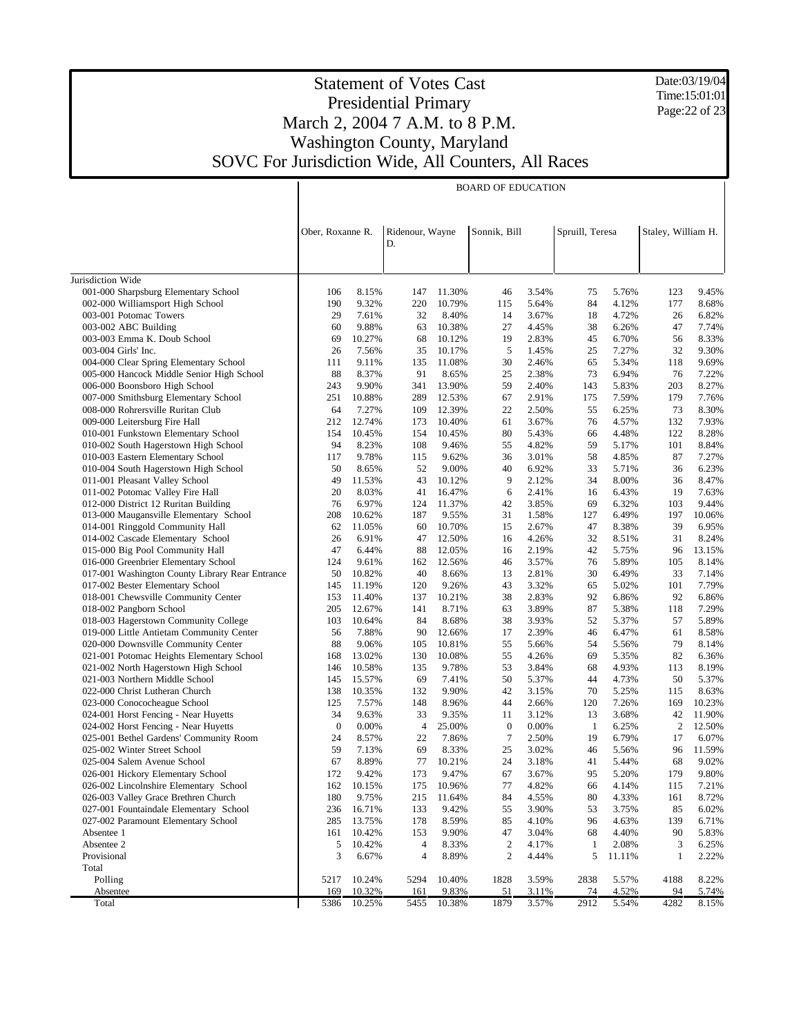# Statement of Votes Cast
## Presidential Primary
## March 2, 2004 7 A.M. to 8 P.M.
## Washington County, Maryland
## SOVC For Jurisdiction Wide, All Counters, All Races

Date:03/19/04
Time:15:01:01

| | BOARD OF EDUCATION | | | | | | | | | |
|---|---|---|---|---|---|---|---|---|---|---|
| | Ober, Roxanne R. | | Ridenour, Wayne D. | | Sonnik, Bill | | Spruill, Teresa | | Staley, William H. | |
| Jurisdiction Wide | | | | | | | | | | |
| 001-000 Sharpsburg Elementary School | 106 | 8.15% | 147 | 11.30% | 46 | 3.54% | 75 | 5.76% | 123 | 9.45% |
| 002-000 Williamsport High School | 190 | 9.32% | 220 | 10.79% | 115 | 5.64% | 84 | 4.12% | 177 | 8.68% |
| 003-001 Potomac Towers | 29 | 7.61% | 32 | 8.40% | 14 | 3.67% | 18 | 4.72% | 26 | 6.82% |
| 003-002 ABC Building | 60 | 9.88% | 63 | 10.38% | 27 | 4.45% | 38 | 6.26% | 47 | 7.74% |
| 003-003 Emma K. Doub School | 69 | 10.27% | 68 | 10.12% | 19 | 2.83% | 45 | 6.70% | 56 | 8.33% |
| 003-004 Girls' Inc. | 26 | 7.56% | 35 | 10.17% | 5 | 1.45% | 25 | 7.27% | 32 | 9.30% |
| 004-000 Clear Spring Elementary School | 111 | 9.11% | 135 | 11.08% | 30 | 2.46% | 65 | 5.34% | 118 | 9.69% |
| 005-000 Hancock Middle Senior High School | 88 | 8.37% | 91 | 8.65% | 25 | 2.38% | 73 | 6.94% | 76 | 7.22% |
| 006-000 Boonsboro High School | 243 | 9.90% | 341 | 13.90% | 59 | 2.40% | 143 | 5.83% | 203 | 8.27% |
| 007-000 Smithsburg Elementary School | 251 | 10.88% | 289 | 12.53% | 67 | 2.91% | 175 | 7.59% | 179 | 7.76% |
| 008-000 Rohrersville Ruritan Club | 64 | 7.27% | 109 | 12.39% | 22 | 2.50% | 55 | 6.25% | 73 | 8.30% |
| 009-000 Leitersburg Fire Hall | 212 | 12.74% | 173 | 10.40% | 61 | 3.67% | 76 | 4.57% | 132 | 7.93% |
| 010-001 Funkstown Elementary School | 154 | 10.45% | 154 | 10.45% | 80 | 5.43% | 66 | 4.48% | 122 | 8.28% |
| 010-002 South Hagerstown High School | 94 | 8.23% | 108 | 9.46% | 55 | 4.82% | 59 | 5.17% | 101 | 8.84% |
| 010-003 Eastern Elementary School | 117 | 9.78% | 115 | 9.62% | 36 | 3.01% | 58 | 4.85% | 87 | 7.27% |
| 010-004 South Hagerstown High School | 50 | 8.65% | 52 | 9.00% | 40 | 6.92% | 33 | 5.71% | 36 | 6.23% |
| 011-001 Pleasant Valley School | 49 | 11.53% | 43 | 10.12% | 9 | 2.12% | 34 | 8.00% | 36 | 8.47% |
| 011-002 Potomac Valley Fire Hall | 20 | 8.03% | 41 | 16.47% | 6 | 2.41% | 16 | 6.43% | 19 | 7.63% |
| 012-000 District 12 Ruritan Building | 76 | 6.97% | 124 | 11.37% | 42 | 3.85% | 69 | 6.32% | 103 | 9.44% |
| 013-000 Maugansville Elementary School | 208 | 10.62% | 187 | 9.55% | 31 | 1.58% | 127 | 6.49% | 197 | 10.06% |
| 014-001 Ringgold Community Hall | 62 | 11.05% | 60 | 10.70% | 15 | 2.67% | 47 | 8.38% | 39 | 6.95% |
| 014-002 Cascade Elementary School | 26 | 6.91% | 47 | 12.50% | 16 | 4.26% | 32 | 8.51% | 31 | 8.24% |
| 015-000 Big Pool Community Hall | 47 | 6.44% | 88 | 12.05% | 16 | 2.19% | 42 | 5.75% | 96 | 13.15% |
| 016-000 Greenbrier Elementary School | 124 | 9.61% | 162 | 12.56% | 46 | 3.57% | 76 | 5.89% | 105 | 8.14% |
| 017-001 Washington County Library Rear Entrance | 50 | 10.82% | 40 | 8.66% | 13 | 2.81% | 30 | 6.49% | 33 | 7.14% |
| 017-002 Bester Elementary School | 145 | 11.19% | 120 | 9.26% | 43 | 3.32% | 65 | 5.02% | 101 | 7.79% |
| 018-001 Chewsville Community Center | 153 | 11.40% | 137 | 10.21% | 38 | 2.83% | 92 | 6.86% | 92 | 6.86% |
| 018-002 Pangborn School | 205 | 12.67% | 141 | 8.71% | 63 | 3.89% | 87 | 5.38% | 118 | 7.29% |
| 018-003 Hagerstown Community College | 103 | 10.64% | 84 | 8.68% | 38 | 3.93% | 52 | 5.37% | 57 | 5.89% |
| 019-000 Little Antietam Community Center | 56 | 7.88% | 90 | 12.66% | 17 | 2.39% | 46 | 6.47% | 61 | 8.58% |
| 020-000 Downsville Community Center | 88 | 9.06% | 105 | 10.81% | 55 | 5.66% | 54 | 5.56% | 79 | 8.14% |
| 021-001 Potomac Heights Elementary School | 168 | 13.02% | 130 | 10.08% | 55 | 4.26% | 69 | 5.35% | 82 | 6.36% |
| 021-002 North Hagerstown High School | 146 | 10.58% | 135 | 9.78% | 53 | 3.84% | 68 | 4.93% | 113 | 8.19% |
| 021-003 Northern Middle School | 145 | 15.57% | 69 | 7.41% | 50 | 5.37% | 44 | 4.73% | 50 | 5.37% |
| 022-000 Christ Lutheran Church | 138 | 10.35% | 132 | 9.90% | 42 | 3.15% | 70 | 5.25% | 115 | 8.63% |
| 023-000 Conococheague School | 125 | 7.57% | 148 | 8.96% | 44 | 2.66% | 120 | 7.26% | 169 | 10.23% |
| 024-001 Horst Fencing - Near Huyetts | 34 | 9.63% | 33 | 9.35% | 11 | 3.12% | 13 | 3.68% | 42 | 11.90% |
| 024-002 Horst Fencing - Near Huyetts | 0 | 0.00% | 4 | 25.00% | 0 | 0.00% | 1 | 6.25% | 2 | 12.50% |
| 025-001 Bethel Gardens' Community Room | 24 | 8.57% | 22 | 7.86% | 7 | 2.50% | 19 | 6.79% | 17 | 6.07% |
| 025-002 Winter Street School | 59 | 7.13% | 69 | 8.33% | 25 | 3.02% | 46 | 5.56% | 96 | 11.59% |
| 025-004 Salem Avenue School | 67 | 8.89% | 77 | 10.21% | 24 | 3.18% | 41 | 5.44% | 68 | 9.02% |
| 026-001 Hickory Elementary School | 172 | 9.42% | 173 | 9.47% | 67 | 3.67% | 95 | 5.20% | 179 | 9.80% |
| 026-002 Lincolnshire Elementary School | 162 | 10.15% | 175 | 10.96% | 77 | 4.82% | 66 | 4.14% | 115 | 7.21% |
| 026-003 Valley Grace Brethren Church | 180 | 9.75% | 215 | 11.64% | 84 | 4.55% | 80 | 4.33% | 161 | 8.72% |
| 027-001 Fountaindale Elementary School | 236 | 16.71% | 133 | 9.42% | 55 | 3.90% | 53 | 3.75% | 85 | 6.02% |
| 027-002 Paramount Elementary School | 285 | 13.75% | 178 | 8.59% | 85 | 4.10% | 96 | 4.63% | 139 | 6.71% |
| Absentee 1 | 161 | 10.42% | 153 | 9.90% | 47 | 3.04% | 68 | 4.40% | 90 | 5.83% |
| Absentee 2 | 5 | 10.42% | 4 | 8.33% | 2 | 4.17% | 1 | 2.08% | 3 | 6.25% |
| Provisional | 3 | 6.67% | 4 | 8.89% | 2 | 4.44% | 5 | 11.11% | 1 | 2.22% |
| Total | | | | | | | | | | |
| Polling | 5217 | 10.24% | 5294 | 10.40% | 1828 | 3.59% | 2838 | 5.57% | 4188 | 8.22% |
| Absentee | 169 | 10.32% | 161 | 9.83% | 51 | 3.11% | 74 | 4.52% | 94 | 5.74% |
| Total | 5386 | 10.25% | 5455 | 10.38% | 1879 | 3.57% | 2912 | 5.54% | 4282 | 8.15% |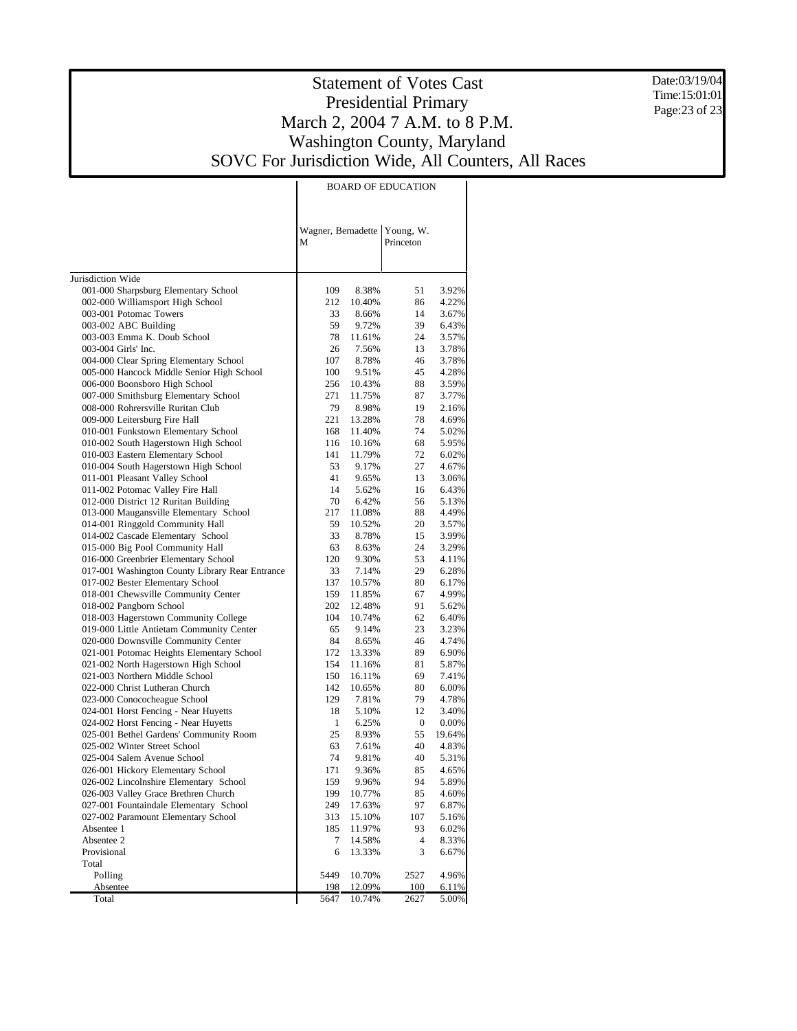# Statement of Votes Cast
## Presidential Primary
## March 2, 2004 7 A.M. to 8 P.M.
## Washington County, Maryland
## SOVC For Jurisdiction Wide, All Counters, All Races

Date:03/19/04
Time:15:01:01

| | BOARD OF EDUCATION | | | |
|---|---|---|---|---|
| | Wagner, Bernadette M | | Young, W. Princeton | |
| Jurisdiction Wide | | | | |
| 001-000 Sharpsburg Elementary School | 109 | 8.38% | 51 | 3.92% |
| 002-000 Williamsport High School | 212 | 10.40% | 86 | 4.22% |
| 003-001 Potomac Towers | 33 | 8.66% | 14 | 3.67% |
| 003-002 ABC Building | 59 | 9.72% | 39 | 6.43% |
| 003-003 Emma K. Doub School | 78 | 11.61% | 24 | 3.57% |
| 003-004 Girls' Inc. | 26 | 7.56% | 13 | 3.78% |
| 004-000 Clear Spring Elementary School | 107 | 8.78% | 46 | 3.78% |
| 005-000 Hancock Middle Senior High School | 100 | 9.51% | 45 | 4.28% |
| 006-000 Boonsboro High School | 256 | 10.43% | 88 | 3.59% |
| 007-000 Smithsburg Elementary School | 271 | 11.75% | 87 | 3.77% |
| 008-000 Rohrersville Ruritan Club | 79 | 8.98% | 19 | 2.16% |
| 009-000 Leitersburg Fire Hall | 221 | 13.28% | 78 | 4.69% |
| 010-001 Funkstown Elementary School | 168 | 11.40% | 74 | 5.02% |
| 010-002 South Hagerstown High School | 116 | 10.16% | 68 | 5.95% |
| 010-003 Eastern Elementary School | 141 | 11.79% | 72 | 6.02% |
| 010-004 South Hagerstown High School | 53 | 9.17% | 27 | 4.67% |
| 011-001 Pleasant Valley School | 41 | 9.65% | 13 | 3.06% |
| 011-002 Potomac Valley Fire Hall | 14 | 5.62% | 16 | 6.43% |
| 012-000 District 12 Ruritan Building | 70 | 6.42% | 56 | 5.13% |
| 013-000 Maugansville Elementary School | 217 | 11.08% | 88 | 4.49% |
| 014-001 Ringgold Community Hall | 59 | 10.52% | 20 | 3.57% |
| 014-002 Cascade Elementary School | 33 | 8.78% | 15 | 3.99% |
| 015-000 Big Pool Community Hall | 63 | 8.63% | 24 | 3.29% |
| 016-000 Greenbrier Elementary School | 120 | 9.30% | 53 | 4.11% |
| 017-001 Washington County Library Rear Entrance | 33 | 7.14% | 29 | 6.28% |
| 017-002 Bester Elementary School | 137 | 10.57% | 80 | 6.17% |
| 018-001 Chewsville Community Center | 159 | 11.85% | 67 | 4.99% |
| 018-002 Pangborn School | 202 | 12.48% | 91 | 5.62% |
| 018-003 Hagerstown Community College | 104 | 10.74% | 62 | 6.40% |
| 019-000 Little Antietam Community Center | 65 | 9.14% | 23 | 3.23% |
| 020-000 Downsville Community Center | 84 | 8.65% | 46 | 4.74% |
| 021-001 Potomac Heights Elementary School | 172 | 13.33% | 89 | 6.90% |
| 021-002 North Hagerstown High School | 154 | 11.16% | 81 | 5.87% |
| 021-003 Northern Middle School | 150 | 16.11% | 69 | 7.41% |
| 022-000 Christ Lutheran Church | 142 | 10.65% | 80 | 6.00% |
| 023-000 Conococheague School | 129 | 7.81% | 79 | 4.78% |
| 024-001 Horst Fencing - Near Huyetts | 18 | 5.10% | 12 | 3.40% |
| 024-002 Horst Fencing - Near Huyetts | 1 | 6.25% | 0 | 0.00% |
| 025-001 Bethel Gardens' Community Room | 25 | 8.93% | 55 | 19.64% |
| 025-002 Winter Street School | 63 | 7.61% | 40 | 4.83% |
| 025-004 Salem Avenue School | 74 | 9.81% | 40 | 5.31% |
| 026-001 Hickory Elementary School | 171 | 9.36% | 85 | 4.65% |
| 026-002 Lincolnshire Elementary School | 159 | 9.96% | 94 | 5.89% |
| 026-003 Valley Grace Brethren Church | 199 | 10.77% | 85 | 4.60% |
| 027-001 Fountaindale Elementary School | 249 | 17.63% | 97 | 6.87% |
| 027-002 Paramount Elementary School | 313 | 15.10% | 107 | 5.16% |
| Absentee 1 | 185 | 11.97% | 93 | 6.02% |
| Absentee 2 | 7 | 14.58% | 4 | 8.33% |
| Provisional | 6 | 13.33% | 3 | 6.67% |
| Total | | | | |
| Polling | 5449 | 10.70% | 2527 | 4.96% |
| Absentee | 198 | 12.09% | 100 | 6.11% |
| Total | 5647 | 10.74% | 2627 | 5.00% |